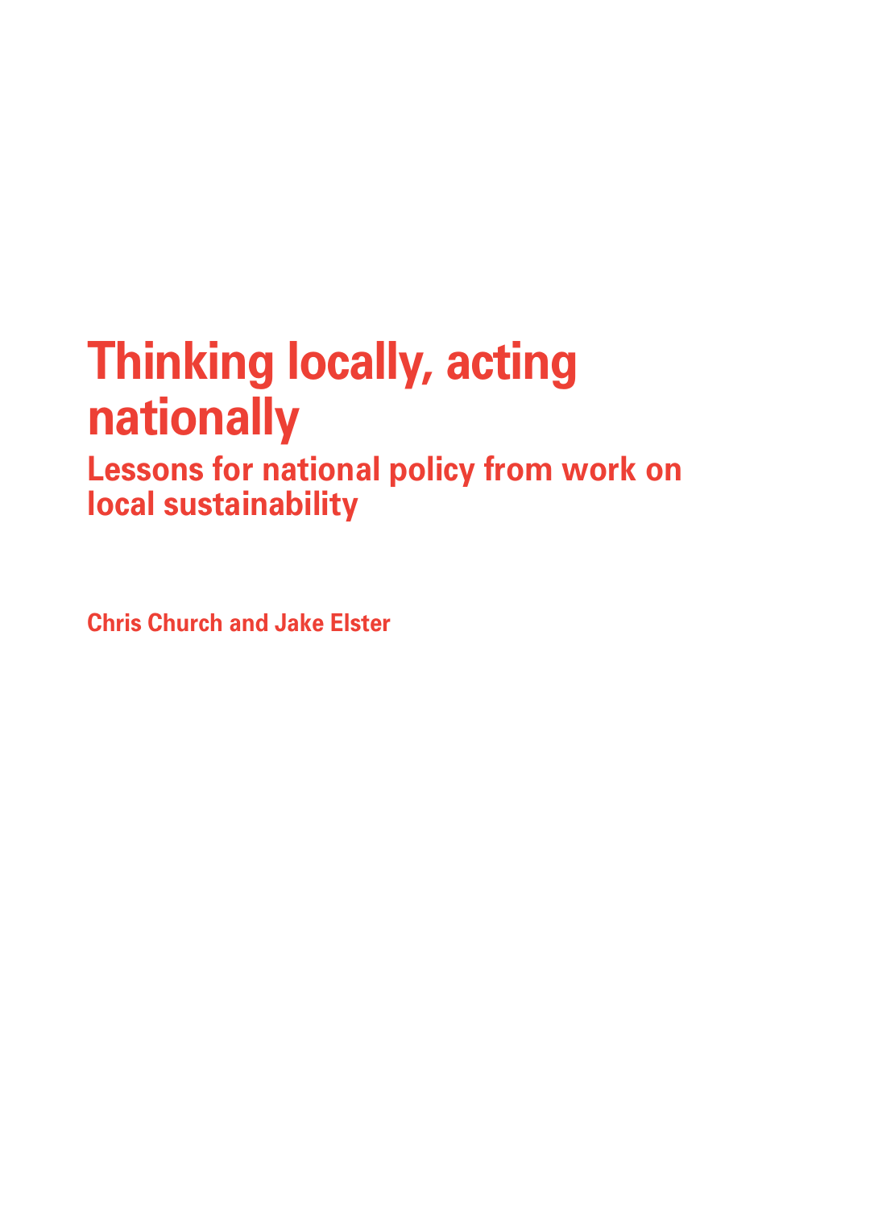# Thinking locally, acting nationally

## Lessons for national policy from work on local sustainability

**Chris Church and Jake Elster**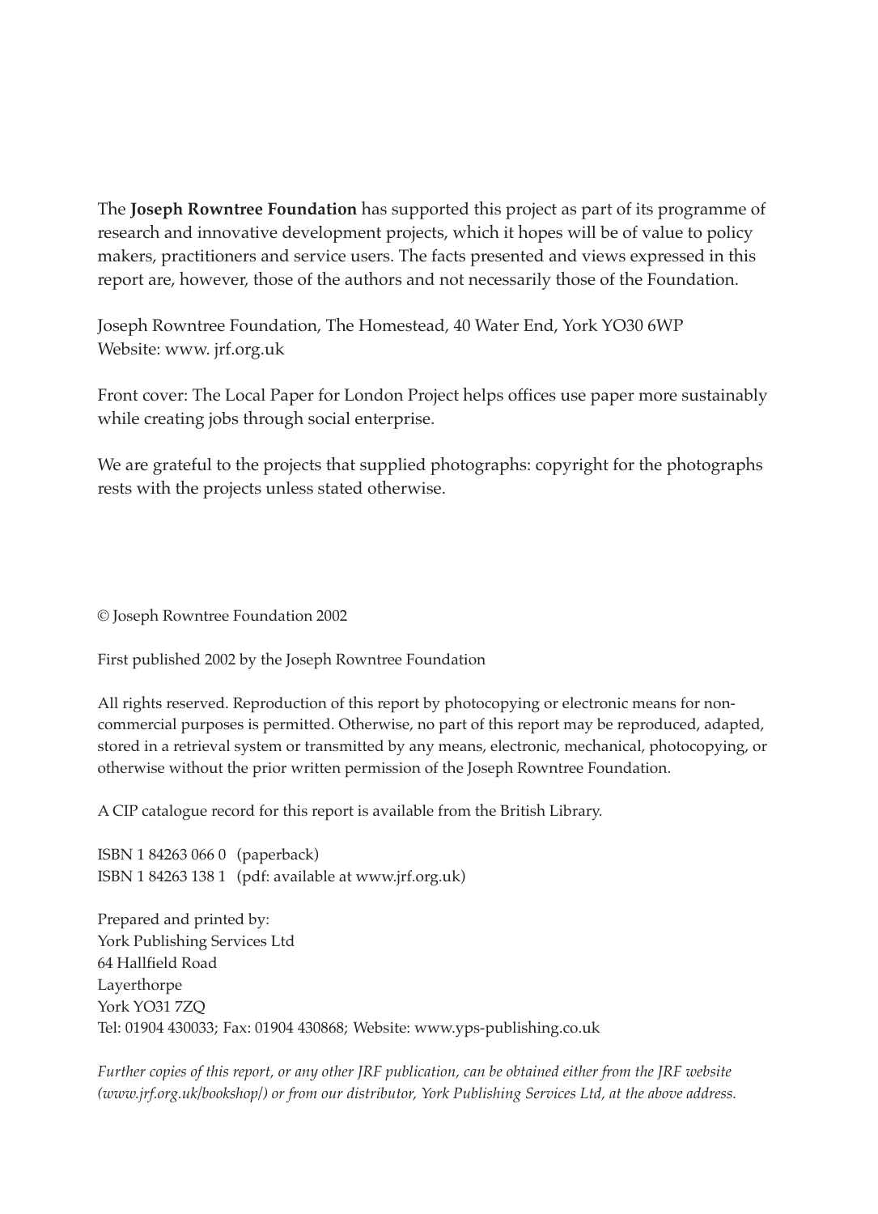The **Joseph Rowntree Foundation** has supported this project as part of its programme of research and innovative development projects, which it hopes will be of value to policy makers, practitioners and service users. The facts presented and views expressed in this report are, however, those of the authors and not necessarily those of the Foundation.

Joseph Rowntree Foundation, The Homestead, 40 Water End, York YO30 6WP
Website: www. jrf.org.uk

Front cover: The Local Paper for London Project helps offices use paper more sustainably while creating jobs through social enterprise.

We are grateful to the projects that supplied photographs: copyright for the photographs rests with the projects unless stated otherwise.

© Joseph Rowntree Foundation 2002

First published 2002 by the Joseph Rowntree Foundation

All rights reserved. Reproduction of this report by photocopying or electronic means for non-commercial purposes is permitted. Otherwise, no part of this report may be reproduced, adapted, stored in a retrieval system or transmitted by any means, electronic, mechanical, photocopying, or otherwise without the prior written permission of the Joseph Rowntree Foundation.

A CIP catalogue record for this report is available from the British Library.

ISBN 1 84263 066 0 (paperback)
ISBN 1 84263 138 1 (pdf: available at www.jrf.org.uk)

Prepared and printed by:
York Publishing Services Ltd
64 Hallfield Road
Layerthorpe
York YO31 7ZQ
Tel: 01904 430033; Fax: 01904 430868; Website: www.yps-publishing.co.uk

*Further copies of this report, or any other JRF publication, can be obtained either from the JRF website (www.jrf.org.uk/bookshop/) or from our distributor, York Publishing Services Ltd, at the above address.*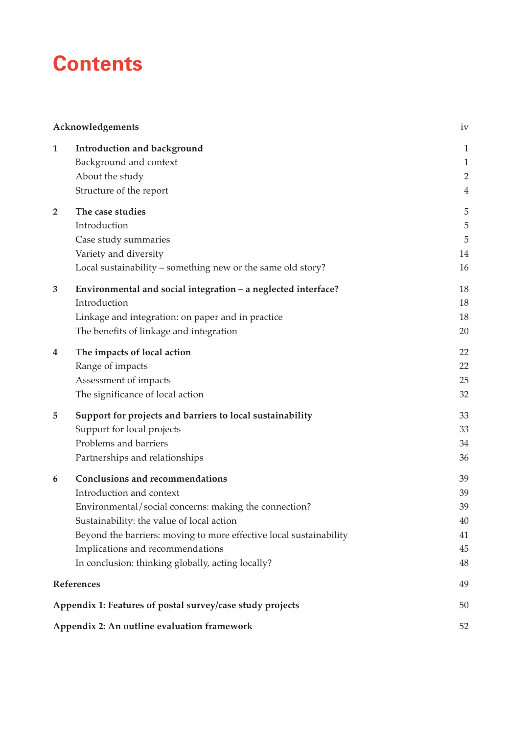# Contents

| | | |
|---|---|---|
| **Acknowledgements** | | iv |
| **1** | **Introduction and background** | 1 |
| | Background and context | 1 |
| | About the study | 2 |
| | Structure of the report | 4 |
| **2** | **The case studies** | 5 |
| | Introduction | 5 |
| | Case study summaries | 5 |
| | Variety and diversity | 14 |
| | Local sustainability – something new or the same old story? | 16 |
| **3** | **Environmental and social integration – a neglected interface?** | 18 |
| | Introduction | 18 |
| | Linkage and integration: on paper and in practice | 18 |
| | The benefits of linkage and integration | 20 |
| **4** | **The impacts of local action** | 22 |
| | Range of impacts | 22 |
| | Assessment of impacts | 25 |
| | The significance of local action | 32 |
| **5** | **Support for projects and barriers to local sustainability** | 33 |
| | Support for local projects | 33 |
| | Problems and barriers | 34 |
| | Partnerships and relationships | 36 |
| **6** | **Conclusions and recommendations** | 39 |
| | Introduction and context | 39 |
| | Environmental/social concerns: making the connection? | 39 |
| | Sustainability: the value of local action | 40 |
| | Beyond the barriers: moving to more effective local sustainability | 41 |
| | Implications and recommendations | 45 |
| | In conclusion: thinking globally, acting locally? | 48 |
| **References** | | 49 |
| **Appendix 1: Features of postal survey/case study projects** | | 50 |
| **Appendix 2: An outline evaluation framework** | | 52 |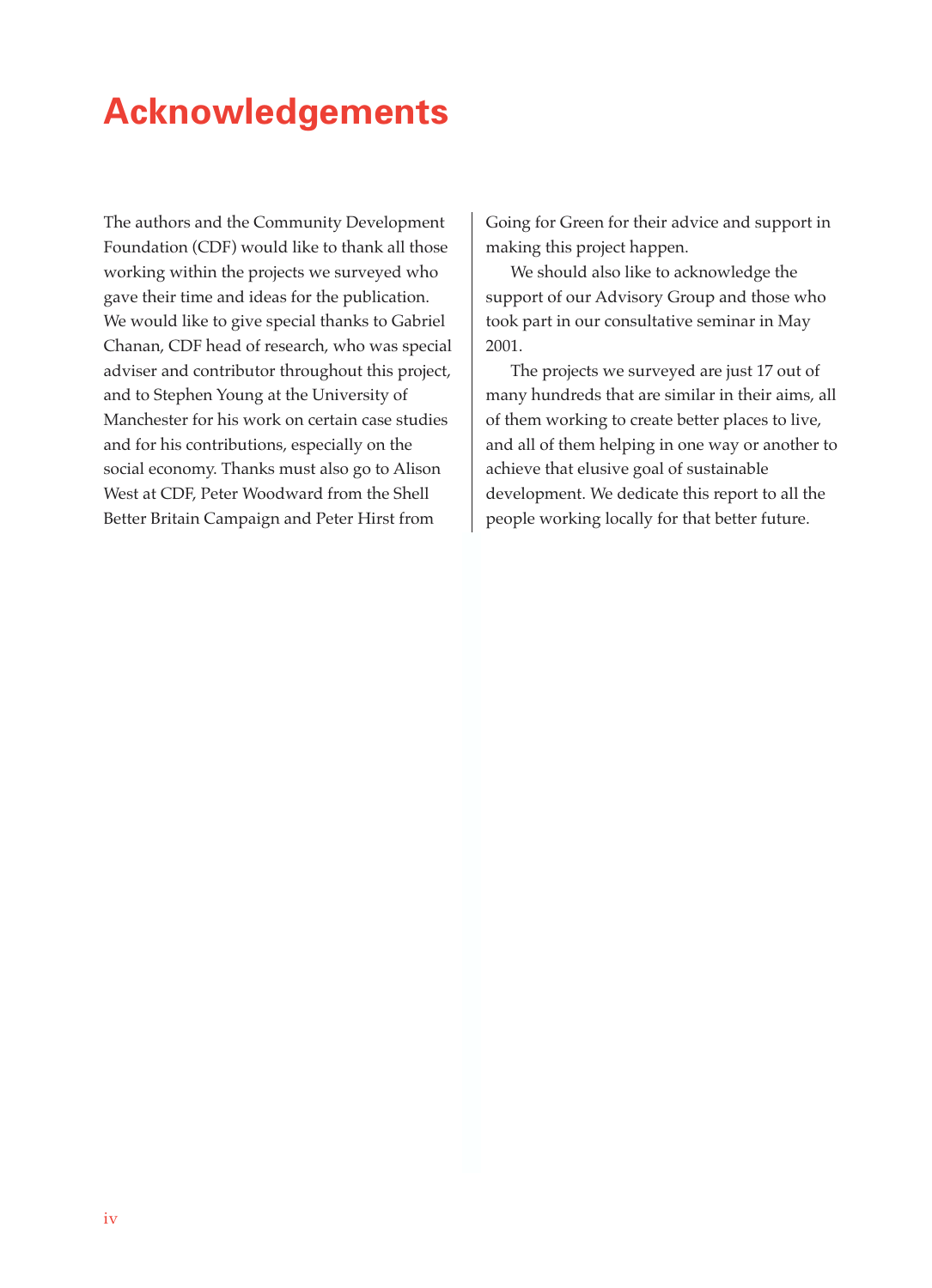# Acknowledgements

The authors and the Community Development Foundation (CDF) would like to thank all those working within the projects we surveyed who gave their time and ideas for the publication. We would like to give special thanks to Gabriel Chanan, CDF head of research, who was special adviser and contributor throughout this project, and to Stephen Young at the University of Manchester for his work on certain case studies and for his contributions, especially on the social economy. Thanks must also go to Alison West at CDF, Peter Woodward from the Shell Better Britain Campaign and Peter Hirst from Going for Green for their advice and support in making this project happen.

We should also like to acknowledge the support of our Advisory Group and those who took part in our consultative seminar in May 2001.

The projects we surveyed are just 17 out of many hundreds that are similar in their aims, all of them working to create better places to live, and all of them helping in one way or another to achieve that elusive goal of sustainable development. We dedicate this report to all the people working locally for that better future.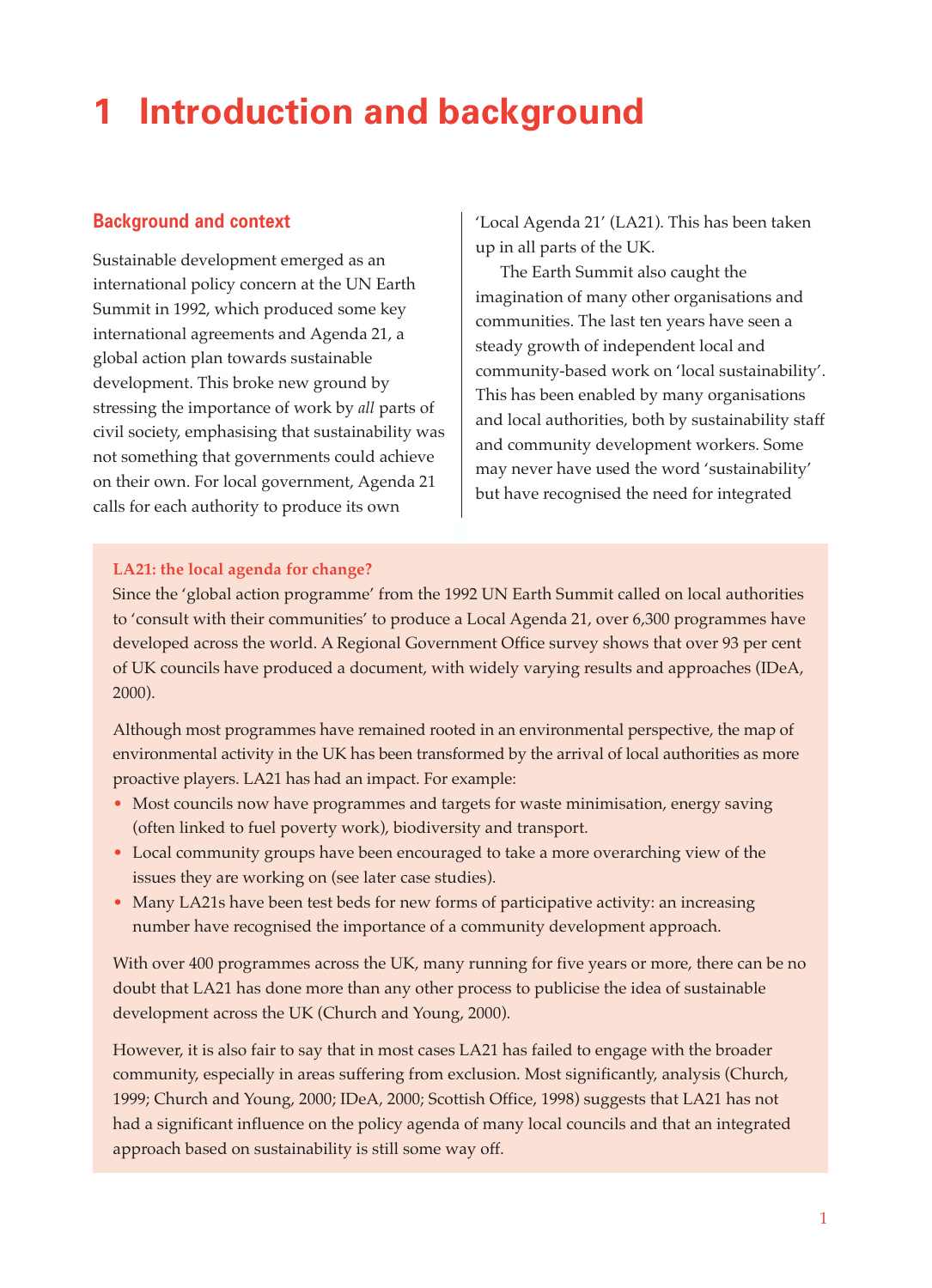# 1 Introduction and background

## Background and context

Sustainable development emerged as an international policy concern at the UN Earth Summit in 1992, which produced some key international agreements and Agenda 21, a global action plan towards sustainable development. This broke new ground by stressing the importance of work by *all* parts of civil society, emphasising that sustainability was not something that governments could achieve on their own. For local government, Agenda 21 calls for each authority to produce its own 'Local Agenda 21' (LA21). This has been taken up in all parts of the UK.

The Earth Summit also caught the imagination of many other organisations and communities. The last ten years have seen a steady growth of independent local and community-based work on 'local sustainability'. This has been enabled by many organisations and local authorities, both by sustainability staff and community development workers. Some may never have used the word 'sustainability' but have recognised the need for integrated

**LA21: the local agenda for change?**

Since the 'global action programme' from the 1992 UN Earth Summit called on local authorities to 'consult with their communities' to produce a Local Agenda 21, over 6,300 programmes have developed across the world. A Regional Government Office survey shows that over 93 per cent of UK councils have produced a document, with widely varying results and approaches (IDeA, 2000).

Although most programmes have remained rooted in an environmental perspective, the map of environmental activity in the UK has been transformed by the arrival of local authorities as more proactive players. LA21 has had an impact. For example:

- Most councils now have programmes and targets for waste minimisation, energy saving (often linked to fuel poverty work), biodiversity and transport.
- Local community groups have been encouraged to take a more overarching view of the issues they are working on (see later case studies).
- Many LA21s have been test beds for new forms of participative activity: an increasing number have recognised the importance of a community development approach.

With over 400 programmes across the UK, many running for five years or more, there can be no doubt that LA21 has done more than any other process to publicise the idea of sustainable development across the UK (Church and Young, 2000).

However, it is also fair to say that in most cases LA21 has failed to engage with the broader community, especially in areas suffering from exclusion. Most significantly, analysis (Church, 1999; Church and Young, 2000; IDeA, 2000; Scottish Office, 1998) suggests that LA21 has not had a significant influence on the policy agenda of many local councils and that an integrated approach based on sustainability is still some way off.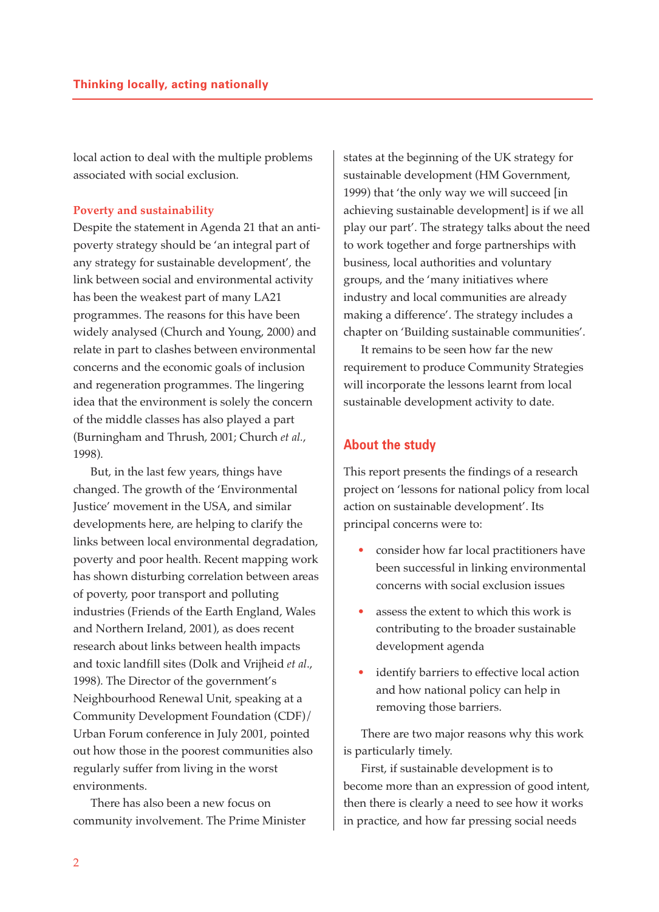local action to deal with the multiple problems associated with social exclusion.

### Poverty and sustainability

Despite the statement in Agenda 21 that an anti-poverty strategy should be 'an integral part of any strategy for sustainable development', the link between social and environmental activity has been the weakest part of many LA21 programmes. The reasons for this have been widely analysed (Church and Young, 2000) and relate in part to clashes between environmental concerns and the economic goals of inclusion and regeneration programmes. The lingering idea that the environment is solely the concern of the middle classes has also played a part (Burningham and Thrush, 2001; Church *et al.*, 1998).

But, in the last few years, things have changed. The growth of the 'Environmental Justice' movement in the USA, and similar developments here, are helping to clarify the links between local environmental degradation, poverty and poor health. Recent mapping work has shown disturbing correlation between areas of poverty, poor transport and polluting industries (Friends of the Earth England, Wales and Northern Ireland, 2001), as does recent research about links between health impacts and toxic landfill sites (Dolk and Vrijheid *et al.*, 1998). The Director of the government's Neighbourhood Renewal Unit, speaking at a Community Development Foundation (CDF)/Urban Forum conference in July 2001, pointed out how those in the poorest communities also regularly suffer from living in the worst environments.

There has also been a new focus on community involvement. The Prime Minister states at the beginning of the UK strategy for sustainable development (HM Government, 1999) that 'the only way we will succeed [in achieving sustainable development] is if we all play our part'. The strategy talks about the need to work together and forge partnerships with business, local authorities and voluntary groups, and the 'many initiatives where industry and local communities are already making a difference'. The strategy includes a chapter on 'Building sustainable communities'.

It remains to be seen how far the new requirement to produce Community Strategies will incorporate the lessons learnt from local sustainable development activity to date.

## About the study

This report presents the findings of a research project on 'lessons for national policy from local action on sustainable development'. Its principal concerns were to:

- consider how far local practitioners have been successful in linking environmental concerns with social exclusion issues
- assess the extent to which this work is contributing to the broader sustainable development agenda
- identify barriers to effective local action and how national policy can help in removing those barriers.

There are two major reasons why this work is particularly timely.

First, if sustainable development is to become more than an expression of good intent, then there is clearly a need to see how it works in practice, and how far pressing social needs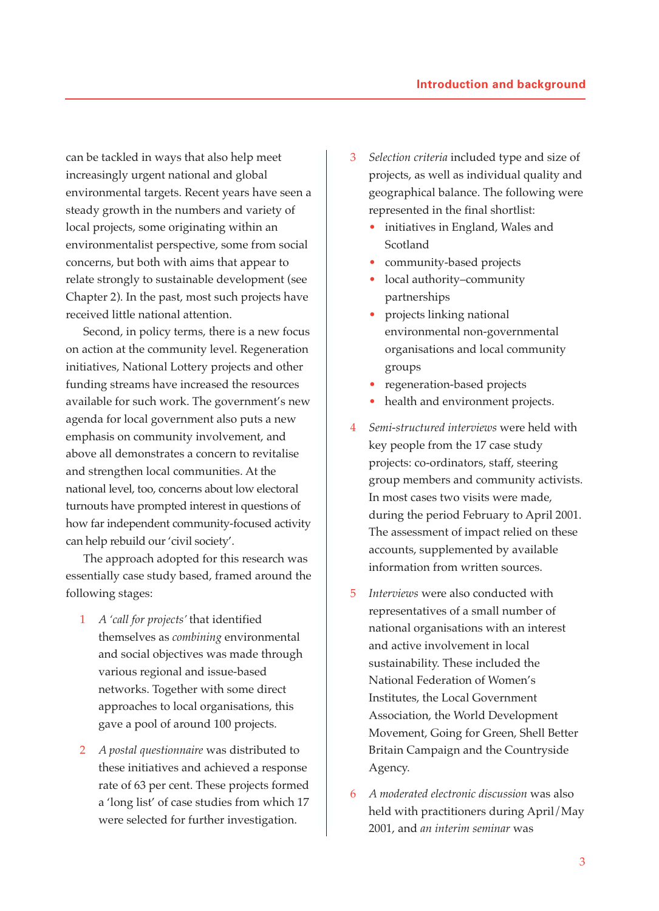can be tackled in ways that also help meet increasingly urgent national and global environmental targets. Recent years have seen a steady growth in the numbers and variety of local projects, some originating within an environmentalist perspective, some from social concerns, but both with aims that appear to relate strongly to sustainable development (see Chapter 2). In the past, most such projects have received little national attention.

Second, in policy terms, there is a new focus on action at the community level. Regeneration initiatives, National Lottery projects and other funding streams have increased the resources available for such work. The government's new agenda for local government also puts a new emphasis on community involvement, and above all demonstrates a concern to revitalise and strengthen local communities. At the national level, too, concerns about low electoral turnouts have prompted interest in questions of how far independent community-focused activity can help rebuild our 'civil society'.

The approach adopted for this research was essentially case study based, framed around the following stages:

1. *A 'call for projects'* that identified themselves as *combining* environmental and social objectives was made through various regional and issue-based networks. Together with some direct approaches to local organisations, this gave a pool of around 100 projects.

2. *A postal questionnaire* was distributed to these initiatives and achieved a response rate of 63 per cent. These projects formed a 'long list' of case studies from which 17 were selected for further investigation.

3. *Selection criteria* included type and size of projects, as well as individual quality and geographical balance. The following were represented in the final shortlist:
   - initiatives in England, Wales and Scotland
   - community-based projects
   - local authority–community partnerships
   - projects linking national environmental non-governmental organisations and local community groups
   - regeneration-based projects
   - health and environment projects.

4. *Semi-structured interviews* were held with key people from the 17 case study projects: co-ordinators, staff, steering group members and community activists. In most cases two visits were made, during the period February to April 2001. The assessment of impact relied on these accounts, supplemented by available information from written sources.

5. *Interviews* were also conducted with representatives of a small number of national organisations with an interest and active involvement in local sustainability. These included the National Federation of Women's Institutes, the Local Government Association, the World Development Movement, Going for Green, Shell Better Britain Campaign and the Countryside Agency.

6. *A moderated electronic discussion* was also held with practitioners during April/May 2001, and *an interim seminar* was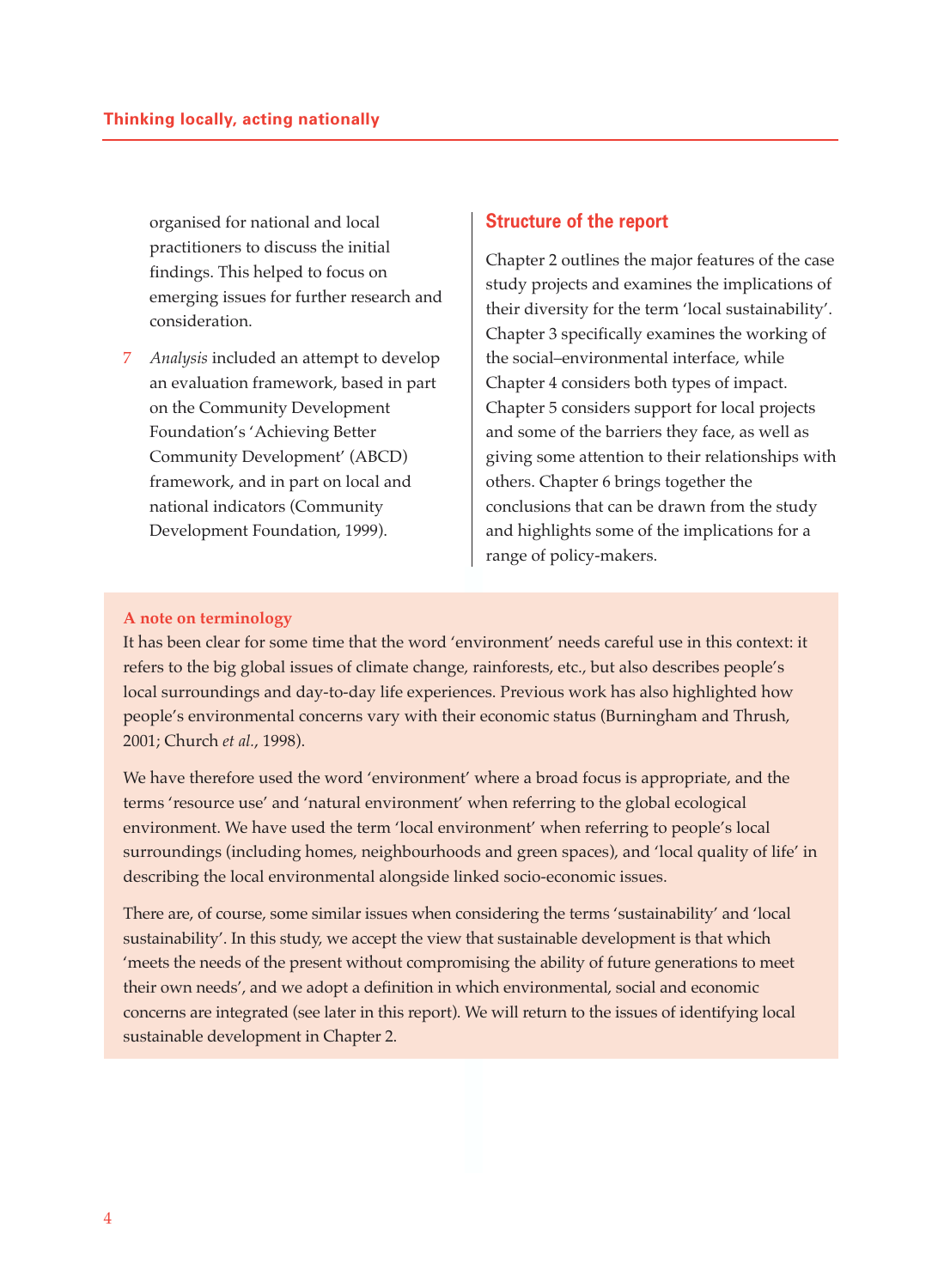organised for national and local practitioners to discuss the initial findings. This helped to focus on emerging issues for further research and consideration.

7 *Analysis* included an attempt to develop an evaluation framework, based in part on the Community Development Foundation's 'Achieving Better Community Development' (ABCD) framework, and in part on local and national indicators (Community Development Foundation, 1999).

## Structure of the report

Chapter 2 outlines the major features of the case study projects and examines the implications of their diversity for the term 'local sustainability'. Chapter 3 specifically examines the working of the social–environmental interface, while Chapter 4 considers both types of impact. Chapter 5 considers support for local projects and some of the barriers they face, as well as giving some attention to their relationships with others. Chapter 6 brings together the conclusions that can be drawn from the study and highlights some of the implications for a range of policy-makers.

**A note on terminology**

It has been clear for some time that the word 'environment' needs careful use in this context: it refers to the big global issues of climate change, rainforests, etc., but also describes people's local surroundings and day-to-day life experiences. Previous work has also highlighted how people's environmental concerns vary with their economic status (Burningham and Thrush, 2001; Church *et al.*, 1998).

We have therefore used the word 'environment' where a broad focus is appropriate, and the terms 'resource use' and 'natural environment' when referring to the global ecological environment. We have used the term 'local environment' when referring to people's local surroundings (including homes, neighbourhoods and green spaces), and 'local quality of life' in describing the local environmental alongside linked socio-economic issues.

There are, of course, some similar issues when considering the terms 'sustainability' and 'local sustainability'. In this study, we accept the view that sustainable development is that which 'meets the needs of the present without compromising the ability of future generations to meet their own needs', and we adopt a definition in which environmental, social and economic concerns are integrated (see later in this report). We will return to the issues of identifying local sustainable development in Chapter 2.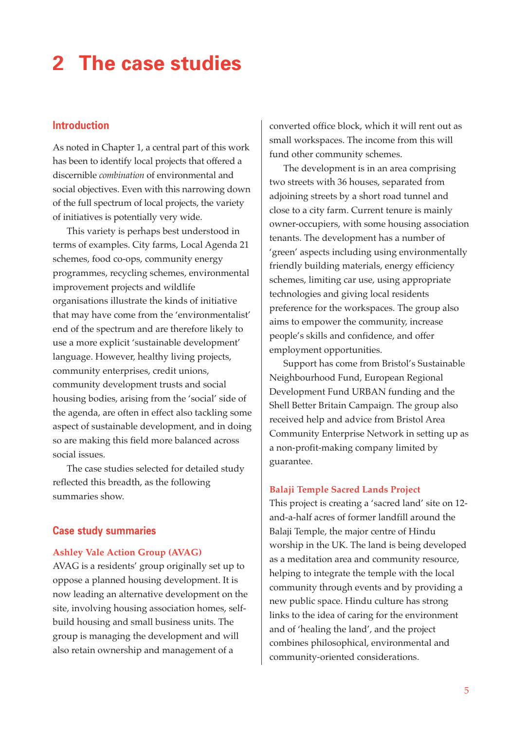# 2 The case studies

## Introduction

As noted in Chapter 1, a central part of this work has been to identify local projects that offered a discernible *combination* of environmental and social objectives. Even with this narrowing down of the full spectrum of local projects, the variety of initiatives is potentially very wide.

This variety is perhaps best understood in terms of examples. City farms, Local Agenda 21 schemes, food co-ops, community energy programmes, recycling schemes, environmental improvement projects and wildlife organisations illustrate the kinds of initiative that may have come from the 'environmentalist' end of the spectrum and are therefore likely to use a more explicit 'sustainable development' language. However, healthy living projects, community enterprises, credit unions, community development trusts and social housing bodies, arising from the 'social' side of the agenda, are often in effect also tackling some aspect of sustainable development, and in doing so are making this field more balanced across social issues.

The case studies selected for detailed study reflected this breadth, as the following summaries show.

## Case study summaries

### Ashley Vale Action Group (AVAG)

AVAG is a residents' group originally set up to oppose a planned housing development. It is now leading an alternative development on the site, involving housing association homes, self-build housing and small business units. The group is managing the development and will also retain ownership and management of a converted office block, which it will rent out as small workspaces. The income from this will fund other community schemes.

The development is in an area comprising two streets with 36 houses, separated from adjoining streets by a short road tunnel and close to a city farm. Current tenure is mainly owner-occupiers, with some housing association tenants. The development has a number of 'green' aspects including using environmentally friendly building materials, energy efficiency schemes, limiting car use, using appropriate technologies and giving local residents preference for the workspaces. The group also aims to empower the community, increase people's skills and confidence, and offer employment opportunities.

Support has come from Bristol's Sustainable Neighbourhood Fund, European Regional Development Fund URBAN funding and the Shell Better Britain Campaign. The group also received help and advice from Bristol Area Community Enterprise Network in setting up as a non-profit-making company limited by guarantee.

### Balaji Temple Sacred Lands Project

This project is creating a 'sacred land' site on 12-and-a-half acres of former landfill around the Balaji Temple, the major centre of Hindu worship in the UK. The land is being developed as a meditation area and community resource, helping to integrate the temple with the local community through events and by providing a new public space. Hindu culture has strong links to the idea of caring for the environment and of 'healing the land', and the project combines philosophical, environmental and community-oriented considerations.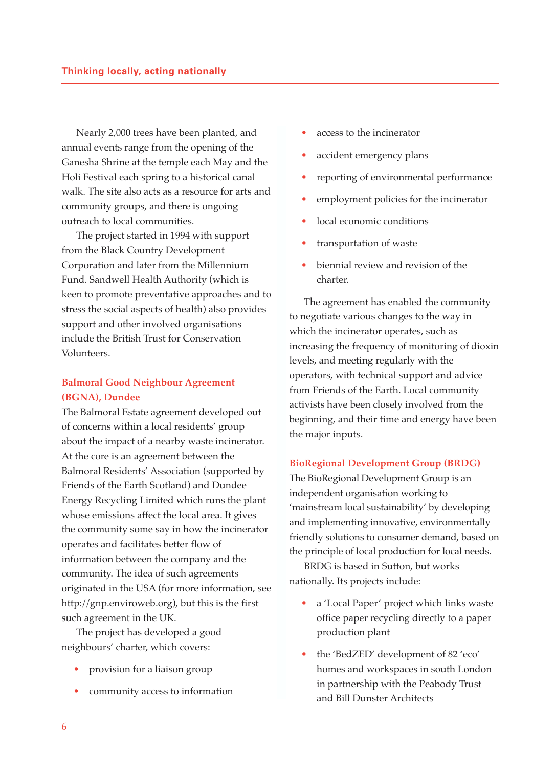Nearly 2,000 trees have been planted, and annual events range from the opening of the Ganesha Shrine at the temple each May and the Holi Festival each spring to a historical canal walk. The site also acts as a resource for arts and community groups, and there is ongoing outreach to local communities.

The project started in 1994 with support from the Black Country Development Corporation and later from the Millennium Fund. Sandwell Health Authority (which is keen to promote preventative approaches and to stress the social aspects of health) also provides support and other involved organisations include the British Trust for Conservation Volunteers.

### Balmoral Good Neighbour Agreement (BGNA), Dundee

The Balmoral Estate agreement developed out of concerns within a local residents' group about the impact of a nearby waste incinerator. At the core is an agreement between the Balmoral Residents' Association (supported by Friends of the Earth Scotland) and Dundee Energy Recycling Limited which runs the plant whose emissions affect the local area. It gives the community some say in how the incinerator operates and facilitates better flow of information between the company and the community. The idea of such agreements originated in the USA (for more information, see http://gnp.enviroweb.org), but this is the first such agreement in the UK.

The project has developed a good neighbours' charter, which covers:

- provision for a liaison group
- community access to information
- access to the incinerator
- accident emergency plans
- reporting of environmental performance
- employment policies for the incinerator
- local economic conditions
- transportation of waste
- biennial review and revision of the charter.

The agreement has enabled the community to negotiate various changes to the way in which the incinerator operates, such as increasing the frequency of monitoring of dioxin levels, and meeting regularly with the operators, with technical support and advice from Friends of the Earth. Local community activists have been closely involved from the beginning, and their time and energy have been the major inputs.

### BioRegional Development Group (BRDG)

The BioRegional Development Group is an independent organisation working to 'mainstream local sustainability' by developing and implementing innovative, environmentally friendly solutions to consumer demand, based on the principle of local production for local needs.

BRDG is based in Sutton, but works nationally. Its projects include:

- a 'Local Paper' project which links waste office paper recycling directly to a paper production plant
- the 'BedZED' development of 82 'eco' homes and workspaces in south London in partnership with the Peabody Trust and Bill Dunster Architects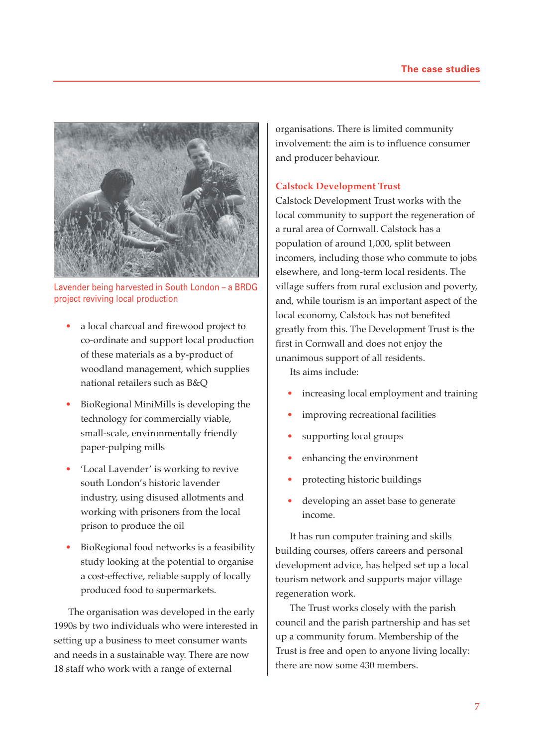Lavender being harvested in South London – a BRDG project reviving local production

- a local charcoal and firewood project to co-ordinate and support local production of these materials as a by-product of woodland management, which supplies national retailers such as B&Q
- BioRegional MiniMills is developing the technology for commercially viable, small-scale, environmentally friendly paper-pulping mills
- 'Local Lavender' is working to revive south London's historic lavender industry, using disused allotments and working with prisoners from the local prison to produce the oil
- BioRegional food networks is a feasibility study looking at the potential to organise a cost-effective, reliable supply of locally produced food to supermarkets.

The organisation was developed in the early 1990s by two individuals who were interested in setting up a business to meet consumer wants and needs in a sustainable way. There are now 18 staff who work with a range of external organisations. There is limited community involvement: the aim is to influence consumer and producer behaviour.

### Calstock Development Trust

Calstock Development Trust works with the local community to support the regeneration of a rural area of Cornwall. Calstock has a population of around 1,000, split between incomers, including those who commute to jobs elsewhere, and long-term local residents. The village suffers from rural exclusion and poverty, and, while tourism is an important aspect of the local economy, Calstock has not benefited greatly from this. The Development Trust is the first in Cornwall and does not enjoy the unanimous support of all residents.

Its aims include:

- increasing local employment and training
- improving recreational facilities
- supporting local groups
- enhancing the environment
- protecting historic buildings
- developing an asset base to generate income.

It has run computer training and skills building courses, offers careers and personal development advice, has helped set up a local tourism network and supports major village regeneration work.

The Trust works closely with the parish council and the parish partnership and has set up a community forum. Membership of the Trust is free and open to anyone living locally: there are now some 430 members.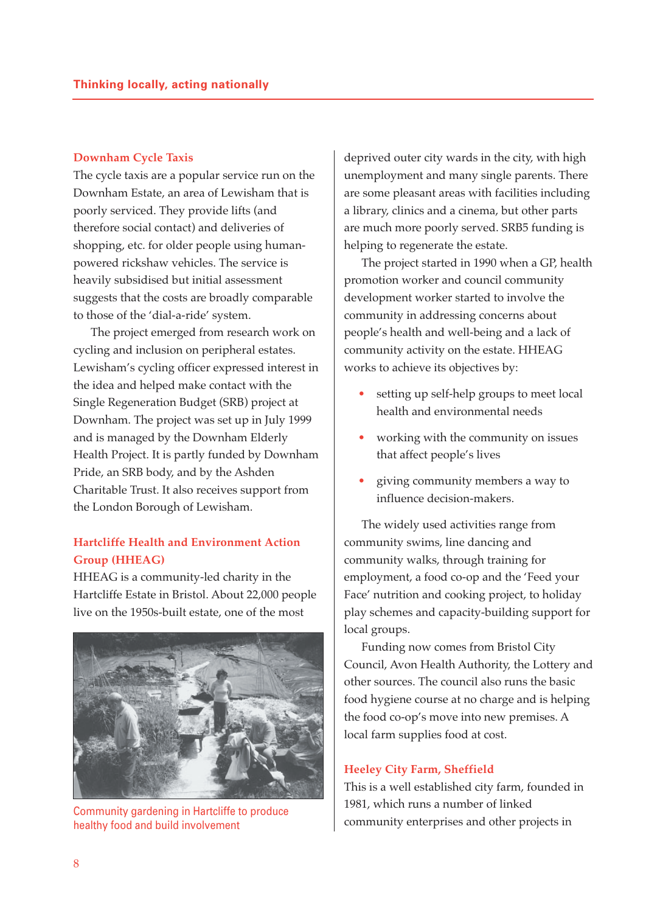### Downham Cycle Taxis

The cycle taxis are a popular service run on the Downham Estate, an area of Lewisham that is poorly serviced. They provide lifts (and therefore social contact) and deliveries of shopping, etc. for older people using human-powered rickshaw vehicles. The service is heavily subsidised but initial assessment suggests that the costs are broadly comparable to those of the 'dial-a-ride' system.

The project emerged from research work on cycling and inclusion on peripheral estates. Lewisham's cycling officer expressed interest in the idea and helped make contact with the Single Regeneration Budget (SRB) project at Downham. The project was set up in July 1999 and is managed by the Downham Elderly Health Project. It is partly funded by Downham Pride, an SRB body, and by the Ashden Charitable Trust. It also receives support from the London Borough of Lewisham.

### Hartcliffe Health and Environment Action Group (HHEAG)

HHEAG is a community-led charity in the Hartcliffe Estate in Bristol. About 22,000 people live on the 1950s-built estate, one of the most deprived outer city wards in the city, with high unemployment and many single parents. There are some pleasant areas with facilities including a library, clinics and a cinema, but other parts are much more poorly served. SRB5 funding is helping to regenerate the estate.

Community gardening in Hartcliffe to produce healthy food and build involvement

The project started in 1990 when a GP, health promotion worker and council community development worker started to involve the community in addressing concerns about people's health and well-being and a lack of community activity on the estate. HHEAG works to achieve its objectives by:

- setting up self-help groups to meet local health and environmental needs
- working with the community on issues that affect people's lives
- giving community members a way to influence decision-makers.

The widely used activities range from community swims, line dancing and community walks, through training for employment, a food co-op and the 'Feed your Face' nutrition and cooking project, to holiday play schemes and capacity-building support for local groups.

Funding now comes from Bristol City Council, Avon Health Authority, the Lottery and other sources. The council also runs the basic food hygiene course at no charge and is helping the food co-op's move into new premises. A local farm supplies food at cost.

### Heeley City Farm, Sheffield

This is a well established city farm, founded in 1981, which runs a number of linked community enterprises and other projects in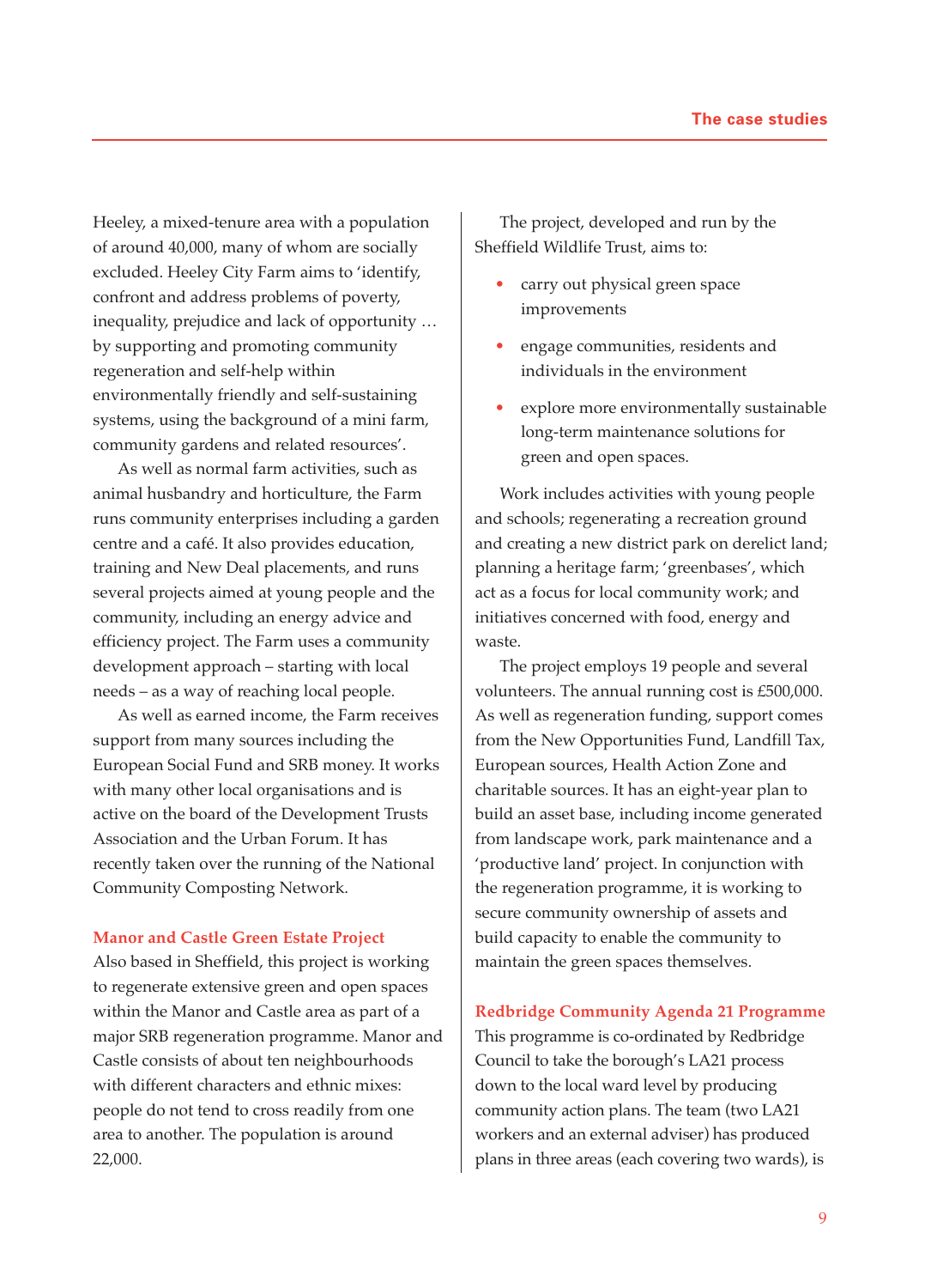Heeley, a mixed-tenure area with a population of around 40,000, many of whom are socially excluded. Heeley City Farm aims to 'identify, confront and address problems of poverty, inequality, prejudice and lack of opportunity … by supporting and promoting community regeneration and self-help within environmentally friendly and self-sustaining systems, using the background of a mini farm, community gardens and related resources'.

As well as normal farm activities, such as animal husbandry and horticulture, the Farm runs community enterprises including a garden centre and a café. It also provides education, training and New Deal placements, and runs several projects aimed at young people and the community, including an energy advice and efficiency project. The Farm uses a community development approach – starting with local needs – as a way of reaching local people.

As well as earned income, the Farm receives support from many sources including the European Social Fund and SRB money. It works with many other local organisations and is active on the board of the Development Trusts Association and the Urban Forum. It has recently taken over the running of the National Community Composting Network.

### Manor and Castle Green Estate Project

Also based in Sheffield, this project is working to regenerate extensive green and open spaces within the Manor and Castle area as part of a major SRB regeneration programme. Manor and Castle consists of about ten neighbourhoods with different characters and ethnic mixes: people do not tend to cross readily from one area to another. The population is around 22,000.

The project, developed and run by the Sheffield Wildlife Trust, aims to:

- carry out physical green space improvements
- engage communities, residents and individuals in the environment
- explore more environmentally sustainable long-term maintenance solutions for green and open spaces.

Work includes activities with young people and schools; regenerating a recreation ground and creating a new district park on derelict land; planning a heritage farm; 'greenbases', which act as a focus for local community work; and initiatives concerned with food, energy and waste.

The project employs 19 people and several volunteers. The annual running cost is £500,000. As well as regeneration funding, support comes from the New Opportunities Fund, Landfill Tax, European sources, Health Action Zone and charitable sources. It has an eight-year plan to build an asset base, including income generated from landscape work, park maintenance and a 'productive land' project. In conjunction with the regeneration programme, it is working to secure community ownership of assets and build capacity to enable the community to maintain the green spaces themselves.

### Redbridge Community Agenda 21 Programme

This programme is co-ordinated by Redbridge Council to take the borough's LA21 process down to the local ward level by producing community action plans. The team (two LA21 workers and an external adviser) has produced plans in three areas (each covering two wards), is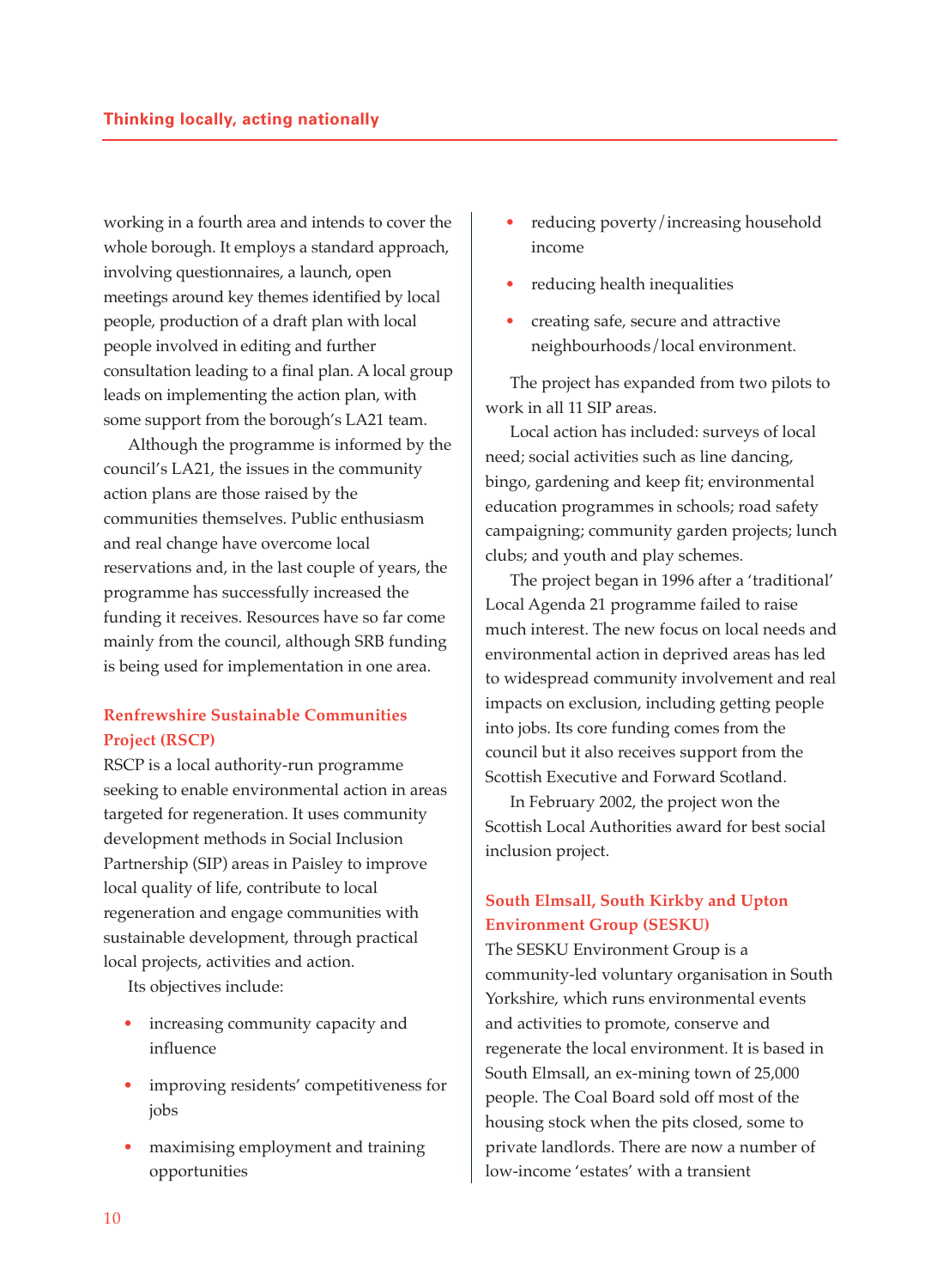working in a fourth area and intends to cover the whole borough. It employs a standard approach, involving questionnaires, a launch, open meetings around key themes identified by local people, production of a draft plan with local people involved in editing and further consultation leading to a final plan. A local group leads on implementing the action plan, with some support from the borough's LA21 team.

Although the programme is informed by the council's LA21, the issues in the community action plans are those raised by the communities themselves. Public enthusiasm and real change have overcome local reservations and, in the last couple of years, the programme has successfully increased the funding it receives. Resources have so far come mainly from the council, although SRB funding is being used for implementation in one area.

### Renfrewshire Sustainable Communities Project (RSCP)

RSCP is a local authority-run programme seeking to enable environmental action in areas targeted for regeneration. It uses community development methods in Social Inclusion Partnership (SIP) areas in Paisley to improve local quality of life, contribute to local regeneration and engage communities with sustainable development, through practical local projects, activities and action.

Its objectives include:

- increasing community capacity and influence
- improving residents' competitiveness for jobs
- maximising employment and training opportunities
- reducing poverty / increasing household income
- reducing health inequalities
- creating safe, secure and attractive neighbourhoods / local environment.

The project has expanded from two pilots to work in all 11 SIP areas.

Local action has included: surveys of local need; social activities such as line dancing, bingo, gardening and keep fit; environmental education programmes in schools; road safety campaigning; community garden projects; lunch clubs; and youth and play schemes.

The project began in 1996 after a 'traditional' Local Agenda 21 programme failed to raise much interest. The new focus on local needs and environmental action in deprived areas has led to widespread community involvement and real impacts on exclusion, including getting people into jobs. Its core funding comes from the council but it also receives support from the Scottish Executive and Forward Scotland.

In February 2002, the project won the Scottish Local Authorities award for best social inclusion project.

### South Elmsall, South Kirkby and Upton Environment Group (SESKU)

The SESKU Environment Group is a community-led voluntary organisation in South Yorkshire, which runs environmental events and activities to promote, conserve and regenerate the local environment. It is based in South Elmsall, an ex-mining town of 25,000 people. The Coal Board sold off most of the housing stock when the pits closed, some to private landlords. There are now a number of low-income 'estates' with a transient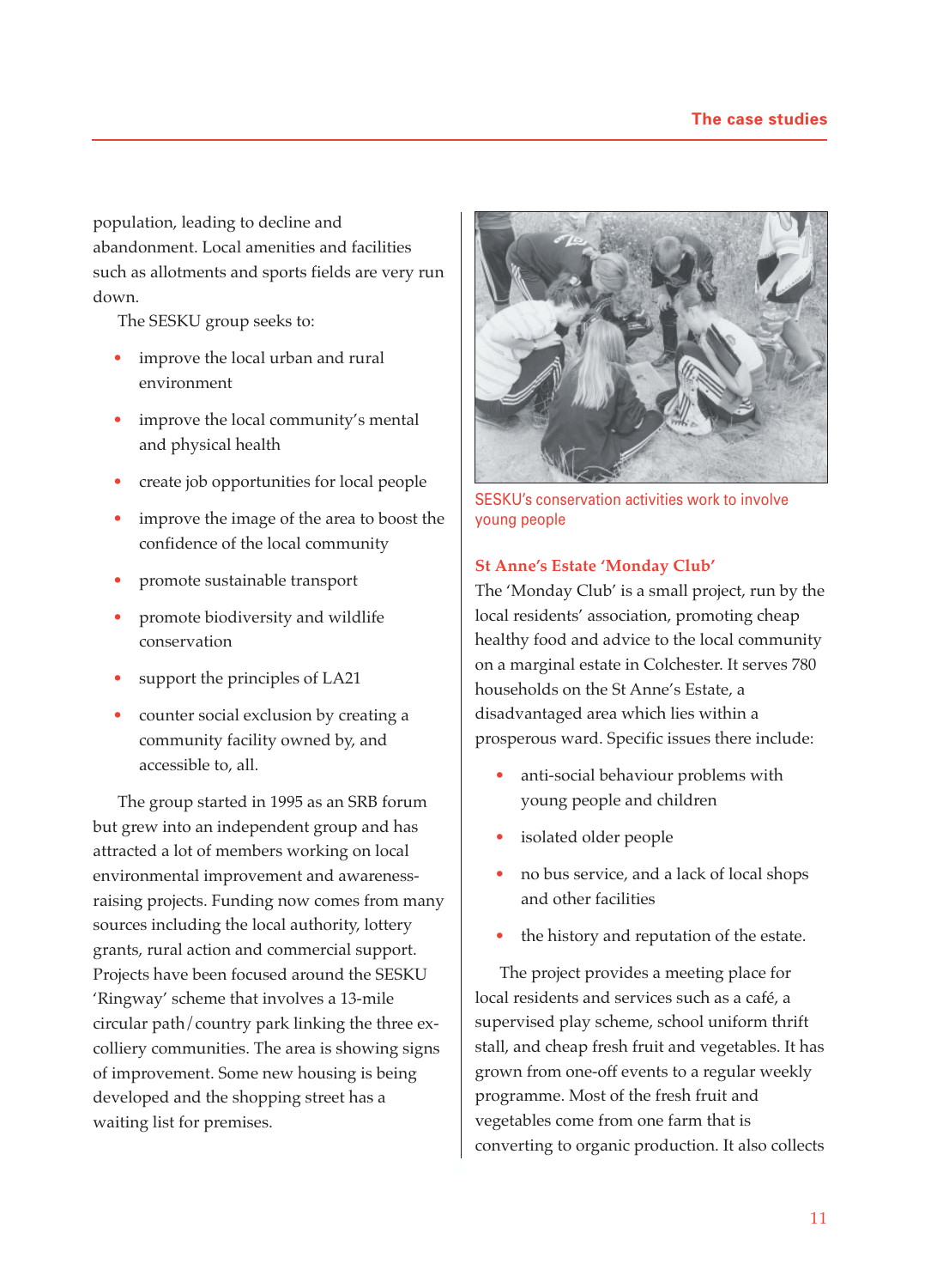population, leading to decline and abandonment. Local amenities and facilities such as allotments and sports fields are very run down.

The SESKU group seeks to:

- improve the local urban and rural environment
- improve the local community's mental and physical health
- create job opportunities for local people
- improve the image of the area to boost the confidence of the local community
- promote sustainable transport
- promote biodiversity and wildlife conservation
- support the principles of LA21
- counter social exclusion by creating a community facility owned by, and accessible to, all.

The group started in 1995 as an SRB forum but grew into an independent group and has attracted a lot of members working on local environmental improvement and awareness-raising projects. Funding now comes from many sources including the local authority, lottery grants, rural action and commercial support. Projects have been focused around the SESKU 'Ringway' scheme that involves a 13-mile circular path/country park linking the three ex-colliery communities. The area is showing signs of improvement. Some new housing is being developed and the shopping street has a waiting list for premises.

SESKU's conservation activities work to involve young people

### St Anne's Estate 'Monday Club'

The 'Monday Club' is a small project, run by the local residents' association, promoting cheap healthy food and advice to the local community on a marginal estate in Colchester. It serves 780 households on the St Anne's Estate, a disadvantaged area which lies within a prosperous ward. Specific issues there include:

- anti-social behaviour problems with young people and children
- isolated older people
- no bus service, and a lack of local shops and other facilities
- the history and reputation of the estate.

The project provides a meeting place for local residents and services such as a café, a supervised play scheme, school uniform thrift stall, and cheap fresh fruit and vegetables. It has grown from one-off events to a regular weekly programme. Most of the fresh fruit and vegetables come from one farm that is converting to organic production. It also collects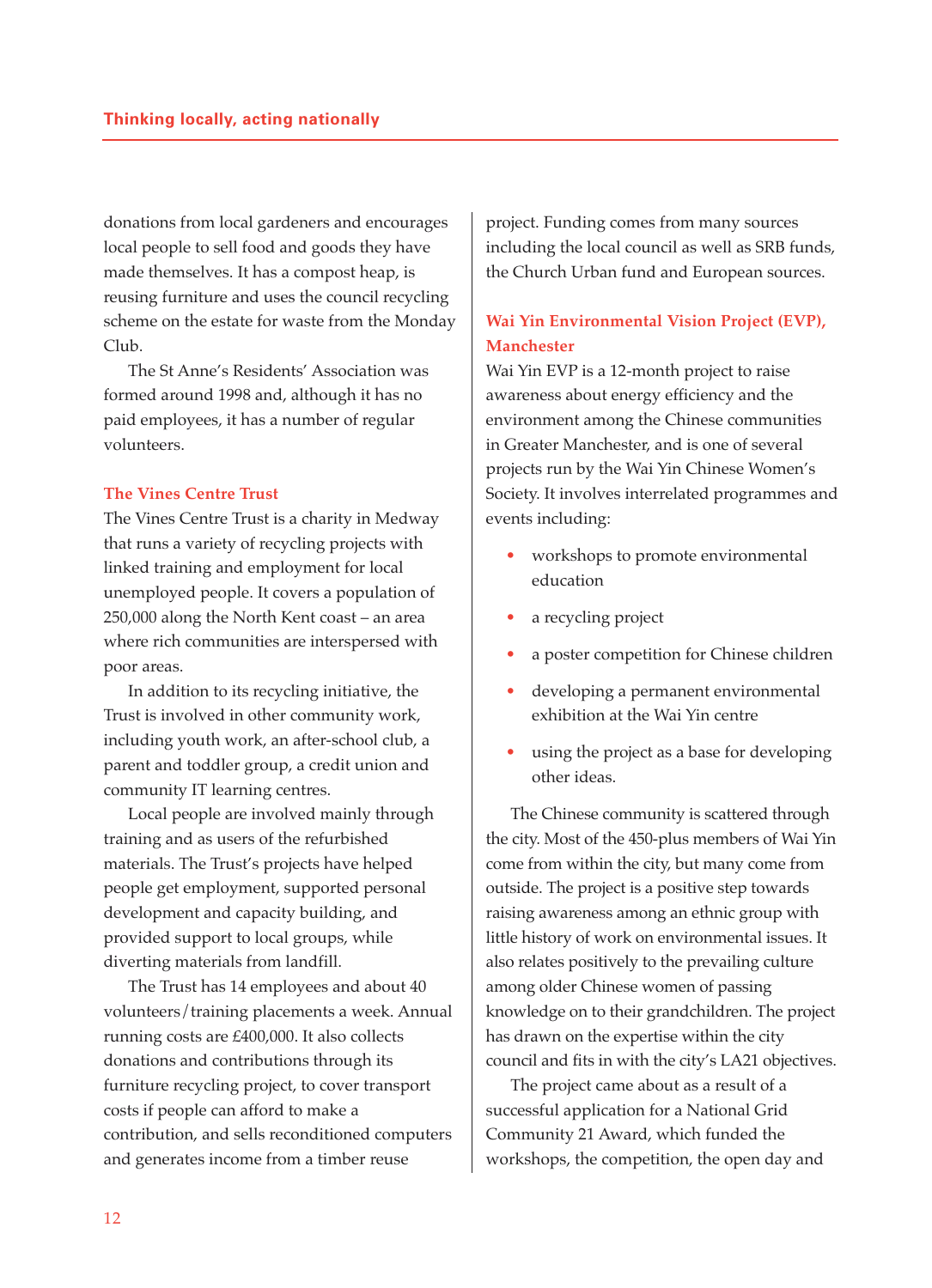donations from local gardeners and encourages local people to sell food and goods they have made themselves. It has a compost heap, is reusing furniture and uses the council recycling scheme on the estate for waste from the Monday Club.

The St Anne's Residents' Association was formed around 1998 and, although it has no paid employees, it has a number of regular volunteers.

### The Vines Centre Trust

The Vines Centre Trust is a charity in Medway that runs a variety of recycling projects with linked training and employment for local unemployed people. It covers a population of 250,000 along the North Kent coast – an area where rich communities are interspersed with poor areas.

In addition to its recycling initiative, the Trust is involved in other community work, including youth work, an after-school club, a parent and toddler group, a credit union and community IT learning centres.

Local people are involved mainly through training and as users of the refurbished materials. The Trust's projects have helped people get employment, supported personal development and capacity building, and provided support to local groups, while diverting materials from landfill.

The Trust has 14 employees and about 40 volunteers/training placements a week. Annual running costs are £400,000. It also collects donations and contributions through its furniture recycling project, to cover transport costs if people can afford to make a contribution, and sells reconditioned computers and generates income from a timber reuse project. Funding comes from many sources including the local council as well as SRB funds, the Church Urban fund and European sources.

### Wai Yin Environmental Vision Project (EVP), Manchester

Wai Yin EVP is a 12-month project to raise awareness about energy efficiency and the environment among the Chinese communities in Greater Manchester, and is one of several projects run by the Wai Yin Chinese Women's Society. It involves interrelated programmes and events including:

- workshops to promote environmental education
- a recycling project
- a poster competition for Chinese children
- developing a permanent environmental exhibition at the Wai Yin centre
- using the project as a base for developing other ideas.

The Chinese community is scattered through the city. Most of the 450-plus members of Wai Yin come from within the city, but many come from outside. The project is a positive step towards raising awareness among an ethnic group with little history of work on environmental issues. It also relates positively to the prevailing culture among older Chinese women of passing knowledge on to their grandchildren. The project has drawn on the expertise within the city council and fits in with the city's LA21 objectives.

The project came about as a result of a successful application for a National Grid Community 21 Award, which funded the workshops, the competition, the open day and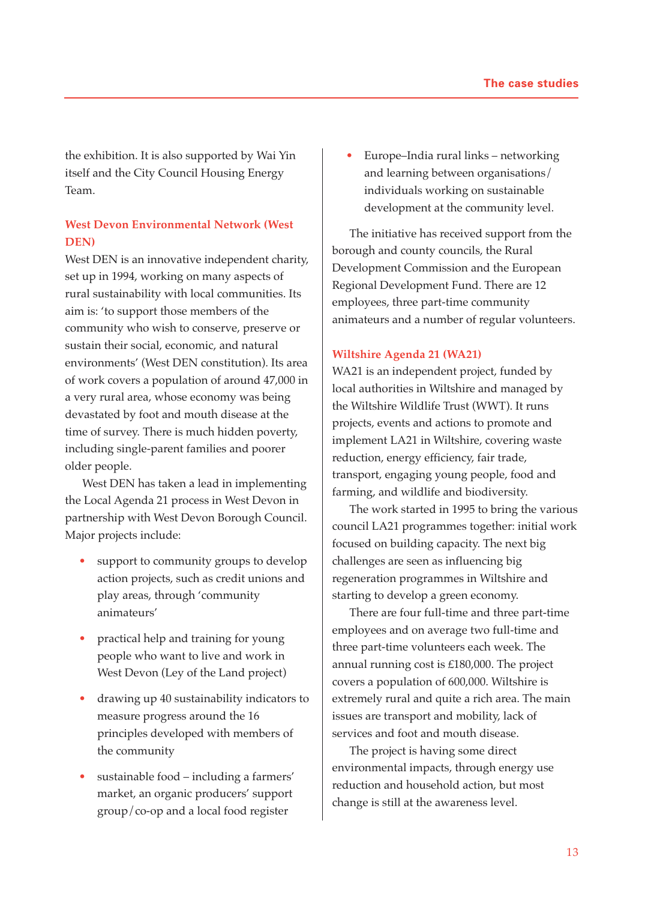the exhibition. It is also supported by Wai Yin itself and the City Council Housing Energy Team.

### West Devon Environmental Network (West DEN)

West DEN is an innovative independent charity, set up in 1994, working on many aspects of rural sustainability with local communities. Its aim is: 'to support those members of the community who wish to conserve, preserve or sustain their social, economic, and natural environments' (West DEN constitution). Its area of work covers a population of around 47,000 in a very rural area, whose economy was being devastated by foot and mouth disease at the time of survey. There is much hidden poverty, including single-parent families and poorer older people.

West DEN has taken a lead in implementing the Local Agenda 21 process in West Devon in partnership with West Devon Borough Council. Major projects include:

- support to community groups to develop action projects, such as credit unions and play areas, through 'community animateurs'
- practical help and training for young people who want to live and work in West Devon (Ley of the Land project)
- drawing up 40 sustainability indicators to measure progress around the 16 principles developed with members of the community
- sustainable food – including a farmers' market, an organic producers' support group/co-op and a local food register
- Europe–India rural links – networking and learning between organisations/individuals working on sustainable development at the community level.

The initiative has received support from the borough and county councils, the Rural Development Commission and the European Regional Development Fund. There are 12 employees, three part-time community animateurs and a number of regular volunteers.

### Wiltshire Agenda 21 (WA21)

WA21 is an independent project, funded by local authorities in Wiltshire and managed by the Wiltshire Wildlife Trust (WWT). It runs projects, events and actions to promote and implement LA21 in Wiltshire, covering waste reduction, energy efficiency, fair trade, transport, engaging young people, food and farming, and wildlife and biodiversity.

The work started in 1995 to bring the various council LA21 programmes together: initial work focused on building capacity. The next big challenges are seen as influencing big regeneration programmes in Wiltshire and starting to develop a green economy.

There are four full-time and three part-time employees and on average two full-time and three part-time volunteers each week. The annual running cost is £180,000. The project covers a population of 600,000. Wiltshire is extremely rural and quite a rich area. The main issues are transport and mobility, lack of services and foot and mouth disease.

The project is having some direct environmental impacts, through energy use reduction and household action, but most change is still at the awareness level.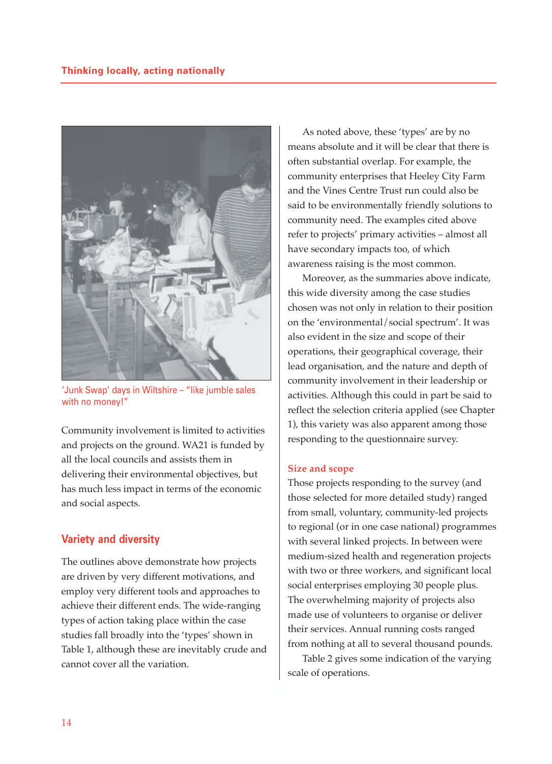'Junk Swap' days in Wiltshire – "like jumble sales with no money!"

Community involvement is limited to activities and projects on the ground. WA21 is funded by all the local councils and assists them in delivering their environmental objectives, but has much less impact in terms of the economic and social aspects.

## Variety and diversity

The outlines above demonstrate how projects are driven by very different motivations, and employ very different tools and approaches to achieve their different ends. The wide-ranging types of action taking place within the case studies fall broadly into the 'types' shown in Table 1, although these are inevitably crude and cannot cover all the variation.

As noted above, these 'types' are by no means absolute and it will be clear that there is often substantial overlap. For example, the community enterprises that Heeley City Farm and the Vines Centre Trust run could also be said to be environmentally friendly solutions to community need. The examples cited above refer to projects' primary activities – almost all have secondary impacts too, of which awareness raising is the most common.

Moreover, as the summaries above indicate, this wide diversity among the case studies chosen was not only in relation to their position on the 'environmental / social spectrum'. It was also evident in the size and scope of their operations, their geographical coverage, their lead organisation, and the nature and depth of community involvement in their leadership or activities. Although this could in part be said to reflect the selection criteria applied (see Chapter 1), this variety was also apparent among those responding to the questionnaire survey.

### Size and scope

Those projects responding to the survey (and those selected for more detailed study) ranged from small, voluntary, community-led projects to regional (or in one case national) programmes with several linked projects. In between were medium-sized health and regeneration projects with two or three workers, and significant local social enterprises employing 30 people plus. The overwhelming majority of projects also made use of volunteers to organise or deliver their services. Annual running costs ranged from nothing at all to several thousand pounds.

Table 2 gives some indication of the varying scale of operations.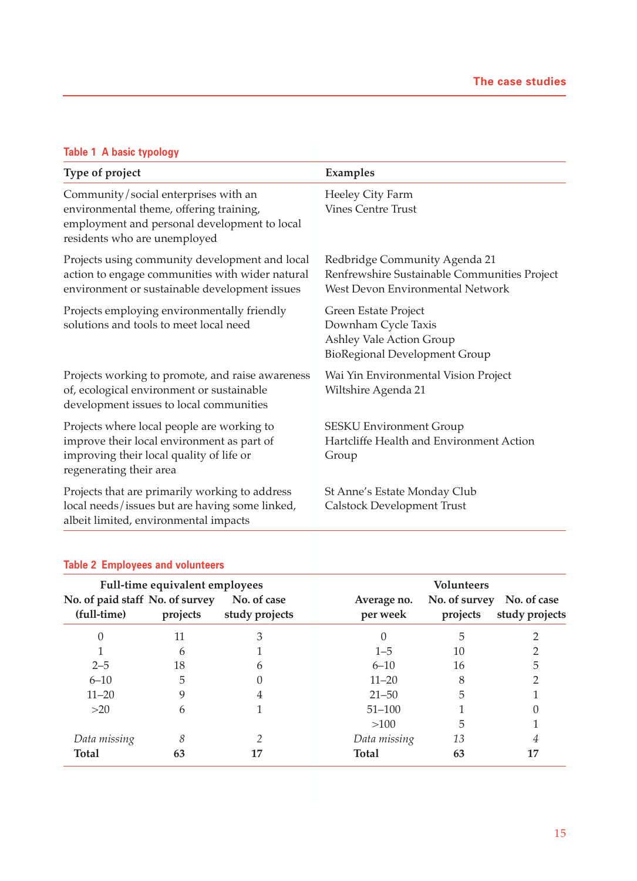**Table 1 A basic typology**

| Type of project | Examples |
|---|---|
| Community/social enterprises with an environmental theme, offering training, employment and personal development to local residents who are unemployed | Heeley City Farm<br>Vines Centre Trust |
| Projects using community development and local action to engage communities with wider natural environment or sustainable development issues | Redbridge Community Agenda 21<br>Renfrewshire Sustainable Communities Project<br>West Devon Environmental Network |
| Projects employing environmentally friendly solutions and tools to meet local need | Green Estate Project<br>Downham Cycle Taxis<br>Ashley Vale Action Group<br>BioRegional Development Group |
| Projects working to promote, and raise awareness of, ecological environment or sustainable development issues to local communities | Wai Yin Environmental Vision Project<br>Wiltshire Agenda 21 |
| Projects where local people are working to improve their local environment as part of improving their local quality of life or regenerating their area | SESKU Environment Group<br>Hartcliffe Health and Environment Action Group |
| Projects that are primarily working to address local needs/issues but are having some linked, albeit limited, environmental impacts | St Anne's Estate Monday Club<br>Calstock Development Trust |

**Table 2 Employees and volunteers**

| Full-time equivalent employees | | | Volunteers | | |
|---|---|---|---|---|---|
| No. of paid staff (full-time) | No. of survey projects | No. of case study projects | Average no. per week | No. of survey projects | No. of case study projects |
| 0 | 11 | 3 | 0 | 5 | 2 |
| 1 | 6 | 1 | 1–5 | 10 | 2 |
| 2–5 | 18 | 6 | 6–10 | 16 | 5 |
| 6–10 | 5 | 0 | 11–20 | 8 | 2 |
| 11–20 | 9 | 4 | 21–50 | 5 | 1 |
| >20 | 6 | 1 | 51–100 | 1 | 0 |
| | | | >100 | 5 | 1 |
| *Data missing* | *8* | *2* | *Data missing* | *13* | *4* |
| **Total** | **63** | **17** | **Total** | **63** | **17** |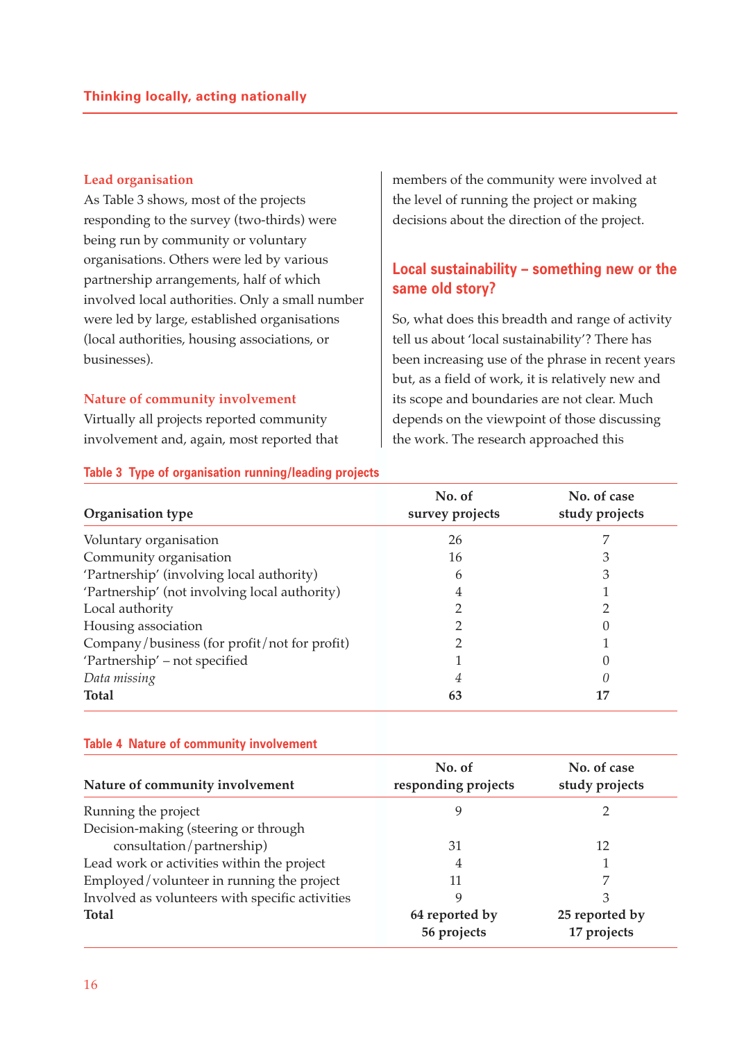### Lead organisation

As Table 3 shows, most of the projects responding to the survey (two-thirds) were being run by community or voluntary organisations. Others were led by various partnership arrangements, half of which involved local authorities. Only a small number were led by large, established organisations (local authorities, housing associations, or businesses).

### Nature of community involvement

Virtually all projects reported community involvement and, again, most reported that members of the community were involved at the level of running the project or making decisions about the direction of the project.

## Local sustainability – something new or the same old story?

So, what does this breadth and range of activity tell us about 'local sustainability'? There has been increasing use of the phrase in recent years but, as a field of work, it is relatively new and its scope and boundaries are not clear. Much depends on the viewpoint of those discussing the work. The research approached this

**Table 3 Type of organisation running/leading projects**

| Organisation type | No. of survey projects | No. of case study projects |
|---|---|---|
| Voluntary organisation | 26 | 7 |
| Community organisation | 16 | 3 |
| 'Partnership' (involving local authority) | 6 | 3 |
| 'Partnership' (not involving local authority) | 4 | 1 |
| Local authority | 2 | 2 |
| Housing association | 2 | 0 |
| Company/business (for profit/not for profit) | 2 | 1 |
| 'Partnership' – not specified | 1 | 0 |
| *Data missing* | *4* | *0* |
| **Total** | **63** | **17** |

**Table 4 Nature of community involvement**

| Nature of community involvement | No. of responding projects | No. of case study projects |
|---|---|---|
| Running the project | 9 | 2 |
| Decision-making (steering or through consultation/partnership) | 31 | 12 |
| Lead work or activities within the project | 4 | 1 |
| Employed/volunteer in running the project | 11 | 7 |
| Involved as volunteers with specific activities | 9 | 3 |
| **Total** | **64 reported by 56 projects** | **25 reported by 17 projects** |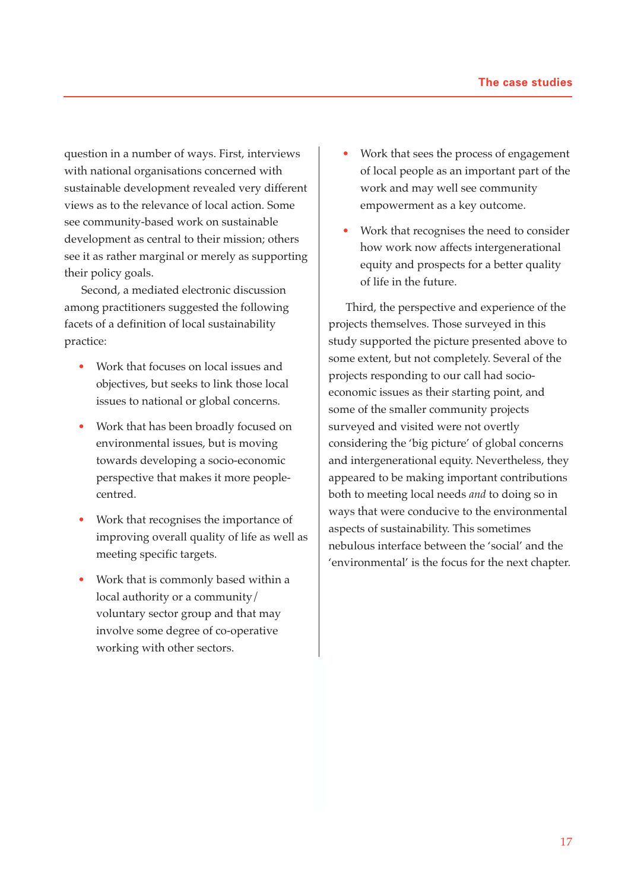question in a number of ways. First, interviews with national organisations concerned with sustainable development revealed very different views as to the relevance of local action. Some see community-based work on sustainable development as central to their mission; others see it as rather marginal or merely as supporting their policy goals.

Second, a mediated electronic discussion among practitioners suggested the following facets of a definition of local sustainability practice:

- Work that focuses on local issues and objectives, but seeks to link those local issues to national or global concerns.
- Work that has been broadly focused on environmental issues, but is moving towards developing a socio-economic perspective that makes it more people-centred.
- Work that recognises the importance of improving overall quality of life as well as meeting specific targets.
- Work that is commonly based within a local authority or a community/voluntary sector group and that may involve some degree of co-operative working with other sectors.
- Work that sees the process of engagement of local people as an important part of the work and may well see community empowerment as a key outcome.
- Work that recognises the need to consider how work now affects intergenerational equity and prospects for a better quality of life in the future.

Third, the perspective and experience of the projects themselves. Those surveyed in this study supported the picture presented above to some extent, but not completely. Several of the projects responding to our call had socio-economic issues as their starting point, and some of the smaller community projects surveyed and visited were not overtly considering the 'big picture' of global concerns and intergenerational equity. Nevertheless, they appeared to be making important contributions both to meeting local needs *and* to doing so in ways that were conducive to the environmental aspects of sustainability. This sometimes nebulous interface between the 'social' and the 'environmental' is the focus for the next chapter.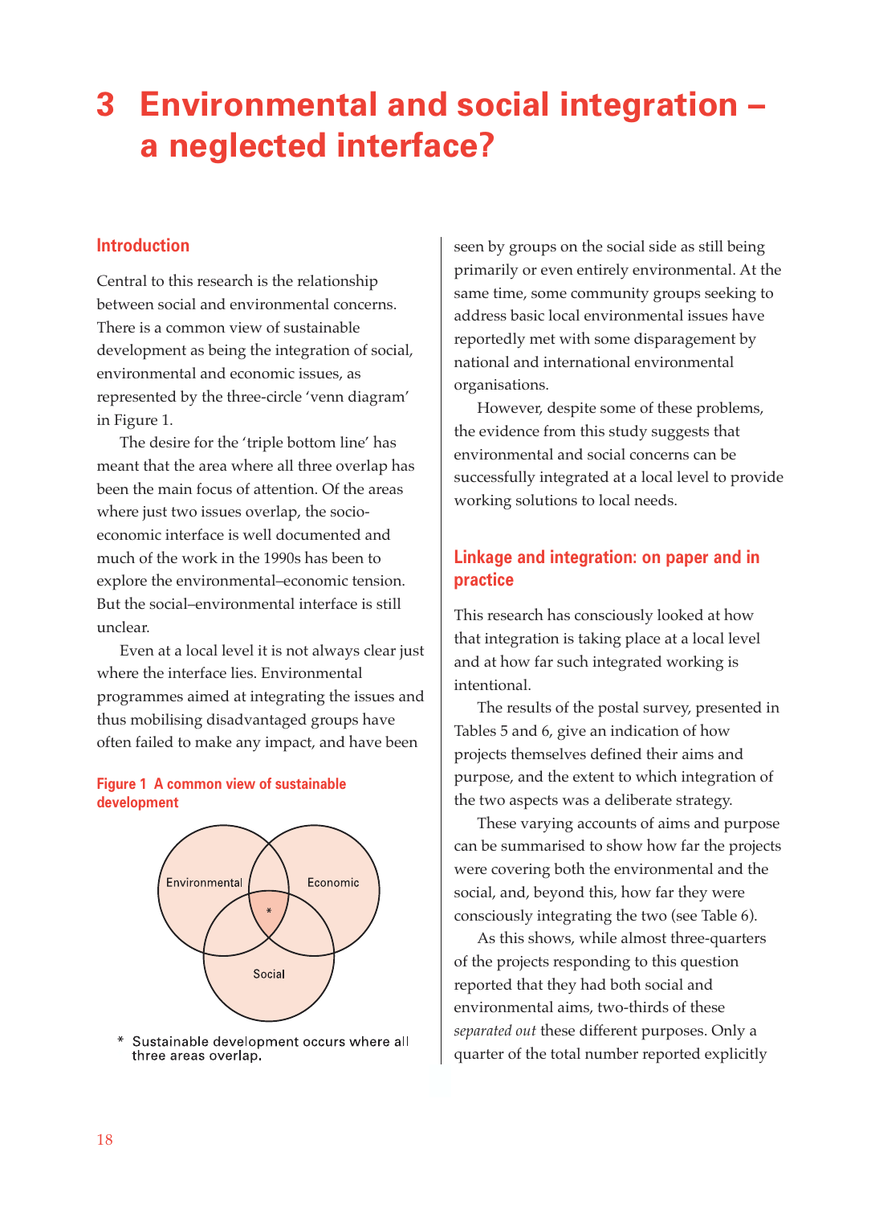# 3 Environmental and social integration – a neglected interface?

## Introduction

Central to this research is the relationship between social and environmental concerns. There is a common view of sustainable development as being the integration of social, environmental and economic issues, as represented by the three-circle 'venn diagram' in Figure 1.

The desire for the 'triple bottom line' has meant that the area where all three overlap has been the main focus of attention. Of the areas where just two issues overlap, the socio-economic interface is well documented and much of the work in the 1990s has been to explore the environmental–economic tension. But the social–environmental interface is still unclear.

Even at a local level it is not always clear just where the interface lies. Environmental programmes aimed at integrating the issues and thus mobilising disadvantaged groups have often failed to make any impact, and have been seen by groups on the social side as still being primarily or even entirely environmental. At the same time, some community groups seeking to address basic local environmental issues have reportedly met with some disparagement by national and international environmental organisations.

**Figure 1 A common view of sustainable development**

Environmental | Economic | Social

\* Sustainable development occurs where all three areas overlap.

However, despite some of these problems, the evidence from this study suggests that environmental and social concerns can be successfully integrated at a local level to provide working solutions to local needs.

## Linkage and integration: on paper and in practice

This research has consciously looked at how that integration is taking place at a local level and at how far such integrated working is intentional.

The results of the postal survey, presented in Tables 5 and 6, give an indication of how projects themselves defined their aims and purpose, and the extent to which integration of the two aspects was a deliberate strategy.

These varying accounts of aims and purpose can be summarised to show how far the projects were covering both the environmental and the social, and, beyond this, how far they were consciously integrating the two (see Table 6).

As this shows, while almost three-quarters of the projects responding to this question reported that they had both social and environmental aims, two-thirds of these *separated out* these different purposes. Only a quarter of the total number reported explicitly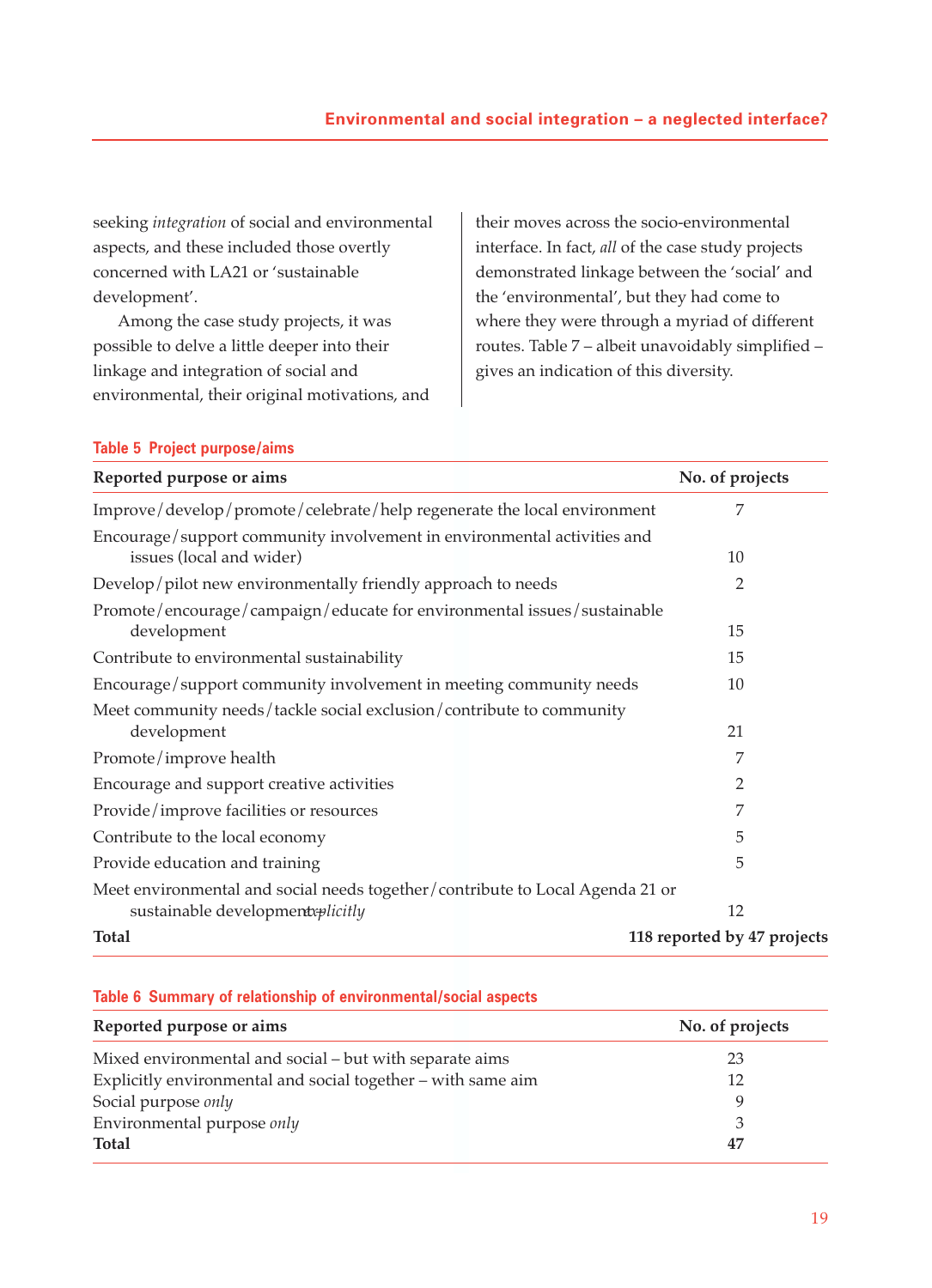seeking *integration* of social and environmental aspects, and these included those overtly concerned with LA21 or 'sustainable development'.

Among the case study projects, it was possible to delve a little deeper into their linkage and integration of social and environmental, their original motivations, and their moves across the socio-environmental interface. In fact, *all* of the case study projects demonstrated linkage between the 'social' and the 'environmental', but they had come to where they were through a myriad of different routes. Table 7 – albeit unavoidably simplified – gives an indication of this diversity.

**Table 5 Project purpose/aims**

| Reported purpose or aims | No. of projects |
|---|---|
| Improve/develop/promote/celebrate/help regenerate the local environment | 7 |
| Encourage/support community involvement in environmental activities and issues (local and wider) | 10 |
| Develop/pilot new environmentally friendly approach to needs | 2 |
| Promote/encourage/campaign/educate for environmental issues/sustainable development | 15 |
| Contribute to environmental sustainability | 15 |
| Encourage/support community involvement in meeting community needs | 10 |
| Meet community needs/tackle social exclusion/contribute to community development | 21 |
| Promote/improve health | 7 |
| Encourage and support creative activities | 2 |
| Provide/improve facilities or resources | 7 |
| Contribute to the local economy | 5 |
| Provide education and training | 5 |
| Meet environmental and social needs together/contribute to Local Agenda 21 or sustainable development *explicitly* | 12 |
| **Total** | **118 reported by 47 projects** |

**Table 6 Summary of relationship of environmental/social aspects**

| Reported purpose or aims | No. of projects |
|---|---|
| Mixed environmental and social – but with separate aims | 23 |
| Explicitly environmental and social together – with same aim | 12 |
| Social purpose *only* | 9 |
| Environmental purpose *only* | 3 |
| **Total** | **47** |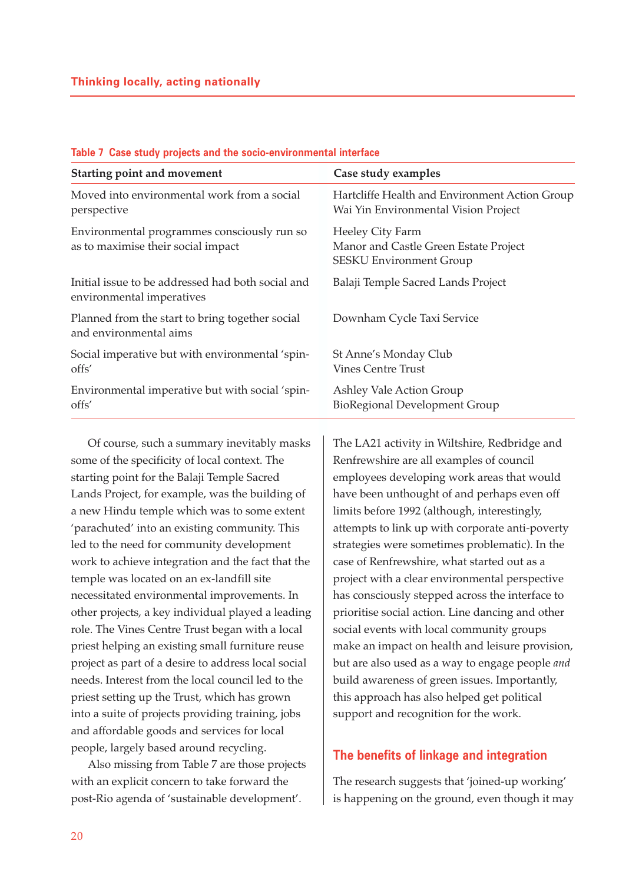**Table 7 Case study projects and the socio-environmental interface**

| Starting point and movement | Case study examples |
|---|---|
| Moved into environmental work from a social perspective | Hartcliffe Health and Environment Action Group<br>Wai Yin Environmental Vision Project |
| Environmental programmes consciously run so as to maximise their social impact | Heeley City Farm<br>Manor and Castle Green Estate Project<br>SESKU Environment Group |
| Initial issue to be addressed had both social and environmental imperatives | Balaji Temple Sacred Lands Project |
| Planned from the start to bring together social and environmental aims | Downham Cycle Taxi Service |
| Social imperative but with environmental 'spin-offs' | St Anne's Monday Club<br>Vines Centre Trust |
| Environmental imperative but with social 'spin-offs' | Ashley Vale Action Group<br>BioRegional Development Group |

Of course, such a summary inevitably masks some of the specificity of local context. The starting point for the Balaji Temple Sacred Lands Project, for example, was the building of a new Hindu temple which was to some extent 'parachuted' into an existing community. This led to the need for community development work to achieve integration and the fact that the temple was located on an ex-landfill site necessitated environmental improvements. In other projects, a key individual played a leading role. The Vines Centre Trust began with a local priest helping an existing small furniture reuse project as part of a desire to address local social needs. Interest from the local council led to the priest setting up the Trust, which has grown into a suite of projects providing training, jobs and affordable goods and services for local people, largely based around recycling.

Also missing from Table 7 are those projects with an explicit concern to take forward the post-Rio agenda of 'sustainable development'. The LA21 activity in Wiltshire, Redbridge and Renfrewshire are all examples of council employees developing work areas that would have been unthought of and perhaps even off limits before 1992 (although, interestingly, attempts to link up with corporate anti-poverty strategies were sometimes problematic). In the case of Renfrewshire, what started out as a project with a clear environmental perspective has consciously stepped across the interface to prioritise social action. Line dancing and other social events with local community groups make an impact on health and leisure provision, but are also used as a way to engage people *and* build awareness of green issues. Importantly, this approach has also helped get political support and recognition for the work.

## The benefits of linkage and integration

The research suggests that 'joined-up working' is happening on the ground, even though it may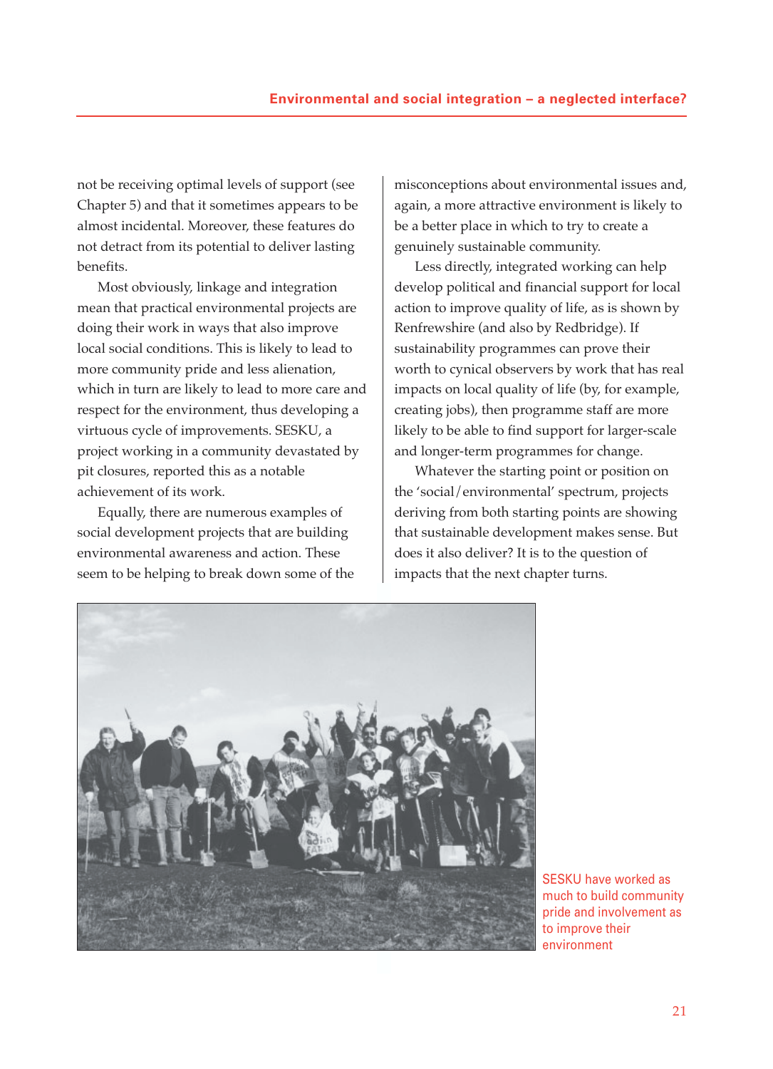not be receiving optimal levels of support (see Chapter 5) and that it sometimes appears to be almost incidental. Moreover, these features do not detract from its potential to deliver lasting benefits.

Most obviously, linkage and integration mean that practical environmental projects are doing their work in ways that also improve local social conditions. This is likely to lead to more community pride and less alienation, which in turn are likely to lead to more care and respect for the environment, thus developing a virtuous cycle of improvements. SESKU, a project working in a community devastated by pit closures, reported this as a notable achievement of its work.

Equally, there are numerous examples of social development projects that are building environmental awareness and action. These seem to be helping to break down some of the misconceptions about environmental issues and, again, a more attractive environment is likely to be a better place in which to try to create a genuinely sustainable community.

Less directly, integrated working can help develop political and financial support for local action to improve quality of life, as is shown by Renfrewshire (and also by Redbridge). If sustainability programmes can prove their worth to cynical observers by work that has real impacts on local quality of life (by, for example, creating jobs), then programme staff are more likely to be able to find support for larger-scale and longer-term programmes for change.

Whatever the starting point or position on the 'social/environmental' spectrum, projects deriving from both starting points are showing that sustainable development makes sense. But does it also deliver? It is to the question of impacts that the next chapter turns.

SESKU have worked as much to build community pride and involvement as to improve their environment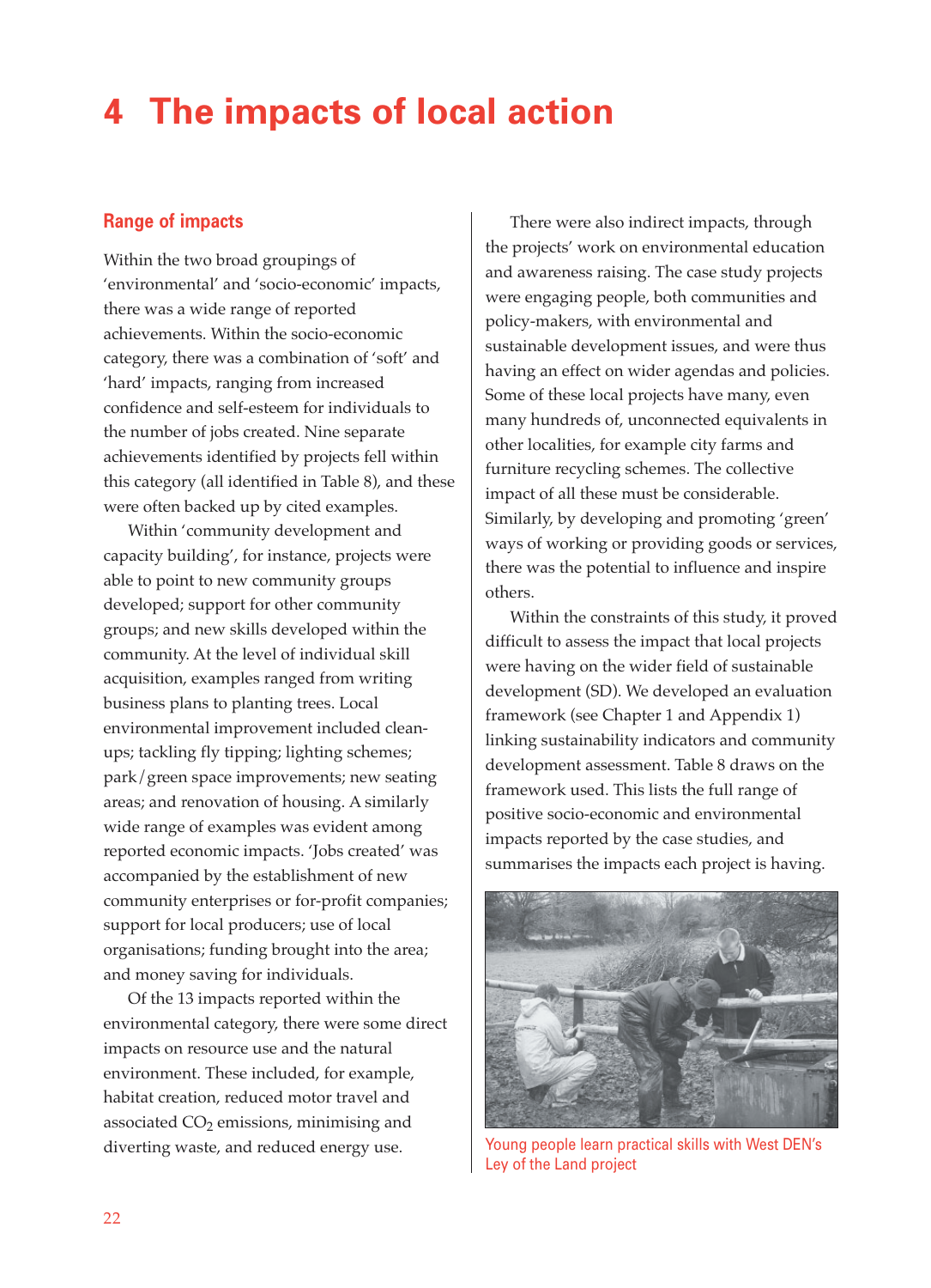# 4 The impacts of local action

## Range of impacts

Within the two broad groupings of 'environmental' and 'socio-economic' impacts, there was a wide range of reported achievements. Within the socio-economic category, there was a combination of 'soft' and 'hard' impacts, ranging from increased confidence and self-esteem for individuals to the number of jobs created. Nine separate achievements identified by projects fell within this category (all identified in Table 8), and these were often backed up by cited examples.

Within 'community development and capacity building', for instance, projects were able to point to new community groups developed; support for other community groups; and new skills developed within the community. At the level of individual skill acquisition, examples ranged from writing business plans to planting trees. Local environmental improvement included clean-ups; tackling fly tipping; lighting schemes; park/green space improvements; new seating areas; and renovation of housing. A similarly wide range of examples was evident among reported economic impacts. 'Jobs created' was accompanied by the establishment of new community enterprises or for-profit companies; support for local producers; use of local organisations; funding brought into the area; and money saving for individuals.

Of the 13 impacts reported within the environmental category, there were some direct impacts on resource use and the natural environment. These included, for example, habitat creation, reduced motor travel and associated $CO_2$ emissions, minimising and diverting waste, and reduced energy use.

There were also indirect impacts, through the projects' work on environmental education and awareness raising. The case study projects were engaging people, both communities and policy-makers, with environmental and sustainable development issues, and were thus having an effect on wider agendas and policies. Some of these local projects have many, even many hundreds of, unconnected equivalents in other localities, for example city farms and furniture recycling schemes. The collective impact of all these must be considerable. Similarly, by developing and promoting 'green' ways of working or providing goods or services, there was the potential to influence and inspire others.

Within the constraints of this study, it proved difficult to assess the impact that local projects were having on the wider field of sustainable development (SD). We developed an evaluation framework (see Chapter 1 and Appendix 1) linking sustainability indicators and community development assessment. Table 8 draws on the framework used. This lists the full range of positive socio-economic and environmental impacts reported by the case studies, and summarises the impacts each project is having.

Young people learn practical skills with West DEN's Ley of the Land project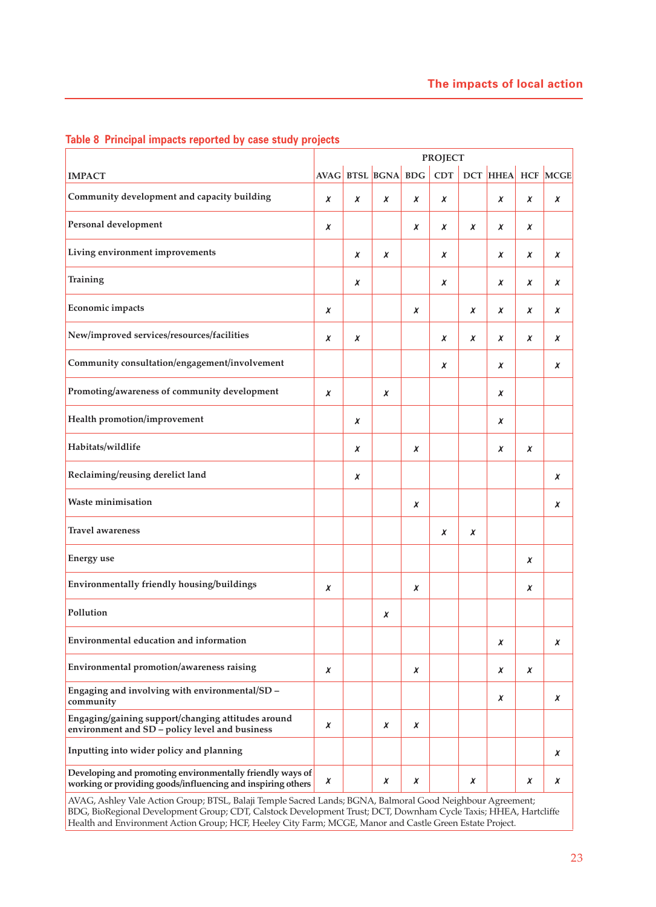**Table 8 Principal impacts reported by case study projects**

| IMPACT | AVAG | BTSL | BGNA | BDG | CDT | DCT | HHEA | HCF | MCGE |
|---|---|---|---|---|---|---|---|---|---|
| Community development and capacity building | ✗ | ✗ | ✗ | ✗ | ✗ | | ✗ | ✗ | ✗ |
| Personal development | ✗ | | | ✗ | ✗ | ✗ | ✗ | ✗ | |
| Living environment improvements | | ✗ | ✗ | | ✗ | | ✗ | ✗ | ✗ |
| Training | | ✗ | | | ✗ | | ✗ | ✗ | ✗ |
| Economic impacts | ✗ | | | ✗ | | ✗ | ✗ | ✗ | ✗ |
| New/improved services/resources/facilities | ✗ | ✗ | | | ✗ | ✗ | ✗ | ✗ | ✗ |
| Community consultation/engagement/involvement | | | | | ✗ | | ✗ | | ✗ |
| Promoting/awareness of community development | ✗ | | ✗ | | | | ✗ | | |
| Health promotion/improvement | | ✗ | | | | | ✗ | | |
| Habitats/wildlife | | ✗ | | ✗ | | | ✗ | ✗ | |
| Reclaiming/reusing derelict land | | ✗ | | | | | | | ✗ |
| Waste minimisation | | | | ✗ | | | | | ✗ |
| Travel awareness | | | | | ✗ | ✗ | | | |
| Energy use | | | | | | | | ✗ | |
| Environmentally friendly housing/buildings | ✗ | | | ✗ | | | | ✗ | |
| Pollution | | | ✗ | | | | | | |
| Environmental education and information | | | | | | | ✗ | | ✗ |
| Environmental promotion/awareness raising | ✗ | | | ✗ | | | ✗ | ✗ | |
| Engaging and involving with environmental/SD – community | | | | | | | ✗ | | ✗ |
| Engaging/gaining support/changing attitudes around environment and SD – policy level and business | ✗ | | ✗ | ✗ | | | | | |
| Inputting into wider policy and planning | | | | | | | | | ✗ |
| Developing and promoting environmentally friendly ways of working or providing goods/influencing and inspiring others | ✗ | | ✗ | ✗ | | ✗ | | ✗ | ✗ |

AVAG, Ashley Vale Action Group; BTSL, Balaji Temple Sacred Lands; BGNA, Balmoral Good Neighbour Agreement; BDG, BioRegional Development Group; CDT, Calstock Development Trust; DCT, Downham Cycle Taxis; HHEA, Hartcliffe Health and Environment Action Group; HCF, Heeley City Farm; MCGE, Manor and Castle Green Estate Project.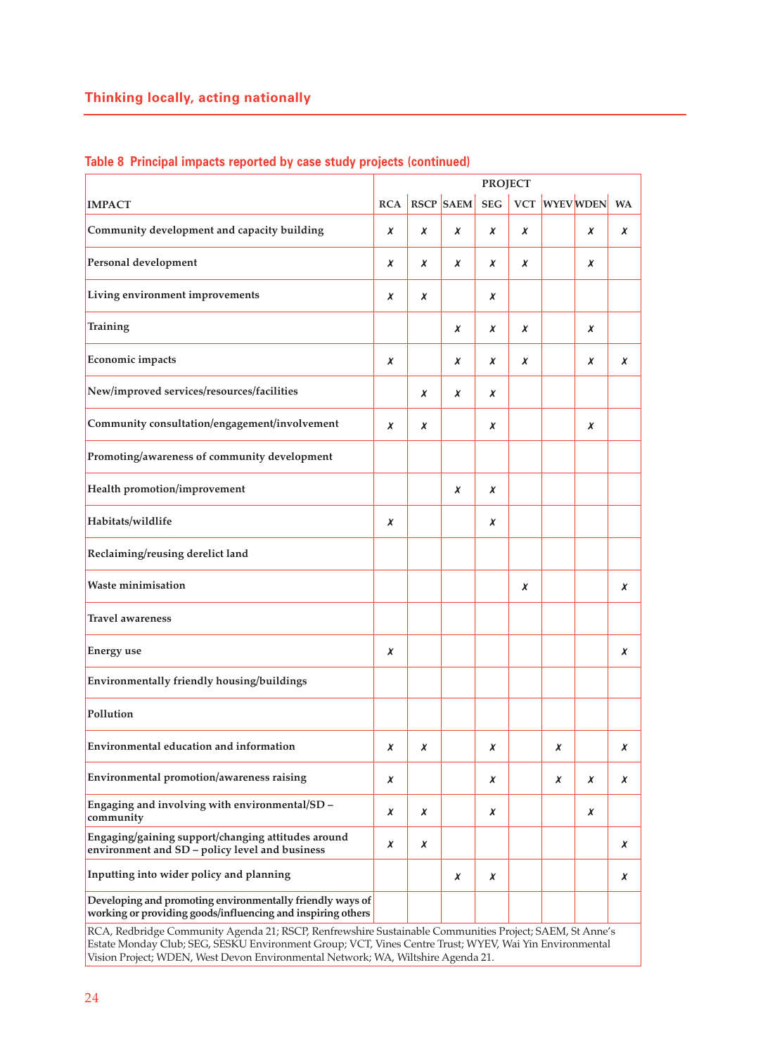## Table 8 Principal impacts reported by case study projects (continued)

| IMPACT | RCA | RSCP | SAEM | SEG | VCT | WYEV | WDEN | WA |
|---|---|---|---|---|---|---|---|---|
| Community development and capacity building | ✗ | ✗ | ✗ | ✗ | ✗ | | ✗ | ✗ |
| Personal development | ✗ | ✗ | ✗ | ✗ | ✗ | | ✗ | |
| Living environment improvements | ✗ | ✗ | | ✗ | | | | |
| Training | | | ✗ | ✗ | ✗ | | ✗ | |
| Economic impacts | ✗ | | ✗ | ✗ | ✗ | | ✗ | ✗ |
| New/improved services/resources/facilities | | ✗ | ✗ | ✗ | | | | |
| Community consultation/engagement/involvement | ✗ | ✗ | | ✗ | | | ✗ | |
| Promoting/awareness of community development | | | | | | | | |
| Health promotion/improvement | | | ✗ | ✗ | | | | |
| Habitats/wildlife | ✗ | | | ✗ | | | | |
| Reclaiming/reusing derelict land | | | | | | | | |
| Waste minimisation | | | | | ✗ | | | ✗ |
| Travel awareness | | | | | | | | |
| Energy use | ✗ | | | | | | | ✗ |
| Environmentally friendly housing/buildings | | | | | | | | |
| Pollution | | | | | | | | |
| Environmental education and information | ✗ | ✗ | | ✗ | | ✗ | | ✗ |
| Environmental promotion/awareness raising | ✗ | | | ✗ | | ✗ | ✗ | ✗ |
| Engaging and involving with environmental/SD – community | ✗ | ✗ | | ✗ | | | ✗ | |
| Engaging/gaining support/changing attitudes around environment and SD – policy level and business | ✗ | ✗ | | | | | | ✗ |
| Inputting into wider policy and planning | | | ✗ | ✗ | | | | ✗ |
| Developing and promoting environmentally friendly ways of working or providing goods/influencing and inspiring others | | | | | | | | |

RCA, Redbridge Community Agenda 21; RSCP, Renfrewshire Sustainable Communities Project; SAEM, St Anne's Estate Monday Club; SEG, SESKU Environment Group; VCT, Vines Centre Trust; WYEV, Wai Yin Environmental Vision Project; WDEN, West Devon Environmental Network; WA, Wiltshire Agenda 21.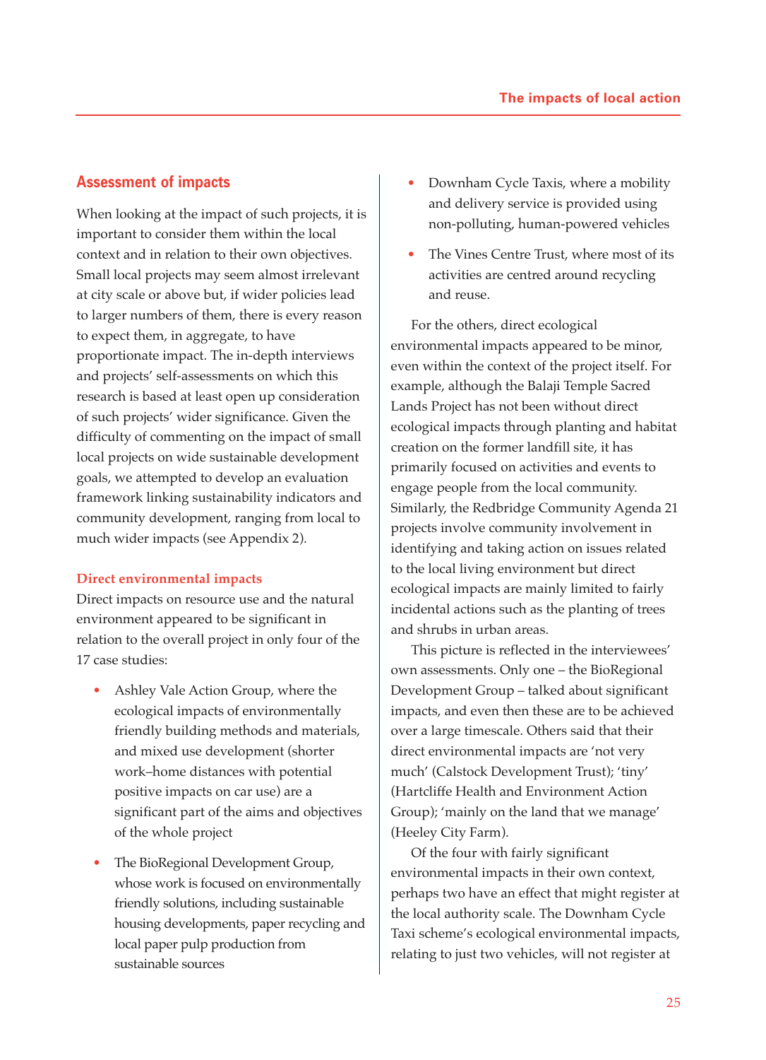## Assessment of impacts

When looking at the impact of such projects, it is important to consider them within the local context and in relation to their own objectives. Small local projects may seem almost irrelevant at city scale or above but, if wider policies lead to larger numbers of them, there is every reason to expect them, in aggregate, to have proportionate impact. The in-depth interviews and projects' self-assessments on which this research is based at least open up consideration of such projects' wider significance. Given the difficulty of commenting on the impact of small local projects on wide sustainable development goals, we attempted to develop an evaluation framework linking sustainability indicators and community development, ranging from local to much wider impacts (see Appendix 2).

### Direct environmental impacts

Direct impacts on resource use and the natural environment appeared to be significant in relation to the overall project in only four of the 17 case studies:

- Ashley Vale Action Group, where the ecological impacts of environmentally friendly building methods and materials, and mixed use development (shorter work–home distances with potential positive impacts on car use) are a significant part of the aims and objectives of the whole project
- The BioRegional Development Group, whose work is focused on environmentally friendly solutions, including sustainable housing developments, paper recycling and local paper pulp production from sustainable sources
- Downham Cycle Taxis, where a mobility and delivery service is provided using non-polluting, human-powered vehicles
- The Vines Centre Trust, where most of its activities are centred around recycling and reuse.

For the others, direct ecological environmental impacts appeared to be minor, even within the context of the project itself. For example, although the Balaji Temple Sacred Lands Project has not been without direct ecological impacts through planting and habitat creation on the former landfill site, it has primarily focused on activities and events to engage people from the local community. Similarly, the Redbridge Community Agenda 21 projects involve community involvement in identifying and taking action on issues related to the local living environment but direct ecological impacts are mainly limited to fairly incidental actions such as the planting of trees and shrubs in urban areas.

This picture is reflected in the interviewees' own assessments. Only one – the BioRegional Development Group – talked about significant impacts, and even then these are to be achieved over a large timescale. Others said that their direct environmental impacts are 'not very much' (Calstock Development Trust); 'tiny' (Hartcliffe Health and Environment Action Group); 'mainly on the land that we manage' (Heeley City Farm).

Of the four with fairly significant environmental impacts in their own context, perhaps two have an effect that might register at the local authority scale. The Downham Cycle Taxi scheme's ecological environmental impacts, relating to just two vehicles, will not register at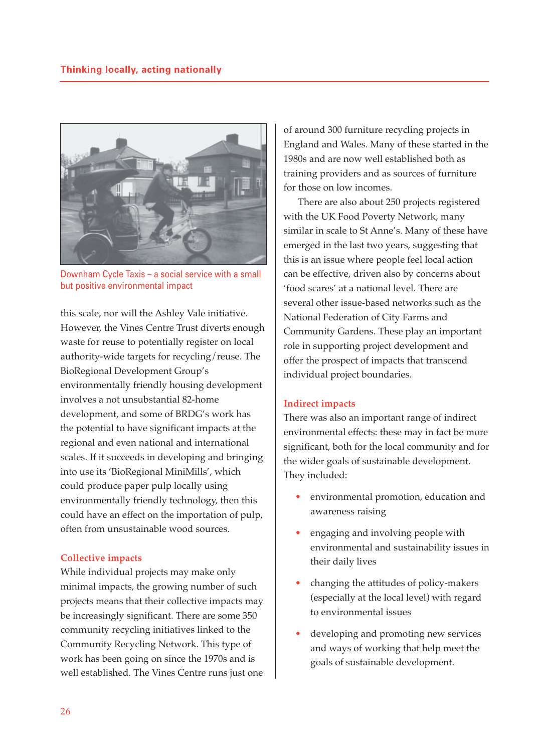Downham Cycle Taxis – a social service with a small but positive environmental impact

this scale, nor will the Ashley Vale initiative. However, the Vines Centre Trust diverts enough waste for reuse to potentially register on local authority-wide targets for recycling/reuse. The BioRegional Development Group's environmentally friendly housing development involves a not unsubstantial 82-home development, and some of BRDG's work has the potential to have significant impacts at the regional and even national and international scales. If it succeeds in developing and bringing into use its 'BioRegional MiniMills', which could produce paper pulp locally using environmentally friendly technology, then this could have an effect on the importation of pulp, often from unsustainable wood sources.

### Collective impacts

While individual projects may make only minimal impacts, the growing number of such projects means that their collective impacts may be increasingly significant. There are some 350 community recycling initiatives linked to the Community Recycling Network. This type of work has been going on since the 1970s and is well established. The Vines Centre runs just one of around 300 furniture recycling projects in England and Wales. Many of these started in the 1980s and are now well established both as training providers and as sources of furniture for those on low incomes.

There are also about 250 projects registered with the UK Food Poverty Network, many similar in scale to St Anne's. Many of these have emerged in the last two years, suggesting that this is an issue where people feel local action can be effective, driven also by concerns about 'food scares' at a national level. There are several other issue-based networks such as the National Federation of City Farms and Community Gardens. These play an important role in supporting project development and offer the prospect of impacts that transcend individual project boundaries.

### Indirect impacts

There was also an important range of indirect environmental effects: these may in fact be more significant, both for the local community and for the wider goals of sustainable development. They included:

- environmental promotion, education and awareness raising
- engaging and involving people with environmental and sustainability issues in their daily lives
- changing the attitudes of policy-makers (especially at the local level) with regard to environmental issues
- developing and promoting new services and ways of working that help meet the goals of sustainable development.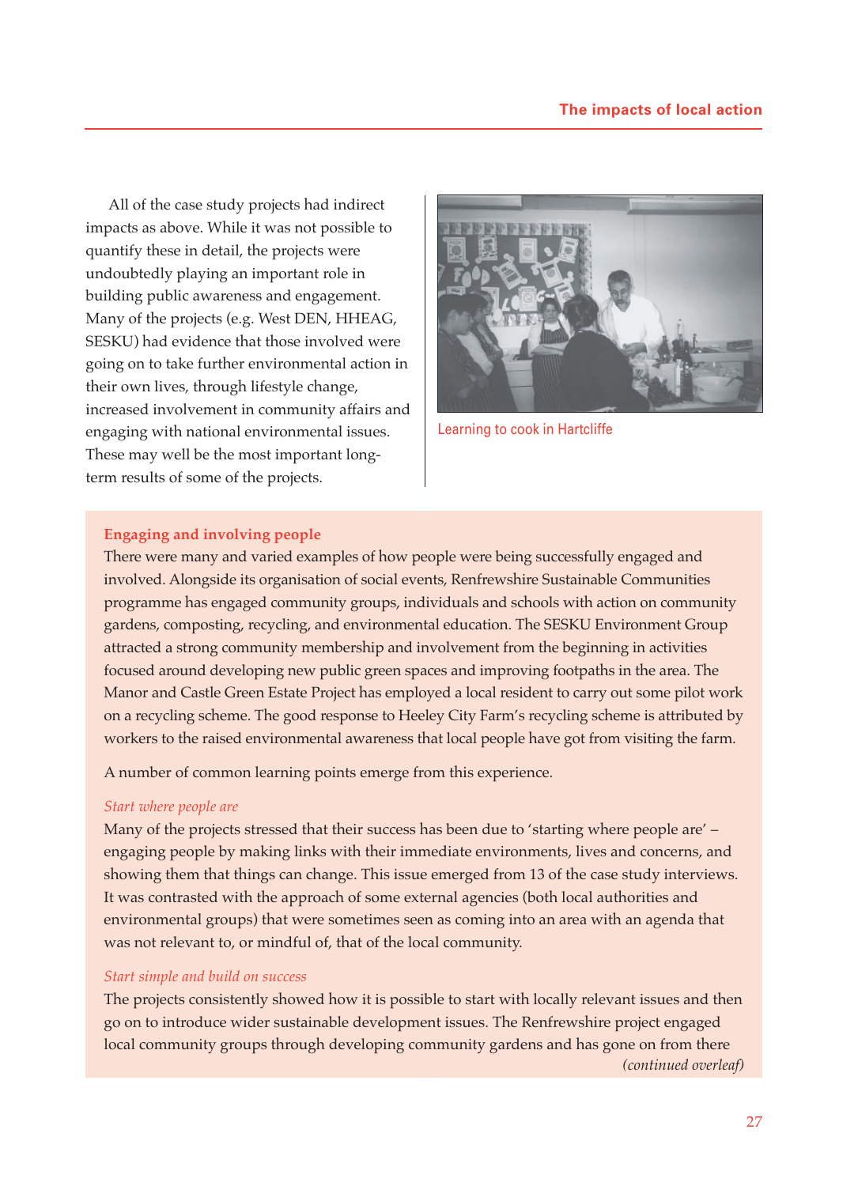All of the case study projects had indirect impacts as above. While it was not possible to quantify these in detail, the projects were undoubtedly playing an important role in building public awareness and engagement. Many of the projects (e.g. West DEN, HHEAG, SESKU) had evidence that those involved were going on to take further environmental action in their own lives, through lifestyle change, increased involvement in community affairs and engaging with national environmental issues. These may well be the most important long-term results of some of the projects.

Learning to cook in Hartcliffe

## Engaging and involving people

There were many and varied examples of how people were being successfully engaged and involved. Alongside its organisation of social events, Renfrewshire Sustainable Communities programme has engaged community groups, individuals and schools with action on community gardens, composting, recycling, and environmental education. The SESKU Environment Group attracted a strong community membership and involvement from the beginning in activities focused around developing new public green spaces and improving footpaths in the area. The Manor and Castle Green Estate Project has employed a local resident to carry out some pilot work on a recycling scheme. The good response to Heeley City Farm's recycling scheme is attributed by workers to the raised environmental awareness that local people have got from visiting the farm.

A number of common learning points emerge from this experience.

*Start where people are*

Many of the projects stressed that their success has been due to 'starting where people are' – engaging people by making links with their immediate environments, lives and concerns, and showing them that things can change. This issue emerged from 13 of the case study interviews. It was contrasted with the approach of some external agencies (both local authorities and environmental groups) that were sometimes seen as coming into an area with an agenda that was not relevant to, or mindful of, that of the local community.

*Start simple and build on success*

The projects consistently showed how it is possible to start with locally relevant issues and then go on to introduce wider sustainable development issues. The Renfrewshire project engaged local community groups through developing community gardens and has gone on from there

*(continued overleaf)*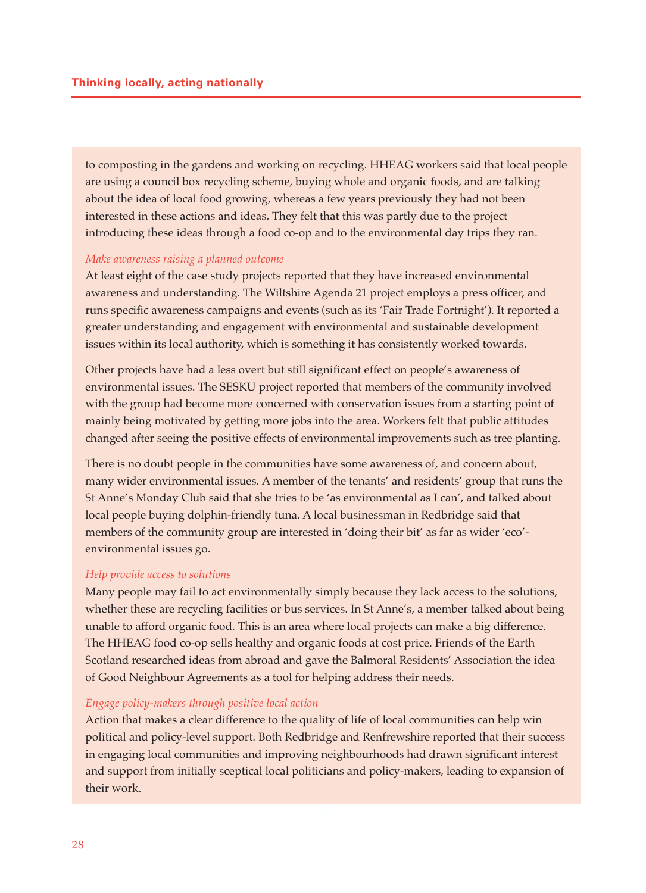to composting in the gardens and working on recycling. HHEAG workers said that local people are using a council box recycling scheme, buying whole and organic foods, and are talking about the idea of local food growing, whereas a few years previously they had not been interested in these actions and ideas. They felt that this was partly due to the project introducing these ideas through a food co-op and to the environmental day trips they ran.

*Make awareness raising a planned outcome*

At least eight of the case study projects reported that they have increased environmental awareness and understanding. The Wiltshire Agenda 21 project employs a press officer, and runs specific awareness campaigns and events (such as its 'Fair Trade Fortnight'). It reported a greater understanding and engagement with environmental and sustainable development issues within its local authority, which is something it has consistently worked towards.

Other projects have had a less overt but still significant effect on people's awareness of environmental issues. The SESKU project reported that members of the community involved with the group had become more concerned with conservation issues from a starting point of mainly being motivated by getting more jobs into the area. Workers felt that public attitudes changed after seeing the positive effects of environmental improvements such as tree planting.

There is no doubt people in the communities have some awareness of, and concern about, many wider environmental issues. A member of the tenants' and residents' group that runs the St Anne's Monday Club said that she tries to be 'as environmental as I can', and talked about local people buying dolphin-friendly tuna. A local businessman in Redbridge said that members of the community group are interested in 'doing their bit' as far as wider 'eco'-environmental issues go.

*Help provide access to solutions*

Many people may fail to act environmentally simply because they lack access to the solutions, whether these are recycling facilities or bus services. In St Anne's, a member talked about being unable to afford organic food. This is an area where local projects can make a big difference. The HHEAG food co-op sells healthy and organic foods at cost price. Friends of the Earth Scotland researched ideas from abroad and gave the Balmoral Residents' Association the idea of Good Neighbour Agreements as a tool for helping address their needs.

*Engage policy-makers through positive local action*

Action that makes a clear difference to the quality of life of local communities can help win political and policy-level support. Both Redbridge and Renfrewshire reported that their success in engaging local communities and improving neighbourhoods had drawn significant interest and support from initially sceptical local politicians and policy-makers, leading to expansion of their work.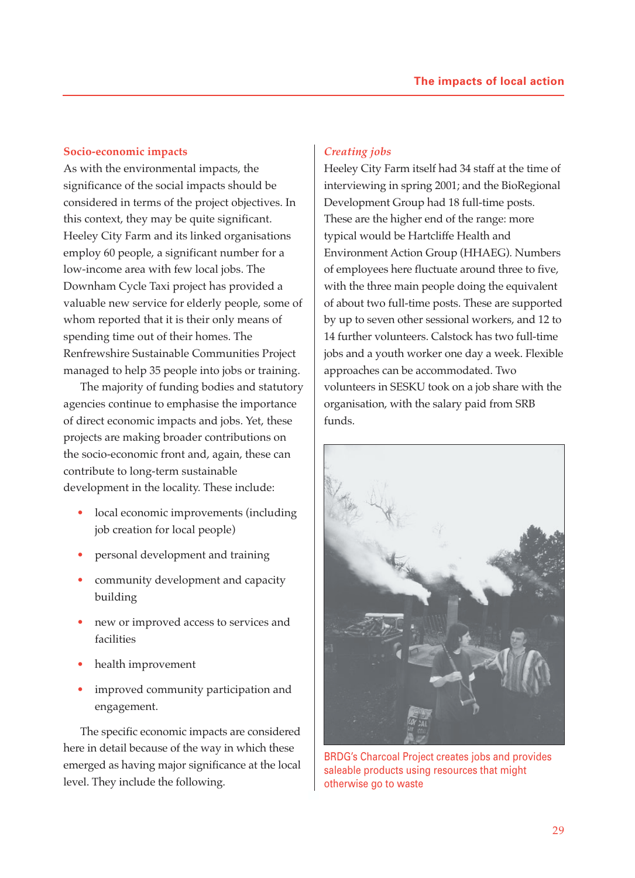## Socio-economic impacts

As with the environmental impacts, the significance of the social impacts should be considered in terms of the project objectives. In this context, they may be quite significant. Heeley City Farm and its linked organisations employ 60 people, a significant number for a low-income area with few local jobs. The Downham Cycle Taxi project has provided a valuable new service for elderly people, some of whom reported that it is their only means of spending time out of their homes. The Renfrewshire Sustainable Communities Project managed to help 35 people into jobs or training.

The majority of funding bodies and statutory agencies continue to emphasise the importance of direct economic impacts and jobs. Yet, these projects are making broader contributions on the socio-economic front and, again, these can contribute to long-term sustainable development in the locality. These include:

- local economic improvements (including job creation for local people)
- personal development and training
- community development and capacity building
- new or improved access to services and facilities
- health improvement
- improved community participation and engagement.

The specific economic impacts are considered here in detail because of the way in which these emerged as having major significance at the local level. They include the following.

### *Creating jobs*

Heeley City Farm itself had 34 staff at the time of interviewing in spring 2001; and the BioRegional Development Group had 18 full-time posts. These are the higher end of the range: more typical would be Hartcliffe Health and Environment Action Group (HHAEG). Numbers of employees here fluctuate around three to five, with the three main people doing the equivalent of about two full-time posts. These are supported by up to seven other sessional workers, and 12 to 14 further volunteers. Calstock has two full-time jobs and a youth worker one day a week. Flexible approaches can be accommodated. Two volunteers in SESKU took on a job share with the organisation, with the salary paid from SRB funds.

BRDG's Charcoal Project creates jobs and provides saleable products using resources that might otherwise go to waste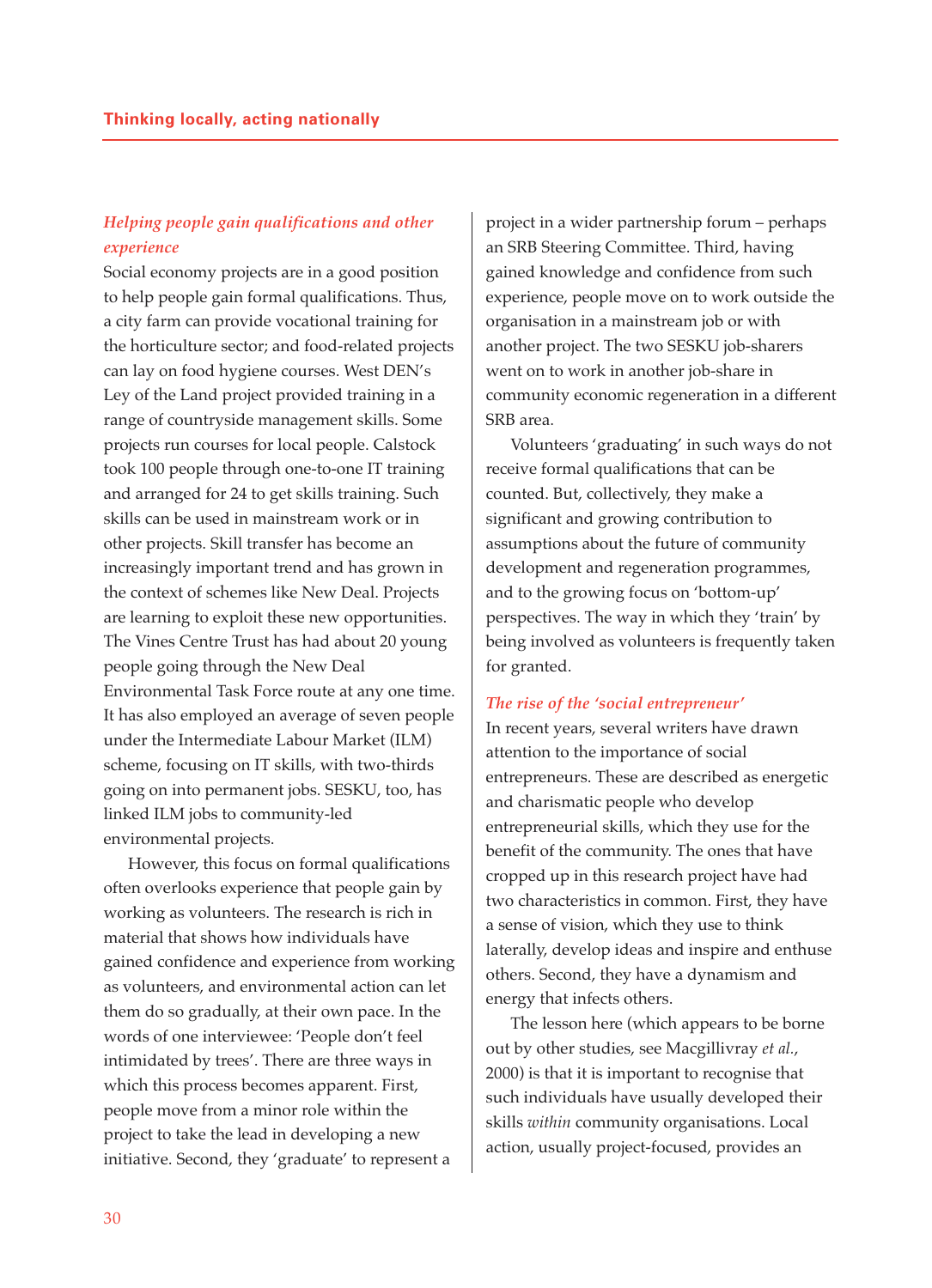### *Helping people gain qualifications and other experience*

Social economy projects are in a good position to help people gain formal qualifications. Thus, a city farm can provide vocational training for the horticulture sector; and food-related projects can lay on food hygiene courses. West DEN's Ley of the Land project provided training in a range of countryside management skills. Some projects run courses for local people. Calstock took 100 people through one-to-one IT training and arranged for 24 to get skills training. Such skills can be used in mainstream work or in other projects. Skill transfer has become an increasingly important trend and has grown in the context of schemes like New Deal. Projects are learning to exploit these new opportunities. The Vines Centre Trust has had about 20 young people going through the New Deal Environmental Task Force route at any one time. It has also employed an average of seven people under the Intermediate Labour Market (ILM) scheme, focusing on IT skills, with two-thirds going on into permanent jobs. SESKU, too, has linked ILM jobs to community-led environmental projects.

However, this focus on formal qualifications often overlooks experience that people gain by working as volunteers. The research is rich in material that shows how individuals have gained confidence and experience from working as volunteers, and environmental action can let them do so gradually, at their own pace. In the words of one interviewee: 'People don't feel intimidated by trees'. There are three ways in which this process becomes apparent. First, people move from a minor role within the project to take the lead in developing a new initiative. Second, they 'graduate' to represent a project in a wider partnership forum – perhaps an SRB Steering Committee. Third, having gained knowledge and confidence from such experience, people move on to work outside the organisation in a mainstream job or with another project. The two SESKU job-sharers went on to work in another job-share in community economic regeneration in a different SRB area.

Volunteers 'graduating' in such ways do not receive formal qualifications that can be counted. But, collectively, they make a significant and growing contribution to assumptions about the future of community development and regeneration programmes, and to the growing focus on 'bottom-up' perspectives. The way in which they 'train' by being involved as volunteers is frequently taken for granted.

### *The rise of the 'social entrepreneur'*

In recent years, several writers have drawn attention to the importance of social entrepreneurs. These are described as energetic and charismatic people who develop entrepreneurial skills, which they use for the benefit of the community. The ones that have cropped up in this research project have had two characteristics in common. First, they have a sense of vision, which they use to think laterally, develop ideas and inspire and enthuse others. Second, they have a dynamism and energy that infects others.

The lesson here (which appears to be borne out by other studies, see Macgillivray *et al.*, 2000) is that it is important to recognise that such individuals have usually developed their skills *within* community organisations. Local action, usually project-focused, provides an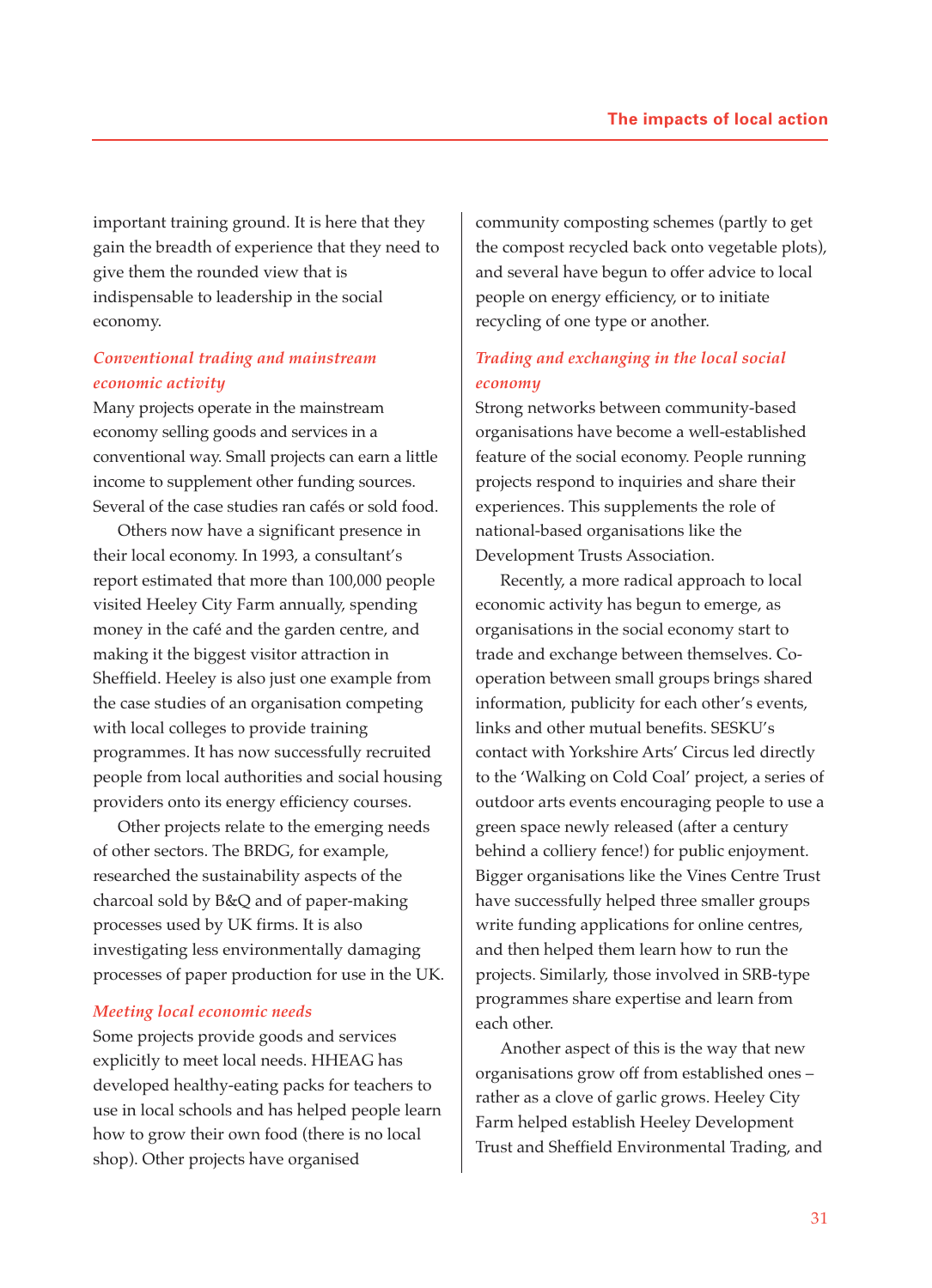important training ground. It is here that they gain the breadth of experience that they need to give them the rounded view that is indispensable to leadership in the social economy.

### *Conventional trading and mainstream economic activity*

Many projects operate in the mainstream economy selling goods and services in a conventional way. Small projects can earn a little income to supplement other funding sources. Several of the case studies ran cafés or sold food.

Others now have a significant presence in their local economy. In 1993, a consultant's report estimated that more than 100,000 people visited Heeley City Farm annually, spending money in the café and the garden centre, and making it the biggest visitor attraction in Sheffield. Heeley is also just one example from the case studies of an organisation competing with local colleges to provide training programmes. It has now successfully recruited people from local authorities and social housing providers onto its energy efficiency courses.

Other projects relate to the emerging needs of other sectors. The BRDG, for example, researched the sustainability aspects of the charcoal sold by B&Q and of paper-making processes used by UK firms. It is also investigating less environmentally damaging processes of paper production for use in the UK.

### *Meeting local economic needs*

Some projects provide goods and services explicitly to meet local needs. HHEAG has developed healthy-eating packs for teachers to use in local schools and has helped people learn how to grow their own food (there is no local shop). Other projects have organised community composting schemes (partly to get the compost recycled back onto vegetable plots), and several have begun to offer advice to local people on energy efficiency, or to initiate recycling of one type or another.

### *Trading and exchanging in the local social economy*

Strong networks between community-based organisations have become a well-established feature of the social economy. People running projects respond to inquiries and share their experiences. This supplements the role of national-based organisations like the Development Trusts Association.

Recently, a more radical approach to local economic activity has begun to emerge, as organisations in the social economy start to trade and exchange between themselves. Co-operation between small groups brings shared information, publicity for each other's events, links and other mutual benefits. SESKU's contact with Yorkshire Arts' Circus led directly to the 'Walking on Cold Coal' project, a series of outdoor arts events encouraging people to use a green space newly released (after a century behind a colliery fence!) for public enjoyment. Bigger organisations like the Vines Centre Trust have successfully helped three smaller groups write funding applications for online centres, and then helped them learn how to run the projects. Similarly, those involved in SRB-type programmes share expertise and learn from each other.

Another aspect of this is the way that new organisations grow off from established ones – rather as a clove of garlic grows. Heeley City Farm helped establish Heeley Development Trust and Sheffield Environmental Trading, and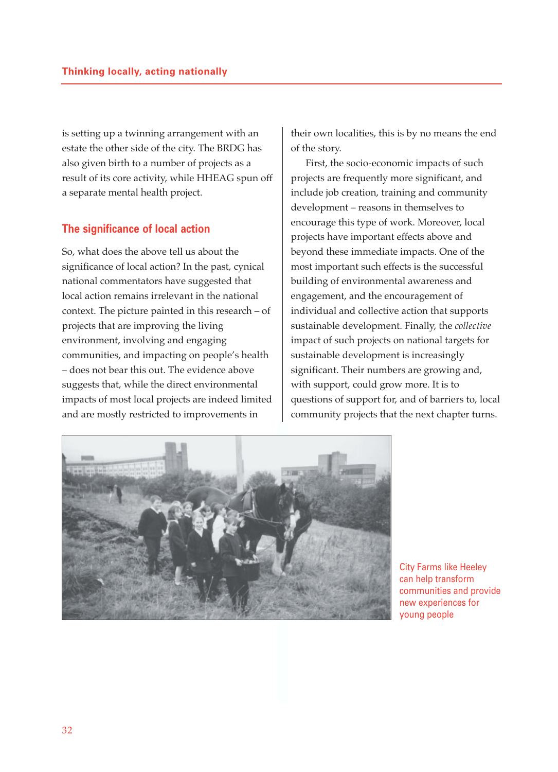is setting up a twinning arrangement with an estate the other side of the city. The BRDG has also given birth to a number of projects as a result of its core activity, while HHEAG spun off a separate mental health project.

## The significance of local action

So, what does the above tell us about the significance of local action? In the past, cynical national commentators have suggested that local action remains irrelevant in the national context. The picture painted in this research – of projects that are improving the living environment, involving and engaging communities, and impacting on people's health – does not bear this out. The evidence above suggests that, while the direct environmental impacts of most local projects are indeed limited and are mostly restricted to improvements in their own localities, this is by no means the end of the story.

First, the socio-economic impacts of such projects are frequently more significant, and include job creation, training and community development – reasons in themselves to encourage this type of work. Moreover, local projects have important effects above and beyond these immediate impacts. One of the most important such effects is the successful building of environmental awareness and engagement, and the encouragement of individual and collective action that supports sustainable development. Finally, the *collective* impact of such projects on national targets for sustainable development is increasingly significant. Their numbers are growing and, with support, could grow more. It is to questions of support for, and of barriers to, local community projects that the next chapter turns.

City Farms like Heeley can help transform communities and provide new experiences for young people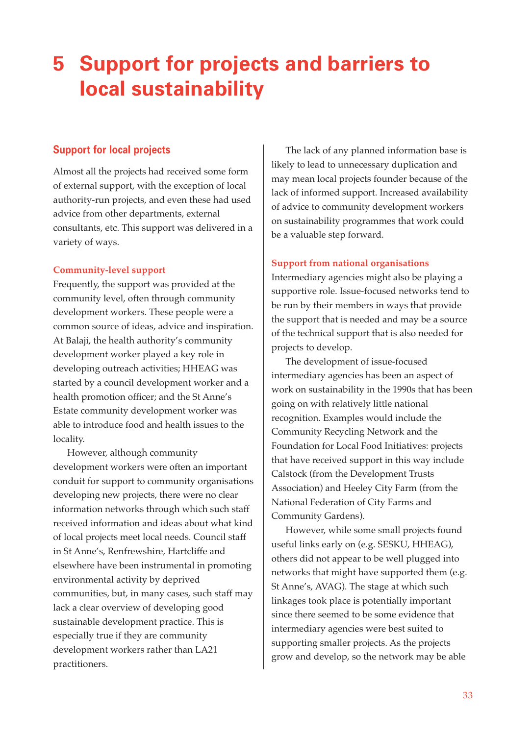# 5 Support for projects and barriers to local sustainability

## Support for local projects

Almost all the projects had received some form of external support, with the exception of local authority-run projects, and even these had used advice from other departments, external consultants, etc. This support was delivered in a variety of ways.

### Community-level support

Frequently, the support was provided at the community level, often through community development workers. These people were a common source of ideas, advice and inspiration. At Balaji, the health authority's community development worker played a key role in developing outreach activities; HHEAG was started by a council development worker and a health promotion officer; and the St Anne's Estate community development worker was able to introduce food and health issues to the locality.

However, although community development workers were often an important conduit for support to community organisations developing new projects, there were no clear information networks through which such staff received information and ideas about what kind of local projects meet local needs. Council staff in St Anne's, Renfrewshire, Hartcliffe and elsewhere have been instrumental in promoting environmental activity by deprived communities, but, in many cases, such staff may lack a clear overview of developing good sustainable development practice. This is especially true if they are community development workers rather than LA21 practitioners.

The lack of any planned information base is likely to lead to unnecessary duplication and may mean local projects founder because of the lack of informed support. Increased availability of advice to community development workers on sustainability programmes that work could be a valuable step forward.

### Support from national organisations

Intermediary agencies might also be playing a supportive role. Issue-focused networks tend to be run by their members in ways that provide the support that is needed and may be a source of the technical support that is also needed for projects to develop.

The development of issue-focused intermediary agencies has been an aspect of work on sustainability in the 1990s that has been going on with relatively little national recognition. Examples would include the Community Recycling Network and the Foundation for Local Food Initiatives: projects that have received support in this way include Calstock (from the Development Trusts Association) and Heeley City Farm (from the National Federation of City Farms and Community Gardens).

However, while some small projects found useful links early on (e.g. SESKU, HHEAG), others did not appear to be well plugged into networks that might have supported them (e.g. St Anne's, AVAG). The stage at which such linkages took place is potentially important since there seemed to be some evidence that intermediary agencies were best suited to supporting smaller projects. As the projects grow and develop, so the network may be able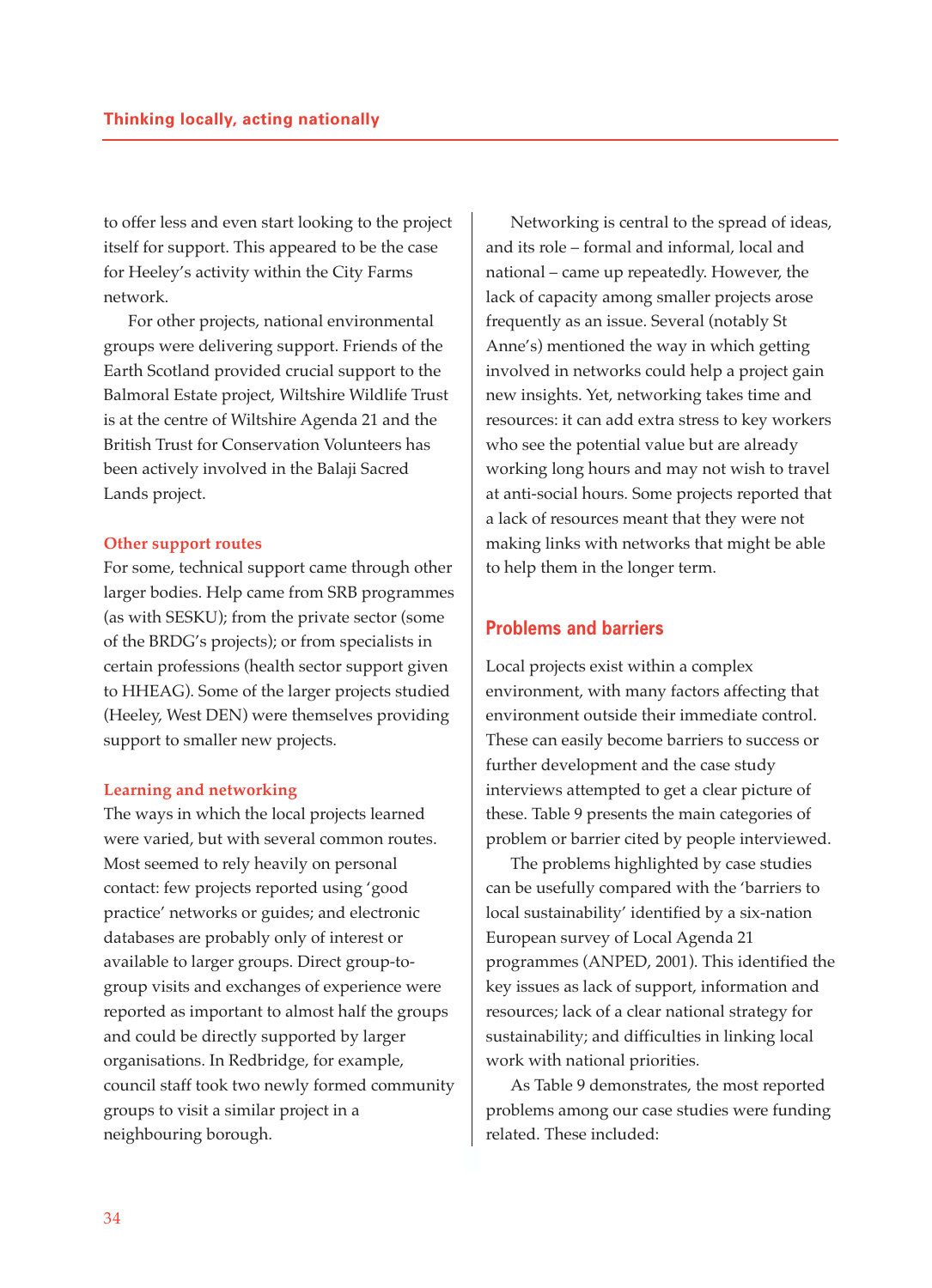to offer less and even start looking to the project itself for support. This appeared to be the case for Heeley's activity within the City Farms network.

For other projects, national environmental groups were delivering support. Friends of the Earth Scotland provided crucial support to the Balmoral Estate project, Wiltshire Wildlife Trust is at the centre of Wiltshire Agenda 21 and the British Trust for Conservation Volunteers has been actively involved in the Balaji Sacred Lands project.

### Other support routes

For some, technical support came through other larger bodies. Help came from SRB programmes (as with SESKU); from the private sector (some of the BRDG's projects); or from specialists in certain professions (health sector support given to HHEAG). Some of the larger projects studied (Heeley, West DEN) were themselves providing support to smaller new projects.

### Learning and networking

The ways in which the local projects learned were varied, but with several common routes. Most seemed to rely heavily on personal contact: few projects reported using 'good practice' networks or guides; and electronic databases are probably only of interest or available to larger groups. Direct group-to-group visits and exchanges of experience were reported as important to almost half the groups and could be directly supported by larger organisations. In Redbridge, for example, council staff took two newly formed community groups to visit a similar project in a neighbouring borough.

Networking is central to the spread of ideas, and its role – formal and informal, local and national – came up repeatedly. However, the lack of capacity among smaller projects arose frequently as an issue. Several (notably St Anne's) mentioned the way in which getting involved in networks could help a project gain new insights. Yet, networking takes time and resources: it can add extra stress to key workers who see the potential value but are already working long hours and may not wish to travel at anti-social hours. Some projects reported that a lack of resources meant that they were not making links with networks that might be able to help them in the longer term.

## Problems and barriers

Local projects exist within a complex environment, with many factors affecting that environment outside their immediate control. These can easily become barriers to success or further development and the case study interviews attempted to get a clear picture of these. Table 9 presents the main categories of problem or barrier cited by people interviewed.

The problems highlighted by case studies can be usefully compared with the 'barriers to local sustainability' identified by a six-nation European survey of Local Agenda 21 programmes (ANPED, 2001). This identified the key issues as lack of support, information and resources; lack of a clear national strategy for sustainability; and difficulties in linking local work with national priorities.

As Table 9 demonstrates, the most reported problems among our case studies were funding related. These included: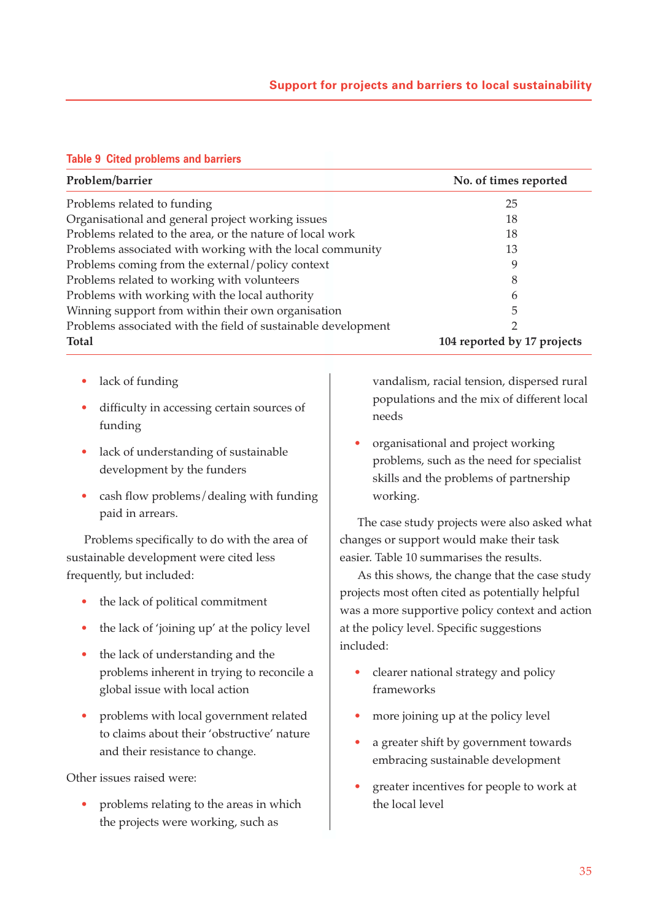**Table 9 Cited problems and barriers**

| Problem/barrier | No. of times reported |
|---|---|
| Problems related to funding | 25 |
| Organisational and general project working issues | 18 |
| Problems related to the area, or the nature of local work | 18 |
| Problems associated with working with the local community | 13 |
| Problems coming from the external/policy context | 9 |
| Problems related to working with volunteers | 8 |
| Problems with working with the local authority | 6 |
| Winning support from within their own organisation | 5 |
| Problems associated with the field of sustainable development | 2 |
| **Total** | **104 reported by 17 projects** |

- lack of funding
- difficulty in accessing certain sources of funding
- lack of understanding of sustainable development by the funders
- cash flow problems/dealing with funding paid in arrears.

Problems specifically to do with the area of sustainable development were cited less frequently, but included:

- the lack of political commitment
- the lack of 'joining up' at the policy level
- the lack of understanding and the problems inherent in trying to reconcile a global issue with local action
- problems with local government related to claims about their 'obstructive' nature and their resistance to change.

Other issues raised were:

- problems relating to the areas in which the projects were working, such as vandalism, racial tension, dispersed rural populations and the mix of different local needs
- organisational and project working problems, such as the need for specialist skills and the problems of partnership working.

The case study projects were also asked what changes or support would make their task easier. Table 10 summarises the results.

As this shows, the change that the case study projects most often cited as potentially helpful was a more supportive policy context and action at the policy level. Specific suggestions included:

- clearer national strategy and policy frameworks
- more joining up at the policy level
- a greater shift by government towards embracing sustainable development
- greater incentives for people to work at the local level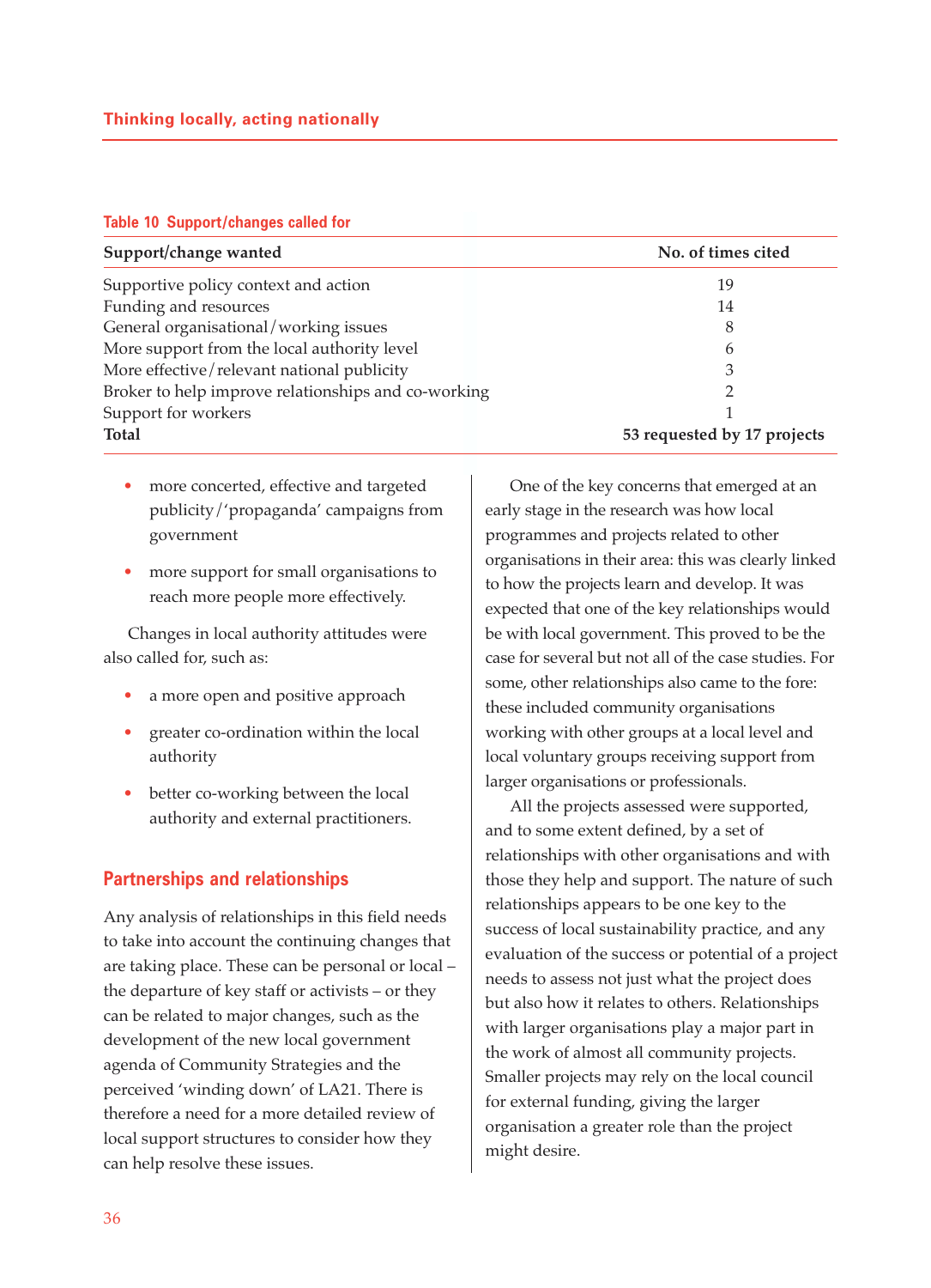**Table 10 Support/changes called for**

| Support/change wanted | No. of times cited |
|---|---|
| Supportive policy context and action | 19 |
| Funding and resources | 14 |
| General organisational/working issues | 8 |
| More support from the local authority level | 6 |
| More effective/relevant national publicity | 3 |
| Broker to help improve relationships and co-working | 2 |
| Support for workers | 1 |
| **Total** | **53 requested by 17 projects** |

- more concerted, effective and targeted publicity/'propaganda' campaigns from government
- more support for small organisations to reach more people more effectively.

Changes in local authority attitudes were also called for, such as:

- a more open and positive approach
- greater co-ordination within the local authority
- better co-working between the local authority and external practitioners.

## Partnerships and relationships

Any analysis of relationships in this field needs to take into account the continuing changes that are taking place. These can be personal or local – the departure of key staff or activists – or they can be related to major changes, such as the development of the new local government agenda of Community Strategies and the perceived 'winding down' of LA21. There is therefore a need for a more detailed review of local support structures to consider how they can help resolve these issues.

One of the key concerns that emerged at an early stage in the research was how local programmes and projects related to other organisations in their area: this was clearly linked to how the projects learn and develop. It was expected that one of the key relationships would be with local government. This proved to be the case for several but not all of the case studies. For some, other relationships also came to the fore: these included community organisations working with other groups at a local level and local voluntary groups receiving support from larger organisations or professionals.

All the projects assessed were supported, and to some extent defined, by a set of relationships with other organisations and with those they help and support. The nature of such relationships appears to be one key to the success of local sustainability practice, and any evaluation of the success or potential of a project needs to assess not just what the project does but also how it relates to others. Relationships with larger organisations play a major part in the work of almost all community projects. Smaller projects may rely on the local council for external funding, giving the larger organisation a greater role than the project might desire.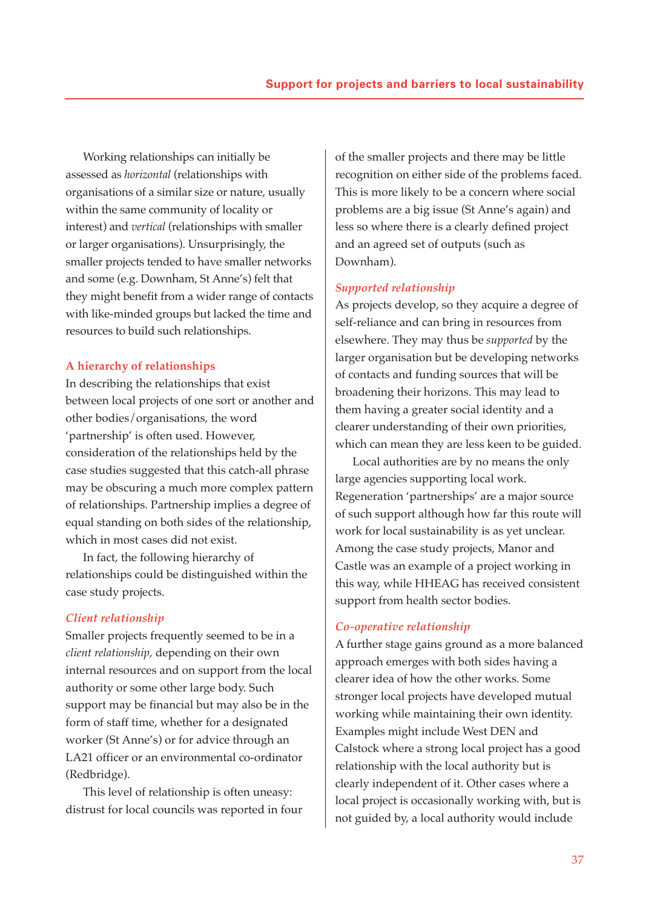Working relationships can initially be assessed as *horizontal* (relationships with organisations of a similar size or nature, usually within the same community of locality or interest) and *vertical* (relationships with smaller or larger organisations). Unsurprisingly, the smaller projects tended to have smaller networks and some (e.g. Downham, St Anne's) felt that they might benefit from a wider range of contacts with like-minded groups but lacked the time and resources to build such relationships.

## A hierarchy of relationships

In describing the relationships that exist between local projects of one sort or another and other bodies/organisations, the word 'partnership' is often used. However, consideration of the relationships held by the case studies suggested that this catch-all phrase may be obscuring a much more complex pattern of relationships. Partnership implies a degree of equal standing on both sides of the relationship, which in most cases did not exist.

In fact, the following hierarchy of relationships could be distinguished within the case study projects.

### *Client relationship*

Smaller projects frequently seemed to be in a *client relationship*, depending on their own internal resources and on support from the local authority or some other large body. Such support may be financial but may also be in the form of staff time, whether for a designated worker (St Anne's) or for advice through an LA21 officer or an environmental co-ordinator (Redbridge).

This level of relationship is often uneasy: distrust for local councils was reported in four of the smaller projects and there may be little recognition on either side of the problems faced. This is more likely to be a concern where social problems are a big issue (St Anne's again) and less so where there is a clearly defined project and an agreed set of outputs (such as Downham).

### *Supported relationship*

As projects develop, so they acquire a degree of self-reliance and can bring in resources from elsewhere. They may thus be *supported* by the larger organisation but be developing networks of contacts and funding sources that will be broadening their horizons. This may lead to them having a greater social identity and a clearer understanding of their own priorities, which can mean they are less keen to be guided.

Local authorities are by no means the only large agencies supporting local work. Regeneration 'partnerships' are a major source of such support although how far this route will work for local sustainability is as yet unclear. Among the case study projects, Manor and Castle was an example of a project working in this way, while HHEAG has received consistent support from health sector bodies.

### *Co-operative relationship*

A further stage gains ground as a more balanced approach emerges with both sides having a clearer idea of how the other works. Some stronger local projects have developed mutual working while maintaining their own identity. Examples might include West DEN and Calstock where a strong local project has a good relationship with the local authority but is clearly independent of it. Other cases where a local project is occasionally working with, but is not guided by, a local authority would include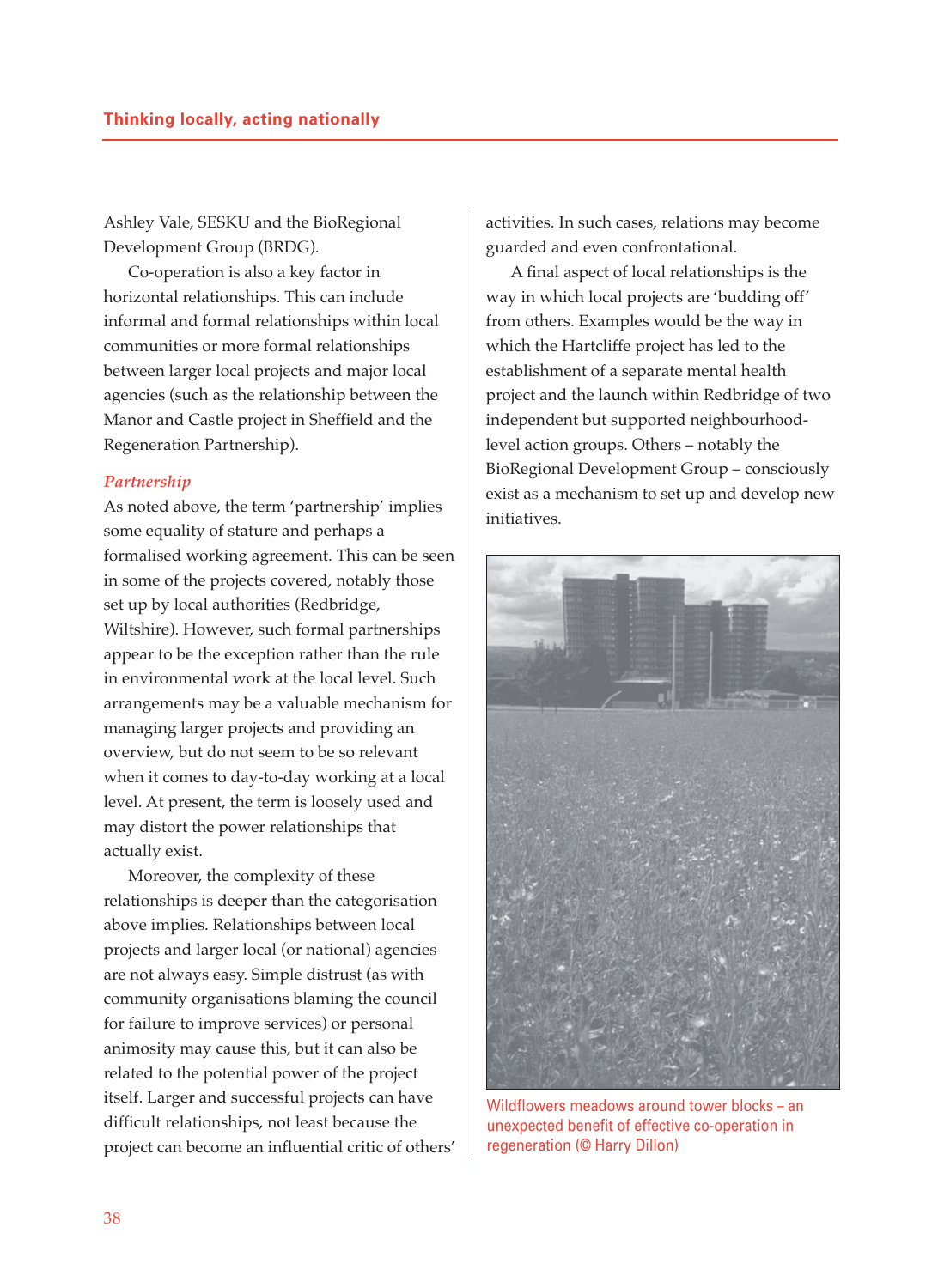Ashley Vale, SESKU and the BioRegional Development Group (BRDG).

Co-operation is also a key factor in horizontal relationships. This can include informal and formal relationships within local communities or more formal relationships between larger local projects and major local agencies (such as the relationship between the Manor and Castle project in Sheffield and the Regeneration Partnership).

### *Partnership*

As noted above, the term 'partnership' implies some equality of stature and perhaps a formalised working agreement. This can be seen in some of the projects covered, notably those set up by local authorities (Redbridge, Wiltshire). However, such formal partnerships appear to be the exception rather than the rule in environmental work at the local level. Such arrangements may be a valuable mechanism for managing larger projects and providing an overview, but do not seem to be so relevant when it comes to day-to-day working at a local level. At present, the term is loosely used and may distort the power relationships that actually exist.

Moreover, the complexity of these relationships is deeper than the categorisation above implies. Relationships between local projects and larger local (or national) agencies are not always easy. Simple distrust (as with community organisations blaming the council for failure to improve services) or personal animosity may cause this, but it can also be related to the potential power of the project itself. Larger and successful projects can have difficult relationships, not least because the project can become an influential critic of others' activities. In such cases, relations may become guarded and even confrontational.

A final aspect of local relationships is the way in which local projects are 'budding off' from others. Examples would be the way in which the Hartcliffe project has led to the establishment of a separate mental health project and the launch within Redbridge of two independent but supported neighbourhood-level action groups. Others – notably the BioRegional Development Group – consciously exist as a mechanism to set up and develop new initiatives.

Wildflowers meadows around tower blocks – an unexpected benefit of effective co-operation in regeneration (© Harry Dillon)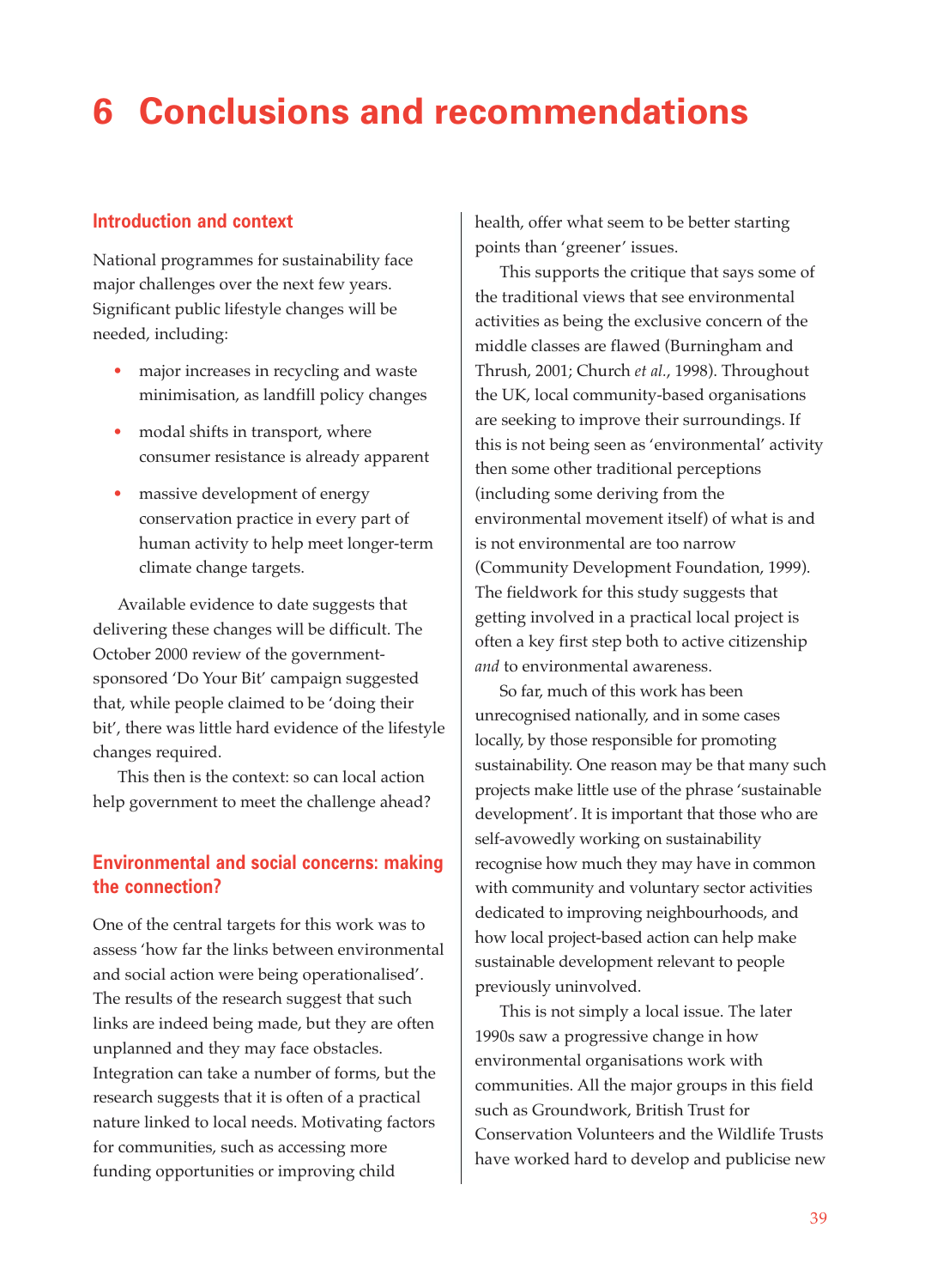# 6 Conclusions and recommendations

## Introduction and context

National programmes for sustainability face major challenges over the next few years. Significant public lifestyle changes will be needed, including:

- major increases in recycling and waste minimisation, as landfill policy changes
- modal shifts in transport, where consumer resistance is already apparent
- massive development of energy conservation practice in every part of human activity to help meet longer-term climate change targets.

Available evidence to date suggests that delivering these changes will be difficult. The October 2000 review of the government-sponsored 'Do Your Bit' campaign suggested that, while people claimed to be 'doing their bit', there was little hard evidence of the lifestyle changes required.

This then is the context: so can local action help government to meet the challenge ahead?

## Environmental and social concerns: making the connection?

One of the central targets for this work was to assess 'how far the links between environmental and social action were being operationalised'. The results of the research suggest that such links are indeed being made, but they are often unplanned and they may face obstacles. Integration can take a number of forms, but the research suggests that it is often of a practical nature linked to local needs. Motivating factors for communities, such as accessing more funding opportunities or improving child health, offer what seem to be better starting points than 'greener' issues.

This supports the critique that says some of the traditional views that see environmental activities as being the exclusive concern of the middle classes are flawed (Burningham and Thrush, 2001; Church *et al.*, 1998). Throughout the UK, local community-based organisations are seeking to improve their surroundings. If this is not being seen as 'environmental' activity then some other traditional perceptions (including some deriving from the environmental movement itself) of what is and is not environmental are too narrow (Community Development Foundation, 1999). The fieldwork for this study suggests that getting involved in a practical local project is often a key first step both to active citizenship *and* to environmental awareness.

So far, much of this work has been unrecognised nationally, and in some cases locally, by those responsible for promoting sustainability. One reason may be that many such projects make little use of the phrase 'sustainable development'. It is important that those who are self-avowedly working on sustainability recognise how much they may have in common with community and voluntary sector activities dedicated to improving neighbourhoods, and how local project-based action can help make sustainable development relevant to people previously uninvolved.

This is not simply a local issue. The later 1990s saw a progressive change in how environmental organisations work with communities. All the major groups in this field such as Groundwork, British Trust for Conservation Volunteers and the Wildlife Trusts have worked hard to develop and publicise new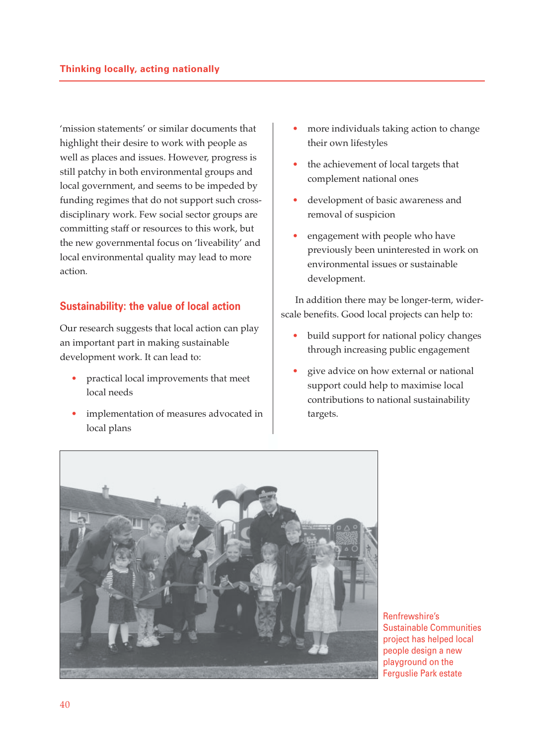'mission statements' or similar documents that highlight their desire to work with people as well as places and issues. However, progress is still patchy in both environmental groups and local government, and seems to be impeded by funding regimes that do not support such cross-disciplinary work. Few social sector groups are committing staff or resources to this work, but the new governmental focus on 'liveability' and local environmental quality may lead to more action.

## Sustainability: the value of local action

Our research suggests that local action can play an important part in making sustainable development work. It can lead to:

- practical local improvements that meet local needs
- implementation of measures advocated in local plans
- more individuals taking action to change their own lifestyles
- the achievement of local targets that complement national ones
- development of basic awareness and removal of suspicion
- engagement with people who have previously been uninterested in work on environmental issues or sustainable development.

In addition there may be longer-term, wider-scale benefits. Good local projects can help to:

- build support for national policy changes through increasing public engagement
- give advice on how external or national support could help to maximise local contributions to national sustainability targets.

Renfrewshire's Sustainable Communities project has helped local people design a new playground on the Ferguslie Park estate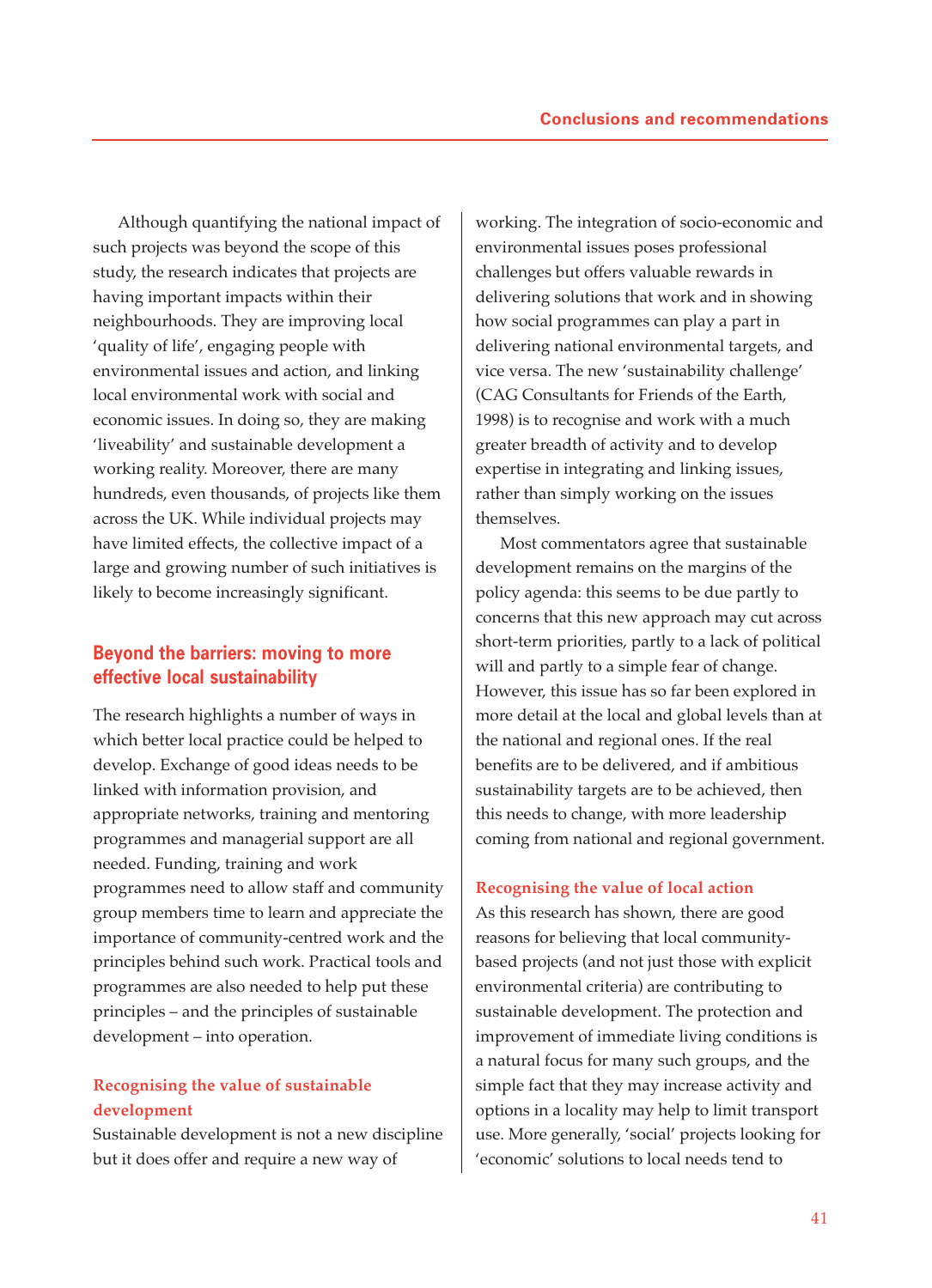Although quantifying the national impact of such projects was beyond the scope of this study, the research indicates that projects are having important impacts within their neighbourhoods. They are improving local 'quality of life', engaging people with environmental issues and action, and linking local environmental work with social and economic issues. In doing so, they are making 'liveability' and sustainable development a working reality. Moreover, there are many hundreds, even thousands, of projects like them across the UK. While individual projects may have limited effects, the collective impact of a large and growing number of such initiatives is likely to become increasingly significant.

## Beyond the barriers: moving to more effective local sustainability

The research highlights a number of ways in which better local practice could be helped to develop. Exchange of good ideas needs to be linked with information provision, and appropriate networks, training and mentoring programmes and managerial support are all needed. Funding, training and work programmes need to allow staff and community group members time to learn and appreciate the importance of community-centred work and the principles behind such work. Practical tools and programmes are also needed to help put these principles – and the principles of sustainable development – into operation.

### Recognising the value of sustainable development

Sustainable development is not a new discipline but it does offer and require a new way of working. The integration of socio-economic and environmental issues poses professional challenges but offers valuable rewards in delivering solutions that work and in showing how social programmes can play a part in delivering national environmental targets, and vice versa. The new 'sustainability challenge' (CAG Consultants for Friends of the Earth, 1998) is to recognise and work with a much greater breadth of activity and to develop expertise in integrating and linking issues, rather than simply working on the issues themselves.

Most commentators agree that sustainable development remains on the margins of the policy agenda: this seems to be due partly to concerns that this new approach may cut across short-term priorities, partly to a lack of political will and partly to a simple fear of change. However, this issue has so far been explored in more detail at the local and global levels than at the national and regional ones. If the real benefits are to be delivered, and if ambitious sustainability targets are to be achieved, then this needs to change, with more leadership coming from national and regional government.

### Recognising the value of local action

As this research has shown, there are good reasons for believing that local community-based projects (and not just those with explicit environmental criteria) are contributing to sustainable development. The protection and improvement of immediate living conditions is a natural focus for many such groups, and the simple fact that they may increase activity and options in a locality may help to limit transport use. More generally, 'social' projects looking for 'economic' solutions to local needs tend to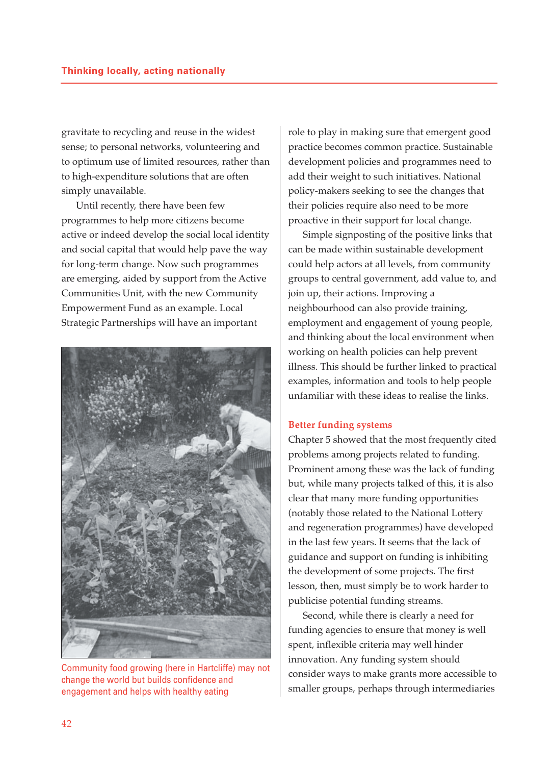gravitate to recycling and reuse in the widest sense; to personal networks, volunteering and to optimum use of limited resources, rather than to high-expenditure solutions that are often simply unavailable.

Until recently, there have been few programmes to help more citizens become active or indeed develop the social local identity and social capital that would help pave the way for long-term change. Now such programmes are emerging, aided by support from the Active Communities Unit, with the new Community Empowerment Fund as an example. Local Strategic Partnerships will have an important role to play in making sure that emergent good practice becomes common practice. Sustainable development policies and programmes need to add their weight to such initiatives. National policy-makers seeking to see the changes that their policies require also need to be more proactive in their support for local change.

Community food growing (here in Hartcliffe) may not change the world but builds confidence and engagement and helps with healthy eating

Simple signposting of the positive links that can be made within sustainable development could help actors at all levels, from community groups to central government, add value to, and join up, their actions. Improving a neighbourhood can also provide training, employment and engagement of young people, and thinking about the local environment when working on health policies can help prevent illness. This should be further linked to practical examples, information and tools to help people unfamiliar with these ideas to realise the links.

### Better funding systems

Chapter 5 showed that the most frequently cited problems among projects related to funding. Prominent among these was the lack of funding but, while many projects talked of this, it is also clear that many more funding opportunities (notably those related to the National Lottery and regeneration programmes) have developed in the last few years. It seems that the lack of guidance and support on funding is inhibiting the development of some projects. The first lesson, then, must simply be to work harder to publicise potential funding streams.

Second, while there is clearly a need for funding agencies to ensure that money is well spent, inflexible criteria may well hinder innovation. Any funding system should consider ways to make grants more accessible to smaller groups, perhaps through intermediaries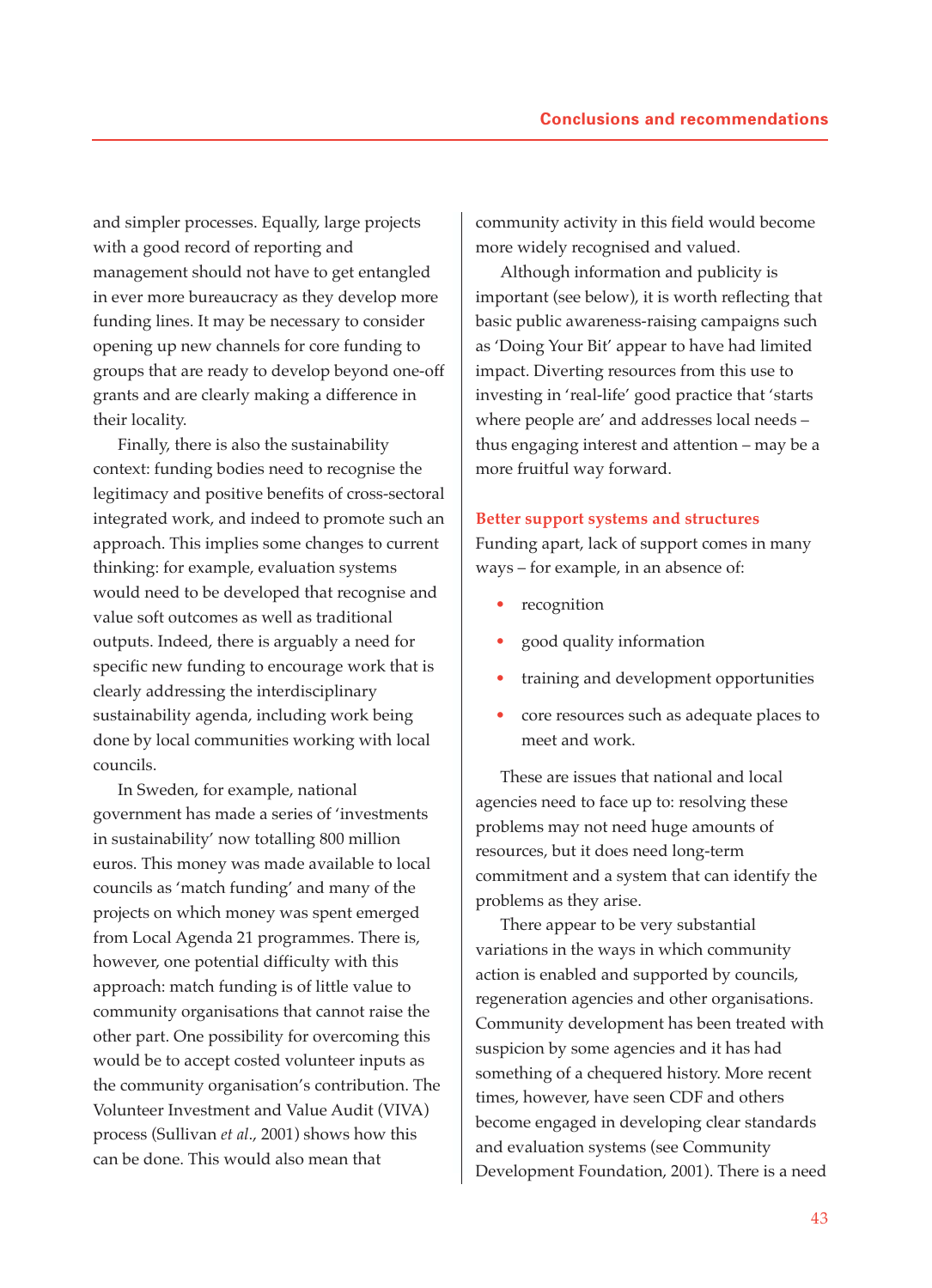and simpler processes. Equally, large projects with a good record of reporting and management should not have to get entangled in ever more bureaucracy as they develop more funding lines. It may be necessary to consider opening up new channels for core funding to groups that are ready to develop beyond one-off grants and are clearly making a difference in their locality.

Finally, there is also the sustainability context: funding bodies need to recognise the legitimacy and positive benefits of cross-sectoral integrated work, and indeed to promote such an approach. This implies some changes to current thinking: for example, evaluation systems would need to be developed that recognise and value soft outcomes as well as traditional outputs. Indeed, there is arguably a need for specific new funding to encourage work that is clearly addressing the interdisciplinary sustainability agenda, including work being done by local communities working with local councils.

In Sweden, for example, national government has made a series of 'investments in sustainability' now totalling 800 million euros. This money was made available to local councils as 'match funding' and many of the projects on which money was spent emerged from Local Agenda 21 programmes. There is, however, one potential difficulty with this approach: match funding is of little value to community organisations that cannot raise the other part. One possibility for overcoming this would be to accept costed volunteer inputs as the community organisation's contribution. The Volunteer Investment and Value Audit (VIVA) process (Sullivan *et al*., 2001) shows how this can be done. This would also mean that community activity in this field would become more widely recognised and valued.

Although information and publicity is important (see below), it is worth reflecting that basic public awareness-raising campaigns such as 'Doing Your Bit' appear to have had limited impact. Diverting resources from this use to investing in 'real-life' good practice that 'starts where people are' and addresses local needs – thus engaging interest and attention – may be a more fruitful way forward.

### Better support systems and structures

Funding apart, lack of support comes in many ways – for example, in an absence of:

- recognition
- good quality information
- training and development opportunities
- core resources such as adequate places to meet and work.

These are issues that national and local agencies need to face up to: resolving these problems may not need huge amounts of resources, but it does need long-term commitment and a system that can identify the problems as they arise.

There appear to be very substantial variations in the ways in which community action is enabled and supported by councils, regeneration agencies and other organisations. Community development has been treated with suspicion by some agencies and it has had something of a chequered history. More recent times, however, have seen CDF and others become engaged in developing clear standards and evaluation systems (see Community Development Foundation, 2001). There is a need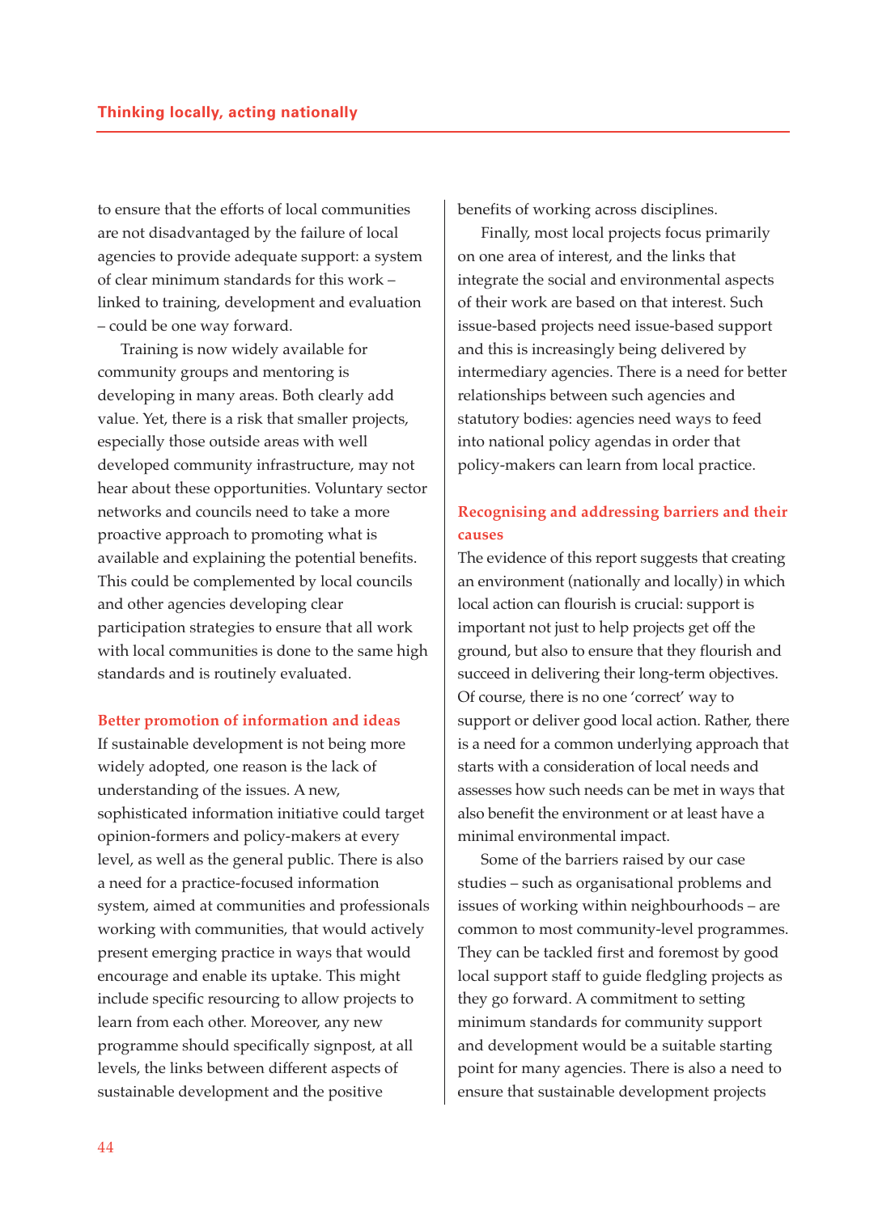to ensure that the efforts of local communities are not disadvantaged by the failure of local agencies to provide adequate support: a system of clear minimum standards for this work – linked to training, development and evaluation – could be one way forward.

Training is now widely available for community groups and mentoring is developing in many areas. Both clearly add value. Yet, there is a risk that smaller projects, especially those outside areas with well developed community infrastructure, may not hear about these opportunities. Voluntary sector networks and councils need to take a more proactive approach to promoting what is available and explaining the potential benefits. This could be complemented by local councils and other agencies developing clear participation strategies to ensure that all work with local communities is done to the same high standards and is routinely evaluated.

### Better promotion of information and ideas

If sustainable development is not being more widely adopted, one reason is the lack of understanding of the issues. A new, sophisticated information initiative could target opinion-formers and policy-makers at every level, as well as the general public. There is also a need for a practice-focused information system, aimed at communities and professionals working with communities, that would actively present emerging practice in ways that would encourage and enable its uptake. This might include specific resourcing to allow projects to learn from each other. Moreover, any new programme should specifically signpost, at all levels, the links between different aspects of sustainable development and the positive benefits of working across disciplines.

Finally, most local projects focus primarily on one area of interest, and the links that integrate the social and environmental aspects of their work are based on that interest. Such issue-based projects need issue-based support and this is increasingly being delivered by intermediary agencies. There is a need for better relationships between such agencies and statutory bodies: agencies need ways to feed into national policy agendas in order that policy-makers can learn from local practice.

### Recognising and addressing barriers and their causes

The evidence of this report suggests that creating an environment (nationally and locally) in which local action can flourish is crucial: support is important not just to help projects get off the ground, but also to ensure that they flourish and succeed in delivering their long-term objectives. Of course, there is no one 'correct' way to support or deliver good local action. Rather, there is a need for a common underlying approach that starts with a consideration of local needs and assesses how such needs can be met in ways that also benefit the environment or at least have a minimal environmental impact.

Some of the barriers raised by our case studies – such as organisational problems and issues of working within neighbourhoods – are common to most community-level programmes. They can be tackled first and foremost by good local support staff to guide fledgling projects as they go forward. A commitment to setting minimum standards for community support and development would be a suitable starting point for many agencies. There is also a need to ensure that sustainable development projects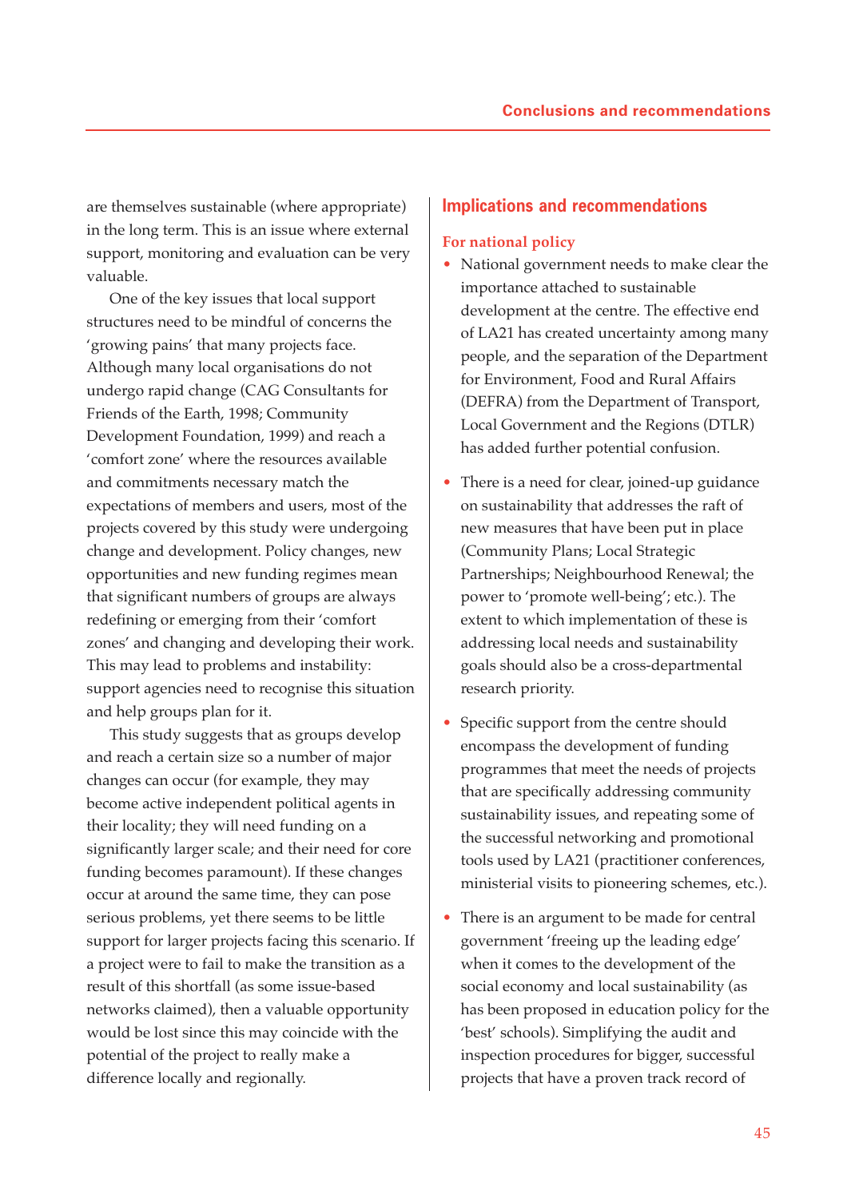are themselves sustainable (where appropriate) in the long term. This is an issue where external support, monitoring and evaluation can be very valuable.

One of the key issues that local support structures need to be mindful of concerns the 'growing pains' that many projects face. Although many local organisations do not undergo rapid change (CAG Consultants for Friends of the Earth, 1998; Community Development Foundation, 1999) and reach a 'comfort zone' where the resources available and commitments necessary match the expectations of members and users, most of the projects covered by this study were undergoing change and development. Policy changes, new opportunities and new funding regimes mean that significant numbers of groups are always redefining or emerging from their 'comfort zones' and changing and developing their work. This may lead to problems and instability: support agencies need to recognise this situation and help groups plan for it.

This study suggests that as groups develop and reach a certain size so a number of major changes can occur (for example, they may become active independent political agents in their locality; they will need funding on a significantly larger scale; and their need for core funding becomes paramount). If these changes occur at around the same time, they can pose serious problems, yet there seems to be little support for larger projects facing this scenario. If a project were to fail to make the transition as a result of this shortfall (as some issue-based networks claimed), then a valuable opportunity would be lost since this may coincide with the potential of the project to really make a difference locally and regionally.

## Implications and recommendations

### For national policy

- National government needs to make clear the importance attached to sustainable development at the centre. The effective end of LA21 has created uncertainty among many people, and the separation of the Department for Environment, Food and Rural Affairs (DEFRA) from the Department of Transport, Local Government and the Regions (DTLR) has added further potential confusion.

- There is a need for clear, joined-up guidance on sustainability that addresses the raft of new measures that have been put in place (Community Plans; Local Strategic Partnerships; Neighbourhood Renewal; the power to 'promote well-being'; etc.). The extent to which implementation of these is addressing local needs and sustainability goals should also be a cross-departmental research priority.

- Specific support from the centre should encompass the development of funding programmes that meet the needs of projects that are specifically addressing community sustainability issues, and repeating some of the successful networking and promotional tools used by LA21 (practitioner conferences, ministerial visits to pioneering schemes, etc.).

- There is an argument to be made for central government 'freeing up the leading edge' when it comes to the development of the social economy and local sustainability (as has been proposed in education policy for the 'best' schools). Simplifying the audit and inspection procedures for bigger, successful projects that have a proven track record of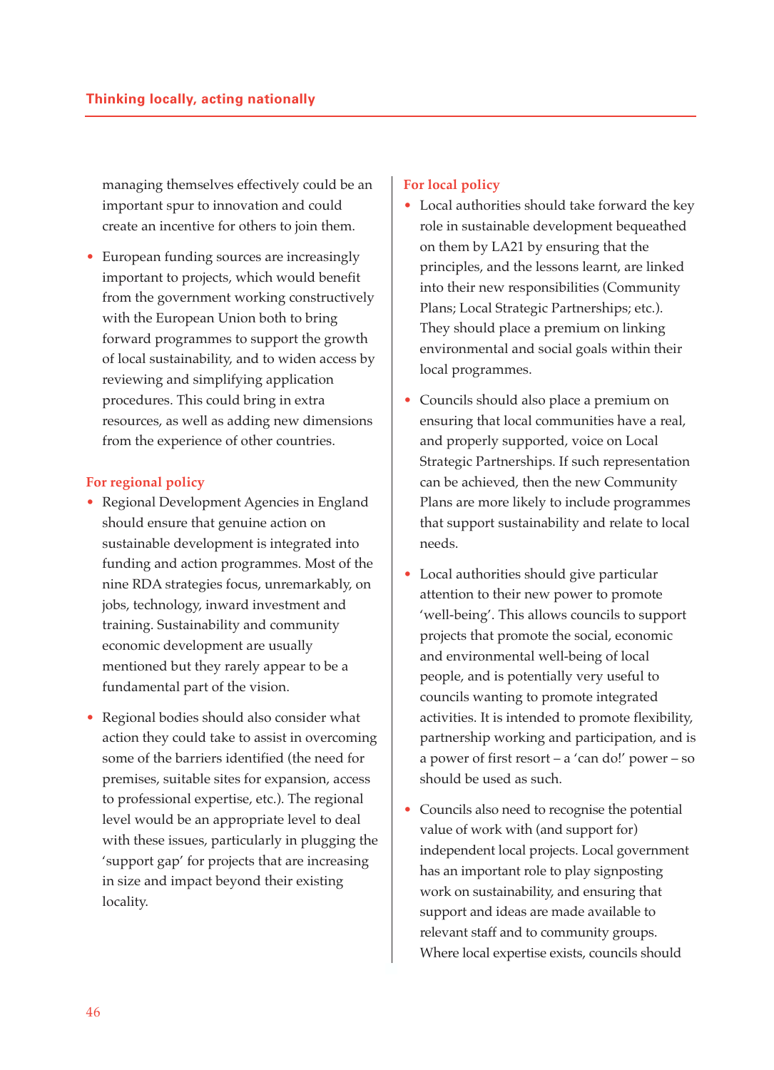managing themselves effectively could be an important spur to innovation and could create an incentive for others to join them.

- European funding sources are increasingly important to projects, which would benefit from the government working constructively with the European Union both to bring forward programmes to support the growth of local sustainability, and to widen access by reviewing and simplifying application procedures. This could bring in extra resources, as well as adding new dimensions from the experience of other countries.

### For regional policy

- Regional Development Agencies in England should ensure that genuine action on sustainable development is integrated into funding and action programmes. Most of the nine RDA strategies focus, unremarkably, on jobs, technology, inward investment and training. Sustainability and community economic development are usually mentioned but they rarely appear to be a fundamental part of the vision.

- Regional bodies should also consider what action they could take to assist in overcoming some of the barriers identified (the need for premises, suitable sites for expansion, access to professional expertise, etc.). The regional level would be an appropriate level to deal with these issues, particularly in plugging the 'support gap' for projects that are increasing in size and impact beyond their existing locality.

### For local policy

- Local authorities should take forward the key role in sustainable development bequeathed on them by LA21 by ensuring that the principles, and the lessons learnt, are linked into their new responsibilities (Community Plans; Local Strategic Partnerships; etc.). They should place a premium on linking environmental and social goals within their local programmes.

- Councils should also place a premium on ensuring that local communities have a real, and properly supported, voice on Local Strategic Partnerships. If such representation can be achieved, then the new Community Plans are more likely to include programmes that support sustainability and relate to local needs.

- Local authorities should give particular attention to their new power to promote 'well-being'. This allows councils to support projects that promote the social, economic and environmental well-being of local people, and is potentially very useful to councils wanting to promote integrated activities. It is intended to promote flexibility, partnership working and participation, and is a power of first resort – a 'can do!' power – so should be used as such.

- Councils also need to recognise the potential value of work with (and support for) independent local projects. Local government has an important role to play signposting work on sustainability, and ensuring that support and ideas are made available to relevant staff and to community groups. Where local expertise exists, councils should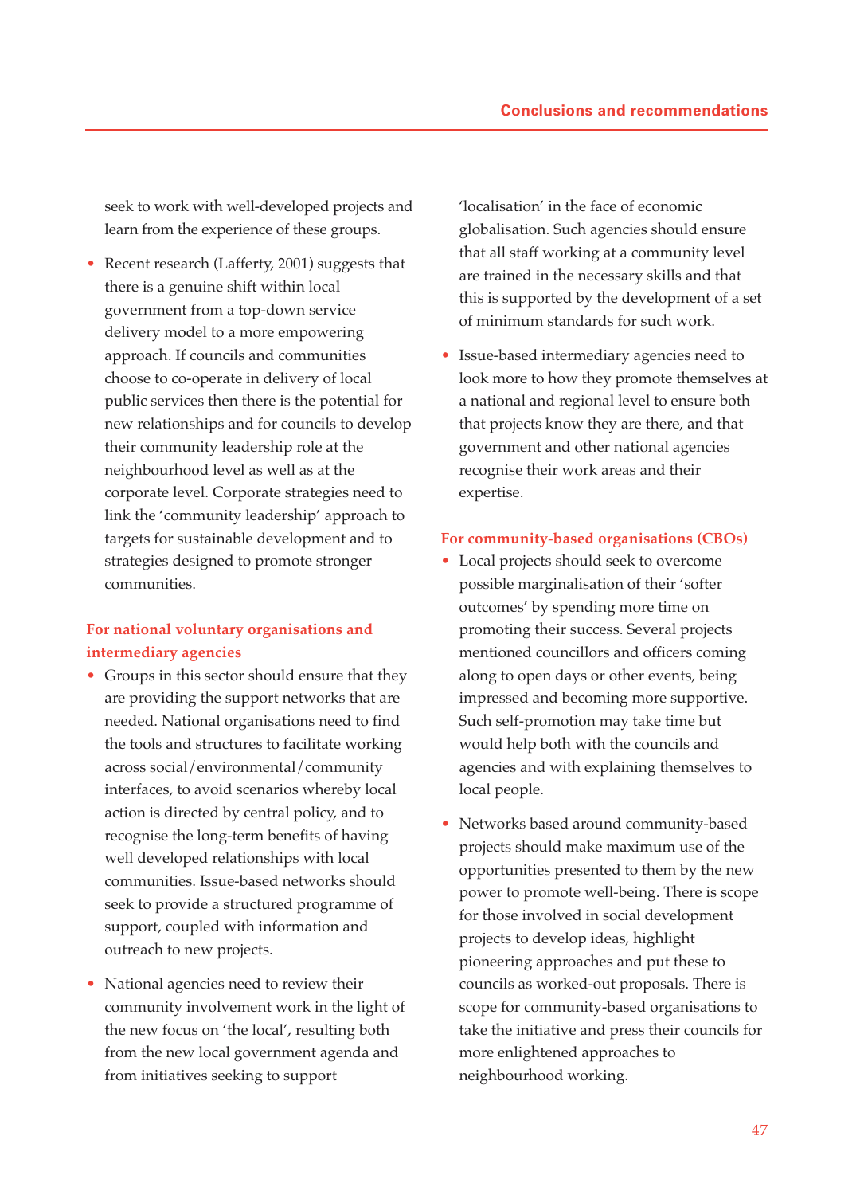seek to work with well-developed projects and learn from the experience of these groups.

- Recent research (Lafferty, 2001) suggests that there is a genuine shift within local government from a top-down service delivery model to a more empowering approach. If councils and communities choose to co-operate in delivery of local public services then there is the potential for new relationships and for councils to develop their community leadership role at the neighbourhood level as well as at the corporate level. Corporate strategies need to link the 'community leadership' approach to targets for sustainable development and to strategies designed to promote stronger communities.

### For national voluntary organisations and intermediary agencies

- Groups in this sector should ensure that they are providing the support networks that are needed. National organisations need to find the tools and structures to facilitate working across social/environmental/community interfaces, to avoid scenarios whereby local action is directed by central policy, and to recognise the long-term benefits of having well developed relationships with local communities. Issue-based networks should seek to provide a structured programme of support, coupled with information and outreach to new projects.

- National agencies need to review their community involvement work in the light of the new focus on 'the local', resulting both from the new local government agenda and from initiatives seeking to support 'localisation' in the face of economic globalisation. Such agencies should ensure that all staff working at a community level are trained in the necessary skills and that this is supported by the development of a set of minimum standards for such work.

- Issue-based intermediary agencies need to look more to how they promote themselves at a national and regional level to ensure both that projects know they are there, and that government and other national agencies recognise their work areas and their expertise.

### For community-based organisations (CBOs)

- Local projects should seek to overcome possible marginalisation of their 'softer outcomes' by spending more time on promoting their success. Several projects mentioned councillors and officers coming along to open days or other events, being impressed and becoming more supportive. Such self-promotion may take time but would help both with the councils and agencies and with explaining themselves to local people.

- Networks based around community-based projects should make maximum use of the opportunities presented to them by the new power to promote well-being. There is scope for those involved in social development projects to develop ideas, highlight pioneering approaches and put these to councils as worked-out proposals. There is scope for community-based organisations to take the initiative and press their councils for more enlightened approaches to neighbourhood working.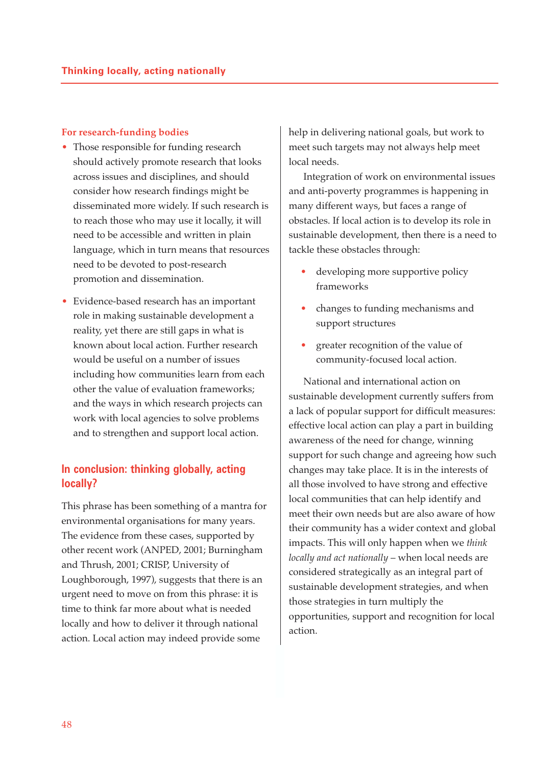### For research-funding bodies

- Those responsible for funding research should actively promote research that looks across issues and disciplines, and should consider how research findings might be disseminated more widely. If such research is to reach those who may use it locally, it will need to be accessible and written in plain language, which in turn means that resources need to be devoted to post-research promotion and dissemination.
- Evidence-based research has an important role in making sustainable development a reality, yet there are still gaps in what is known about local action. Further research would be useful on a number of issues including how communities learn from each other the value of evaluation frameworks; and the ways in which research projects can work with local agencies to solve problems and to strengthen and support local action.

## In conclusion: thinking globally, acting locally?

This phrase has been something of a mantra for environmental organisations for many years. The evidence from these cases, supported by other recent work (ANPED, 2001; Burningham and Thrush, 2001; CRISP, University of Loughborough, 1997), suggests that there is an urgent need to move on from this phrase: it is time to think far more about what is needed locally and how to deliver it through national action. Local action may indeed provide some help in delivering national goals, but work to meet such targets may not always help meet local needs.

Integration of work on environmental issues and anti-poverty programmes is happening in many different ways, but faces a range of obstacles. If local action is to develop its role in sustainable development, then there is a need to tackle these obstacles through:

- developing more supportive policy frameworks
- changes to funding mechanisms and support structures
- greater recognition of the value of community-focused local action.

National and international action on sustainable development currently suffers from a lack of popular support for difficult measures: effective local action can play a part in building awareness of the need for change, winning support for such change and agreeing how such changes may take place. It is in the interests of all those involved to have strong and effective local communities that can help identify and meet their own needs but are also aware of how their community has a wider context and global impacts. This will only happen when we *think locally and act nationally* – when local needs are considered strategically as an integral part of sustainable development strategies, and when those strategies in turn multiply the opportunities, support and recognition for local action.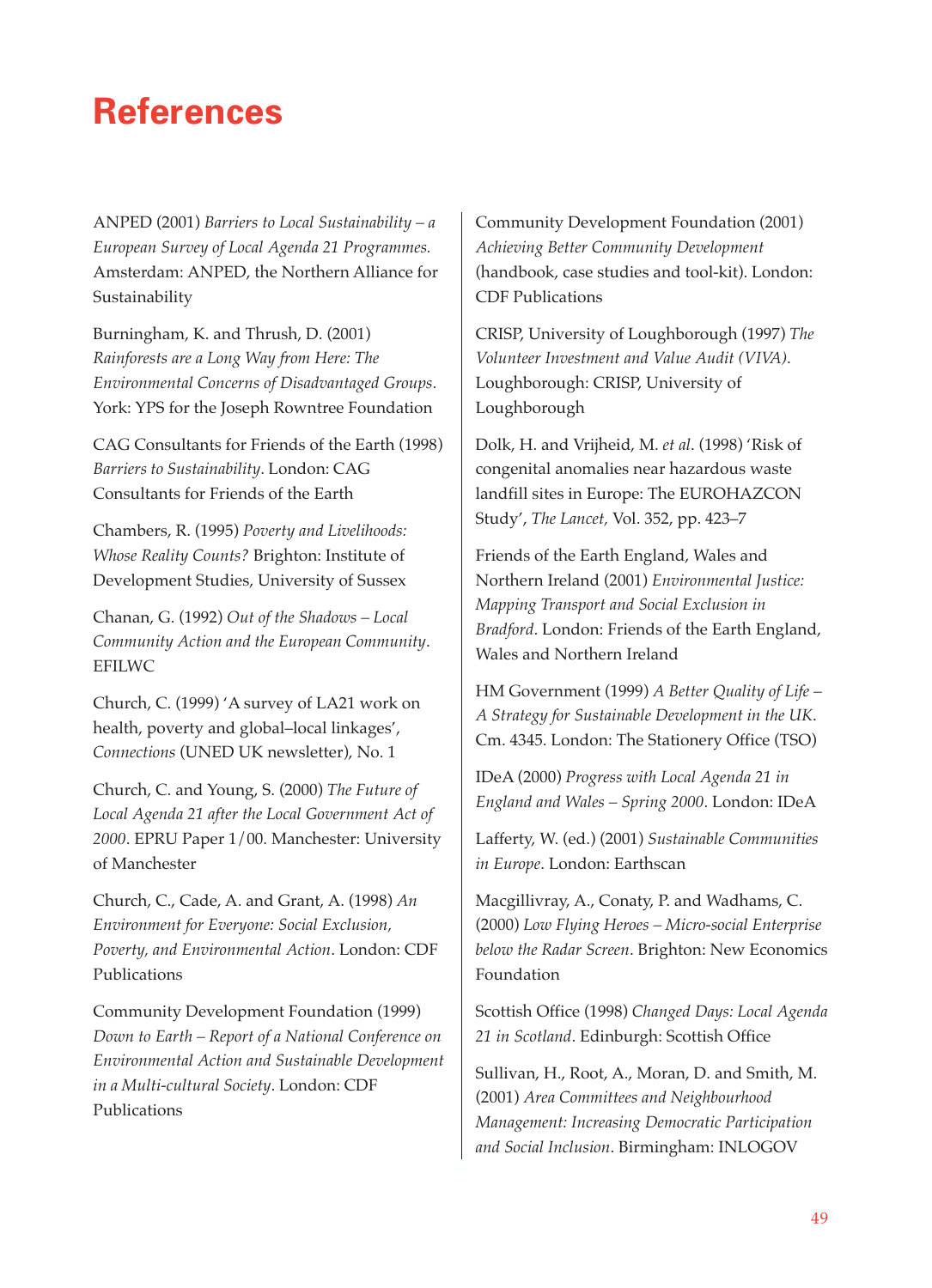# References

ANPED (2001) *Barriers to Local Sustainability – a European Survey of Local Agenda 21 Programmes.* Amsterdam: ANPED, the Northern Alliance for Sustainability

Burningham, K. and Thrush, D. (2001) *Rainforests are a Long Way from Here: The Environmental Concerns of Disadvantaged Groups*. York: YPS for the Joseph Rowntree Foundation

CAG Consultants for Friends of the Earth (1998) *Barriers to Sustainability*. London: CAG Consultants for Friends of the Earth

Chambers, R. (1995) *Poverty and Livelihoods: Whose Reality Counts?* Brighton: Institute of Development Studies, University of Sussex

Chanan, G. (1992) *Out of the Shadows – Local Community Action and the European Community*. EFILWC

Church, C. (1999) 'A survey of LA21 work on health, poverty and global–local linkages', *Connections* (UNED UK newsletter), No. 1

Church, C. and Young, S. (2000) *The Future of Local Agenda 21 after the Local Government Act of 2000*. EPRU Paper 1/00. Manchester: University of Manchester

Church, C., Cade, A. and Grant, A. (1998) *An Environment for Everyone: Social Exclusion, Poverty, and Environmental Action*. London: CDF Publications

Community Development Foundation (1999) *Down to Earth – Report of a National Conference on Environmental Action and Sustainable Development in a Multi-cultural Society*. London: CDF Publications

Community Development Foundation (2001) *Achieving Better Community Development* (handbook, case studies and tool-kit). London: CDF Publications

CRISP, University of Loughborough (1997) *The Volunteer Investment and Value Audit (VIVA)*. Loughborough: CRISP, University of Loughborough

Dolk, H. and Vrijheid, M. *et al*. (1998) 'Risk of congenital anomalies near hazardous waste landfill sites in Europe: The EUROHAZCON Study', *The Lancet,* Vol. 352, pp. 423–7

Friends of the Earth England, Wales and Northern Ireland (2001) *Environmental Justice: Mapping Transport and Social Exclusion in Bradford*. London: Friends of the Earth England, Wales and Northern Ireland

HM Government (1999) *A Better Quality of Life – A Strategy for Sustainable Development in the UK*. Cm. 4345. London: The Stationery Office (TSO)

IDeA (2000) *Progress with Local Agenda 21 in England and Wales – Spring 2000*. London: IDeA

Lafferty, W. (ed.) (2001) *Sustainable Communities in Europe*. London: Earthscan

Macgillivray, A., Conaty, P. and Wadhams, C. (2000) *Low Flying Heroes – Micro-social Enterprise below the Radar Screen*. Brighton: New Economics Foundation

Scottish Office (1998) *Changed Days: Local Agenda 21 in Scotland*. Edinburgh: Scottish Office

Sullivan, H., Root, A., Moran, D. and Smith, M. (2001) *Area Committees and Neighbourhood Management: Increasing Democratic Participation and Social Inclusion*. Birmingham: INLOGOV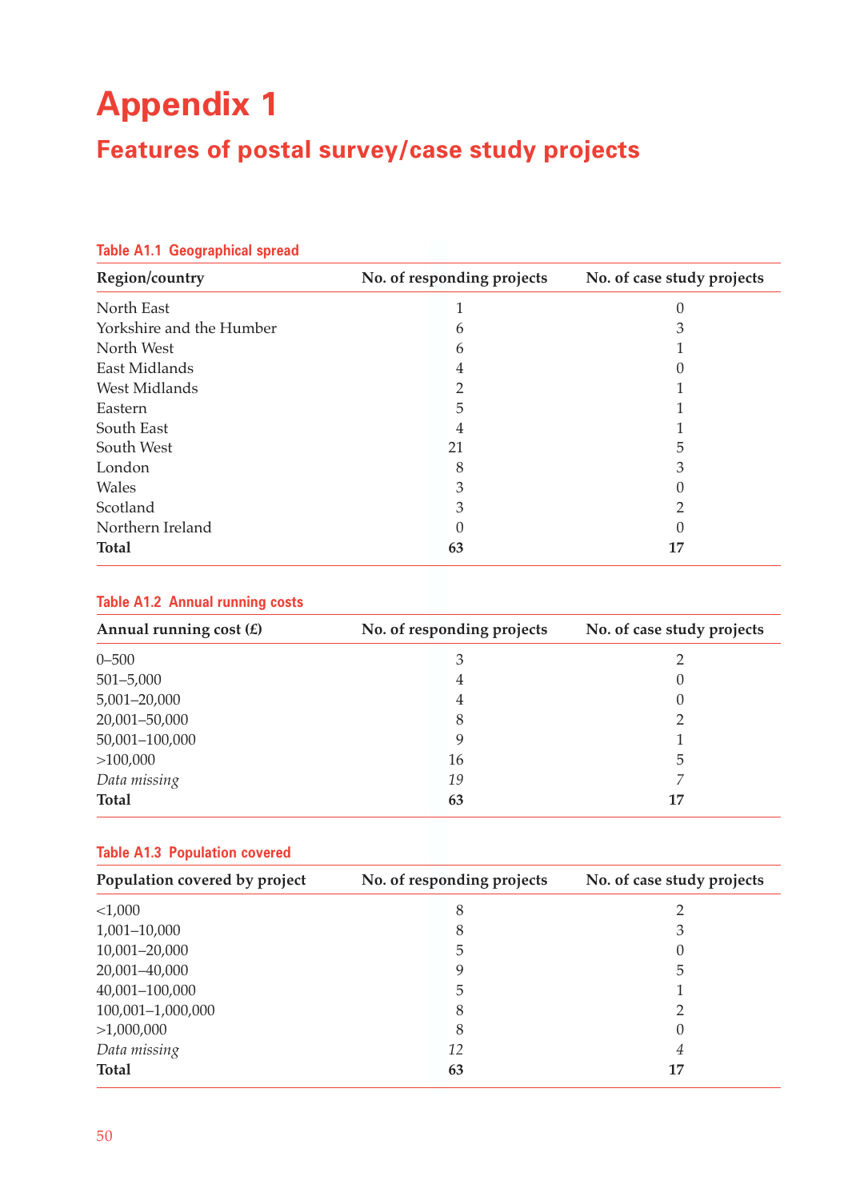# Appendix 1

## Features of postal survey/case study projects

**Table A1.1 Geographical spread**

| Region/country | No. of responding projects | No. of case study projects |
|---|---|---|
| North East | 1 | 0 |
| Yorkshire and the Humber | 6 | 3 |
| North West | 6 | 1 |
| East Midlands | 4 | 0 |
| West Midlands | 2 | 1 |
| Eastern | 5 | 1 |
| South East | 4 | 1 |
| South West | 21 | 5 |
| London | 8 | 3 |
| Wales | 3 | 0 |
| Scotland | 3 | 2 |
| Northern Ireland | 0 | 0 |
| **Total** | **63** | **17** |

**Table A1.2 Annual running costs**

| Annual running cost (£) | No. of responding projects | No. of case study projects |
|---|---|---|
| 0–500 | 3 | 2 |
| 501–5,000 | 4 | 0 |
| 5,001–20,000 | 4 | 0 |
| 20,001–50,000 | 8 | 2 |
| 50,001–100,000 | 9 | 1 |
| >100,000 | 16 | 5 |
| *Data missing* | *19* | *7* |
| **Total** | **63** | **17** |

**Table A1.3 Population covered**

| Population covered by project | No. of responding projects | No. of case study projects |
|---|---|---|
| <1,000 | 8 | 2 |
| 1,001–10,000 | 8 | 3 |
| 10,001–20,000 | 5 | 0 |
| 20,001–40,000 | 9 | 5 |
| 40,001–100,000 | 5 | 1 |
| 100,001–1,000,000 | 8 | 2 |
| >1,000,000 | 8 | 0 |
| *Data missing* | *12* | *4* |
| **Total** | **63** | **17** |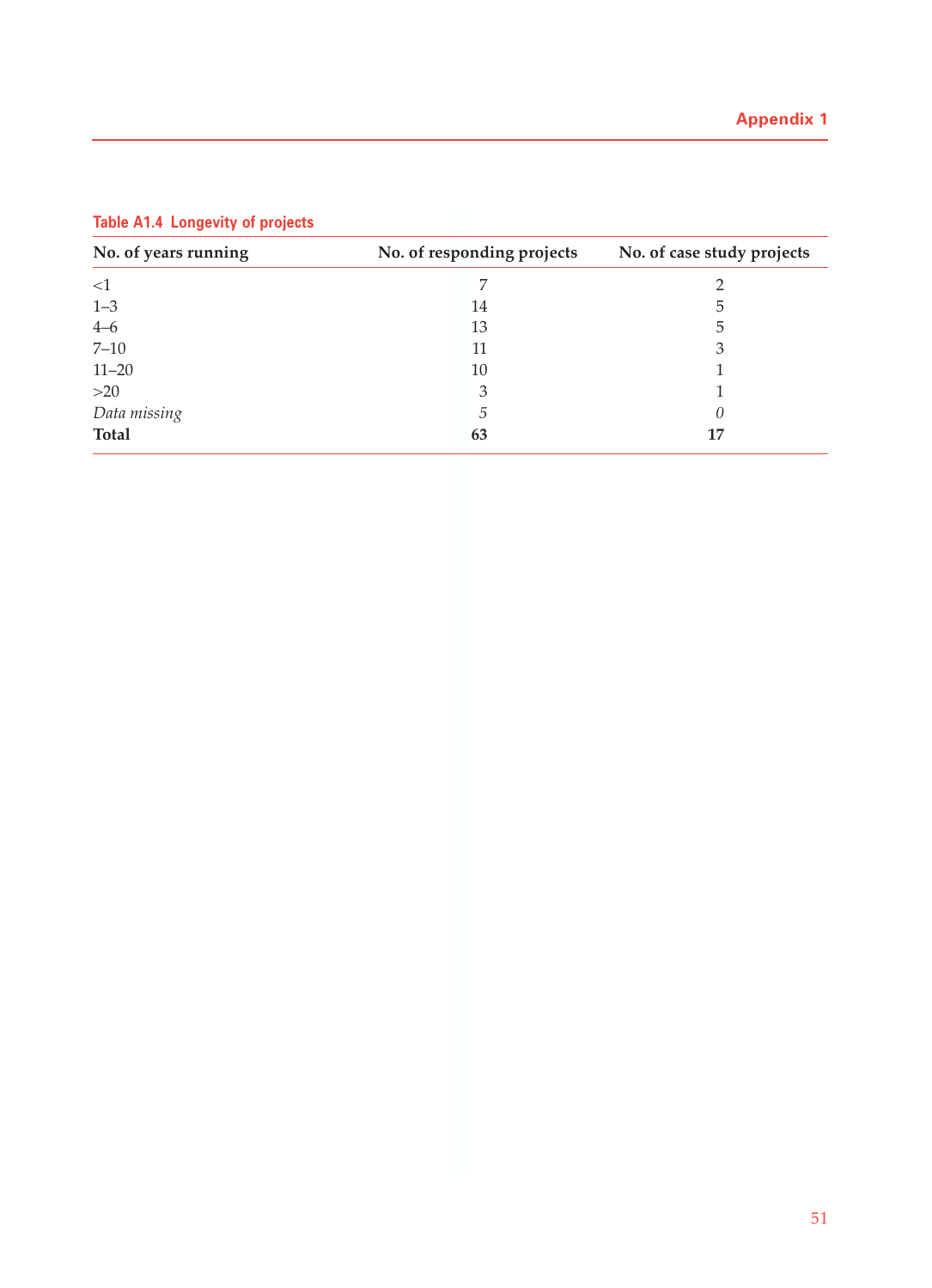**Table A1.4 Longevity of projects**

| No. of years running | No. of responding projects | No. of case study projects |
|---|---|---|
| <1 | 7 | 2 |
| 1–3 | 14 | 5 |
| 4–6 | 13 | 5 |
| 7–10 | 11 | 3 |
| 11–20 | 10 | 1 |
| >20 | 3 | 1 |
| *Data missing* | *5* | *0* |
| **Total** | **63** | **17** |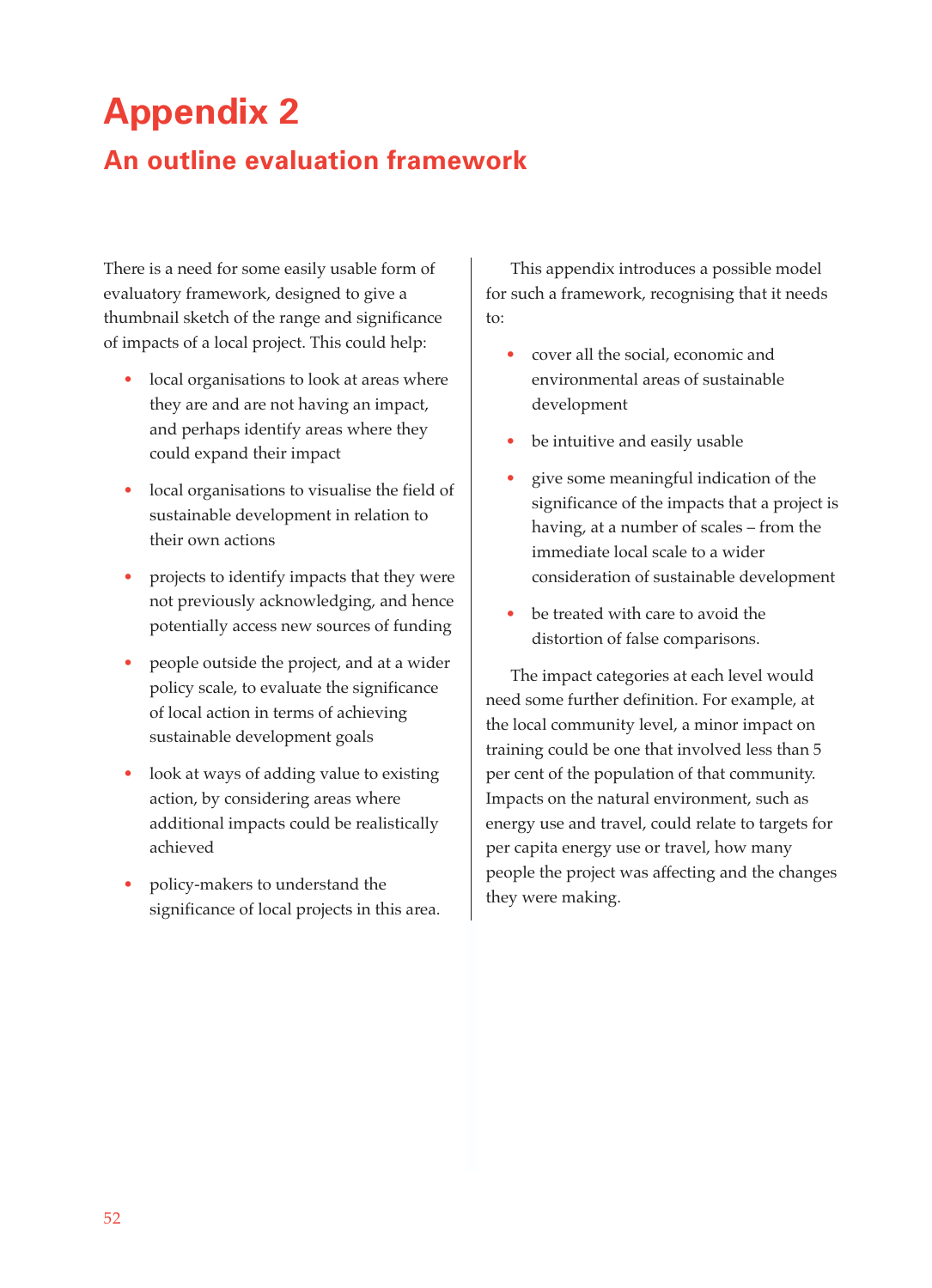# Appendix 2

## An outline evaluation framework

There is a need for some easily usable form of evaluatory framework, designed to give a thumbnail sketch of the range and significance of impacts of a local project. This could help:

- local organisations to look at areas where they are and are not having an impact, and perhaps identify areas where they could expand their impact
- local organisations to visualise the field of sustainable development in relation to their own actions
- projects to identify impacts that they were not previously acknowledging, and hence potentially access new sources of funding
- people outside the project, and at a wider policy scale, to evaluate the significance of local action in terms of achieving sustainable development goals
- look at ways of adding value to existing action, by considering areas where additional impacts could be realistically achieved
- policy-makers to understand the significance of local projects in this area.

This appendix introduces a possible model for such a framework, recognising that it needs to:

- cover all the social, economic and environmental areas of sustainable development
- be intuitive and easily usable
- give some meaningful indication of the significance of the impacts that a project is having, at a number of scales – from the immediate local scale to a wider consideration of sustainable development
- be treated with care to avoid the distortion of false comparisons.

The impact categories at each level would need some further definition. For example, at the local community level, a minor impact on training could be one that involved less than 5 per cent of the population of that community. Impacts on the natural environment, such as energy use and travel, could relate to targets for per capita energy use or travel, how many people the project was affecting and the changes they were making.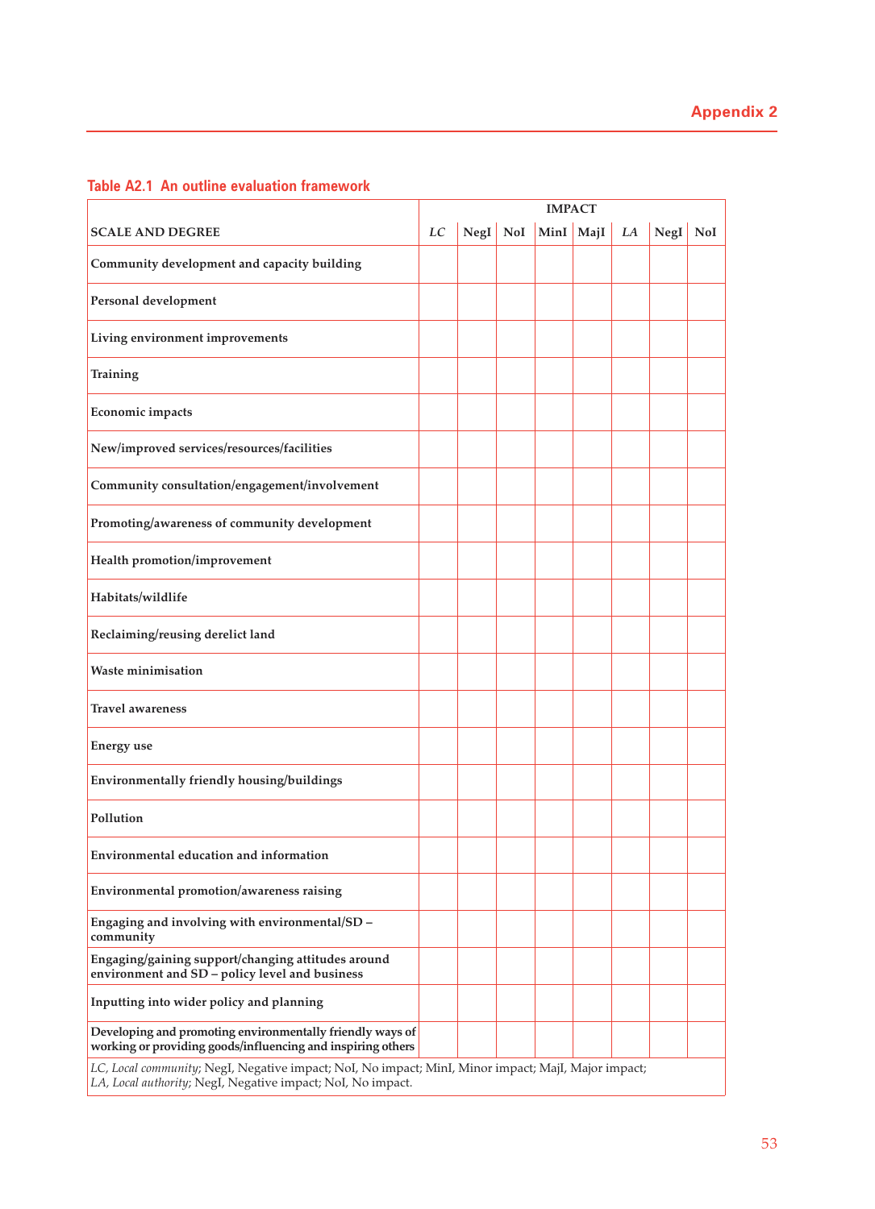**Table A2.1 An outline evaluation framework**

| SCALE AND DEGREE | IMPACT | | | | | | | |
|---|---|---|---|---|---|---|---|---|
| | *LC* | NegI | NoI | MinI | MajI | *LA* | NegI | NoI |
| Community development and capacity building | | | | | | | | |
| Personal development | | | | | | | | |
| Living environment improvements | | | | | | | | |
| Training | | | | | | | | |
| Economic impacts | | | | | | | | |
| New/improved services/resources/facilities | | | | | | | | |
| Community consultation/engagement/involvement | | | | | | | | |
| Promoting/awareness of community development | | | | | | | | |
| Health promotion/improvement | | | | | | | | |
| Habitats/wildlife | | | | | | | | |
| Reclaiming/reusing derelict land | | | | | | | | |
| Waste minimisation | | | | | | | | |
| Travel awareness | | | | | | | | |
| Energy use | | | | | | | | |
| Environmentally friendly housing/buildings | | | | | | | | |
| Pollution | | | | | | | | |
| Environmental education and information | | | | | | | | |
| Environmental promotion/awareness raising | | | | | | | | |
| Engaging and involving with environmental/SD – community | | | | | | | | |
| Engaging/gaining support/changing attitudes around environment and SD – policy level and business | | | | | | | | |
| Inputting into wider policy and planning | | | | | | | | |
| Developing and promoting environmentally friendly ways of working or providing goods/influencing and inspiring others | | | | | | | | |

*LC, Local community*; NegI, Negative impact; NoI, No impact; MinI, Minor impact; MajI, Major impact;
*LA, Local authority*; NegI, Negative impact; NoI, No impact.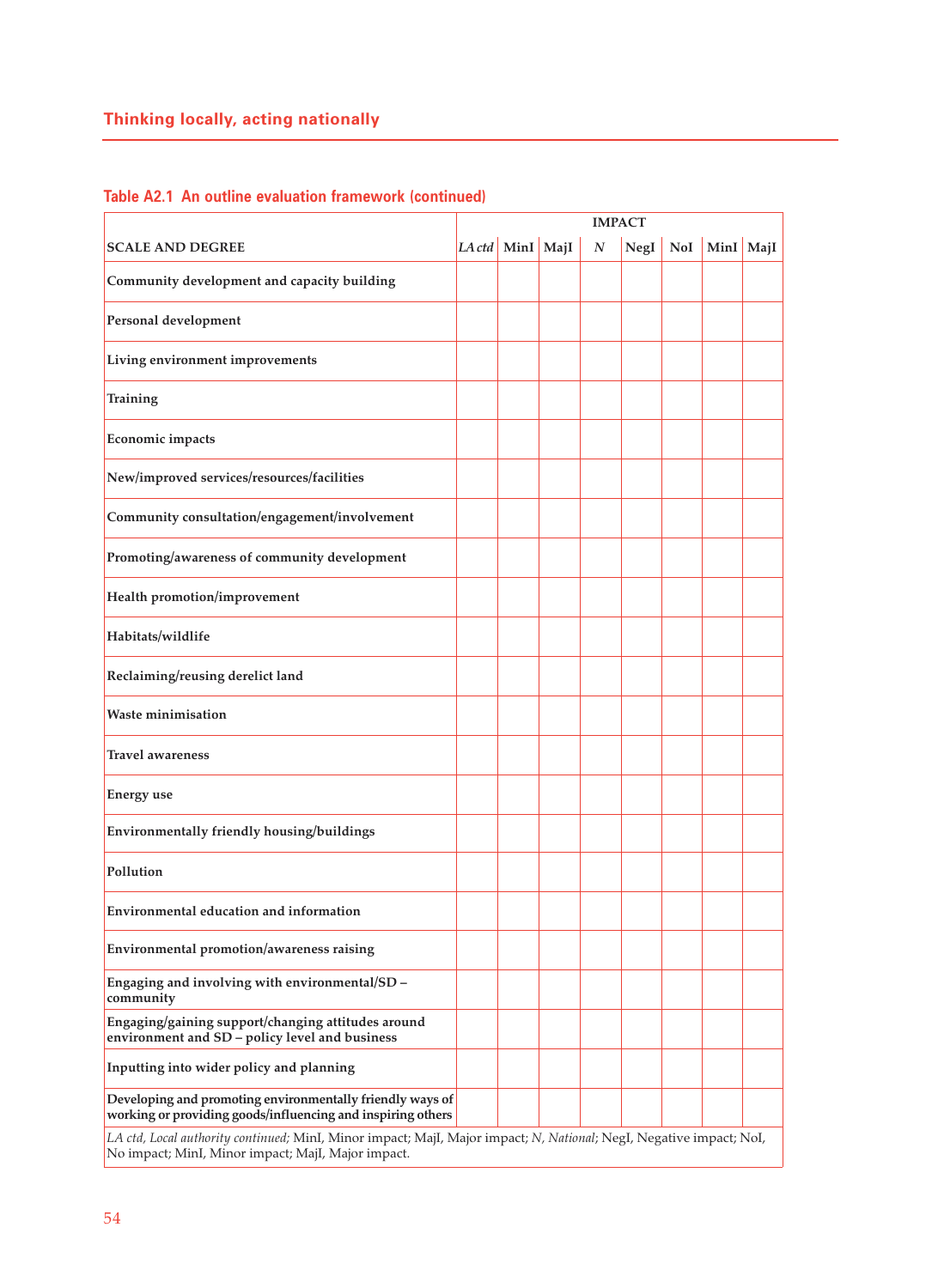**Table A2.1 An outline evaluation framework (continued)**

| SCALE AND DEGREE | IMPACT | | | | | | | |
|---|---|---|---|---|---|---|---|---|
| | *LA ctd* | MinI | MajI | *N* | NegI | NoI | MinI | MajI |
| Community development and capacity building | | | | | | | | |
| Personal development | | | | | | | | |
| Living environment improvements | | | | | | | | |
| Training | | | | | | | | |
| Economic impacts | | | | | | | | |
| New/improved services/resources/facilities | | | | | | | | |
| Community consultation/engagement/involvement | | | | | | | | |
| Promoting/awareness of community development | | | | | | | | |
| Health promotion/improvement | | | | | | | | |
| Habitats/wildlife | | | | | | | | |
| Reclaiming/reusing derelict land | | | | | | | | |
| Waste minimisation | | | | | | | | |
| Travel awareness | | | | | | | | |
| Energy use | | | | | | | | |
| Environmentally friendly housing/buildings | | | | | | | | |
| Pollution | | | | | | | | |
| Environmental education and information | | | | | | | | |
| Environmental promotion/awareness raising | | | | | | | | |
| Engaging and involving with environmental/SD – community | | | | | | | | |
| Engaging/gaining support/changing attitudes around environment and SD – policy level and business | | | | | | | | |
| Inputting into wider policy and planning | | | | | | | | |
| Developing and promoting environmentally friendly ways of working or providing goods/influencing and inspiring others | | | | | | | | |

*LA ctd, Local authority continued;* MinI, Minor impact; MajI, Major impact; *N, National;* NegI, Negative impact; NoI, No impact; MinI, Minor impact; MajI, Major impact.